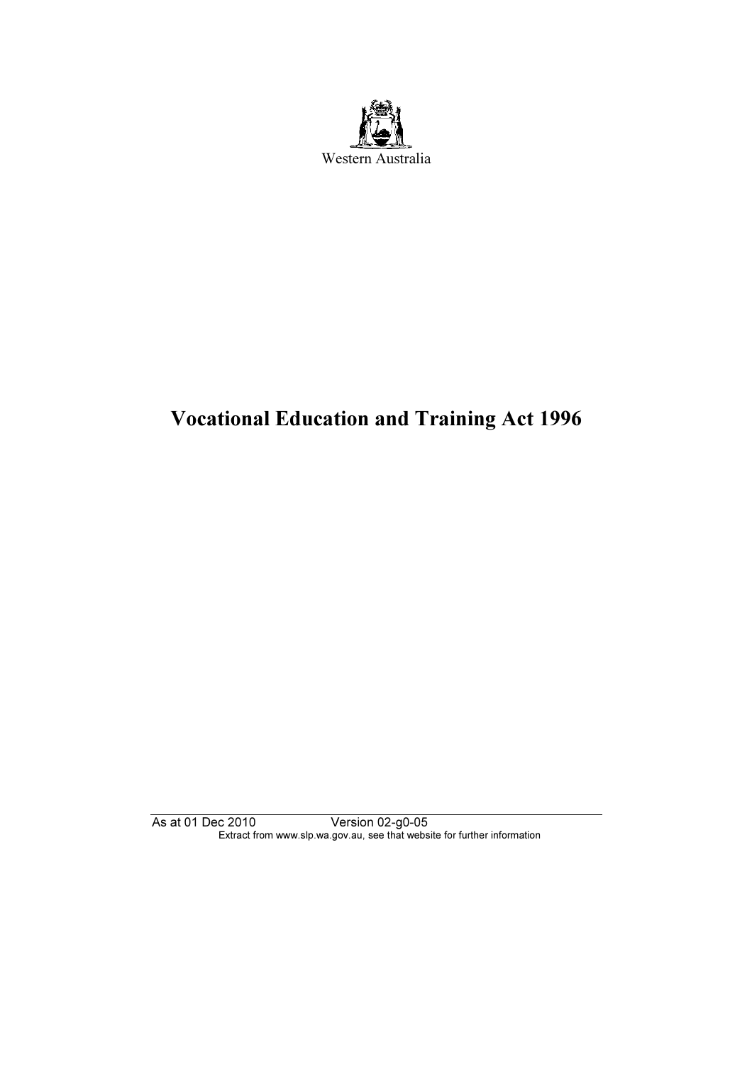Western Australia

# Vocational Education and Training Act 1996

As at 01 Dec 2010 Version 02-g0-05

Extract from www.slp.wa.gov.au, see that website for further information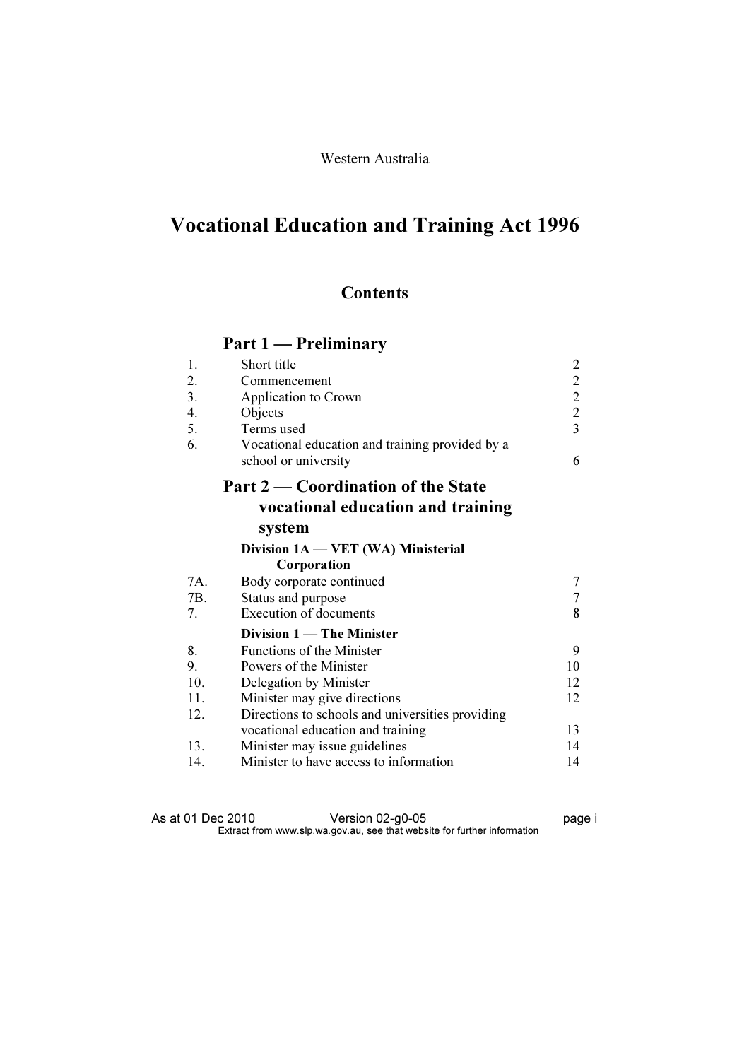Western Australia

# Vocational Education and Training Act 1996

## Contents

### Part 1 — Preliminary

| | | |
|---|---|---|
| 1. | Short title | 2 |
| 2. | Commencement | 2 |
| 3. | Application to Crown | 2 |
| 4. | Objects | 2 |
| 5. | Terms used | 3 |
| 6. | Vocational education and training provided by a school or university | 6 |

### Part 2 — Coordination of the State vocational education and training system

#### Division 1A — VET (WA) Ministerial Corporation

| | | |
|---|---|---|
| 7A. | Body corporate continued | 7 |
| 7B. | Status and purpose | 7 |
| 7. | Execution of documents | 8 |

#### Division 1 — The Minister

| | | |
|---|---|---|
| 8. | Functions of the Minister | 9 |
| 9. | Powers of the Minister | 10 |
| 10. | Delegation by Minister | 12 |
| 11. | Minister may give directions | 12 |
| 12. | Directions to schools and universities providing vocational education and training | 13 |
| 13. | Minister may issue guidelines | 14 |
| 14. | Minister to have access to information | 14 |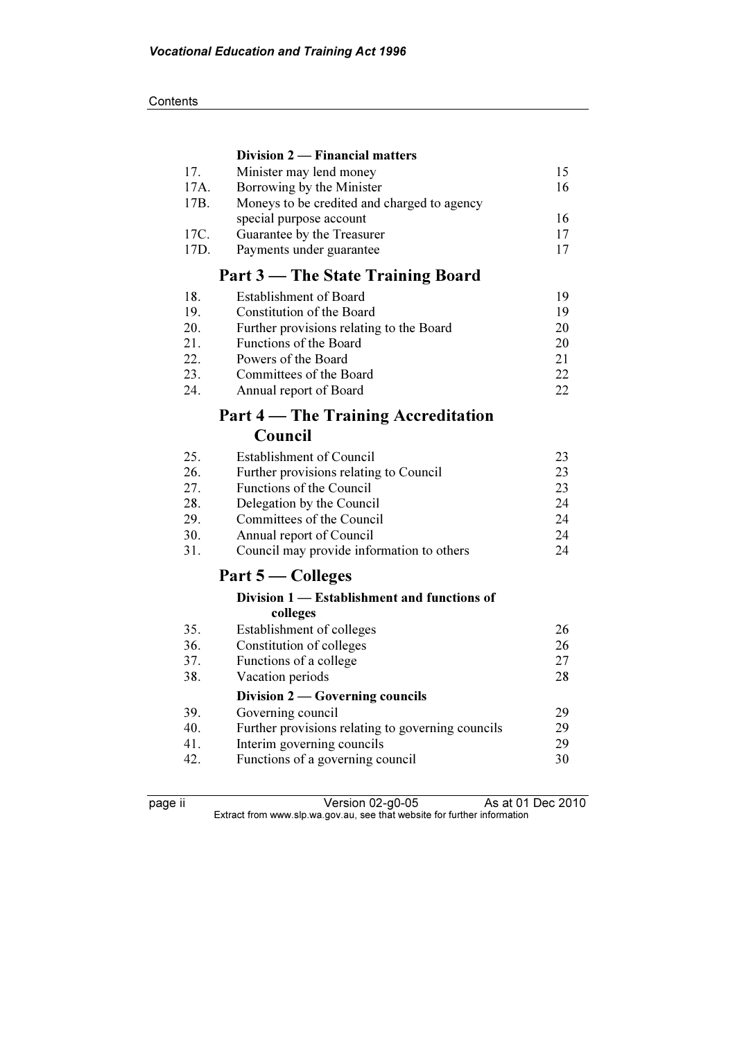### Division 2 — Financial matters

| | | |
|---|---|---|
| 17. | Minister may lend money | 15 |
| 17A. | Borrowing by the Minister | 16 |
| 17B. | Moneys to be credited and charged to agency special purpose account | 16 |
| 17C. | Guarantee by the Treasurer | 17 |
| 17D. | Payments under guarantee | 17 |

## Part 3 — The State Training Board

| | | |
|---|---|---|
| 18. | Establishment of Board | 19 |
| 19. | Constitution of the Board | 19 |
| 20. | Further provisions relating to the Board | 20 |
| 21. | Functions of the Board | 20 |
| 22. | Powers of the Board | 21 |
| 23. | Committees of the Board | 22 |
| 24. | Annual report of Board | 22 |

## Part 4 — The Training Accreditation Council

| | | |
|---|---|---|
| 25. | Establishment of Council | 23 |
| 26. | Further provisions relating to Council | 23 |
| 27. | Functions of the Council | 23 |
| 28. | Delegation by the Council | 24 |
| 29. | Committees of the Council | 24 |
| 30. | Annual report of Council | 24 |
| 31. | Council may provide information to others | 24 |

## Part 5 — Colleges

### Division 1 — Establishment and functions of colleges

| | | |
|---|---|---|
| 35. | Establishment of colleges | 26 |
| 36. | Constitution of colleges | 26 |
| 37. | Functions of a college | 27 |
| 38. | Vacation periods | 28 |

### Division 2 — Governing councils

| | | |
|---|---|---|
| 39. | Governing council | 29 |
| 40. | Further provisions relating to governing councils | 29 |
| 41. | Interim governing councils | 29 |
| 42. | Functions of a governing council | 30 |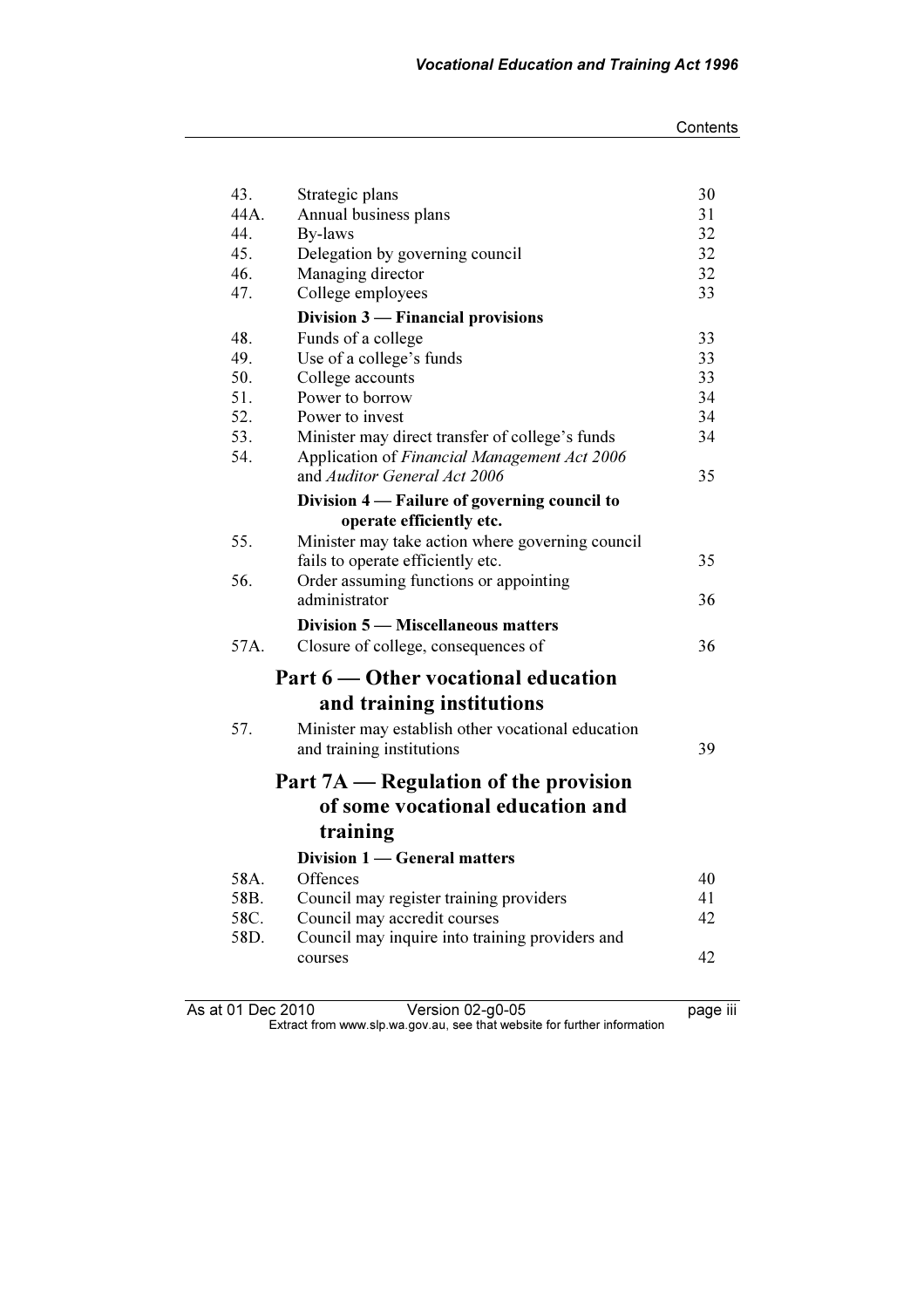| | | |
|---|---|---|
| 43. | Strategic plans | 30 |
| 44A. | Annual business plans | 31 |
| 44. | By-laws | 32 |
| 45. | Delegation by governing council | 32 |
| 46. | Managing director | 32 |
| 47. | College employees | 33 |
| | **Division 3 — Financial provisions** | |
| 48. | Funds of a college | 33 |
| 49. | Use of a college's funds | 33 |
| 50. | College accounts | 33 |
| 51. | Power to borrow | 34 |
| 52. | Power to invest | 34 |
| 53. | Minister may direct transfer of college's funds | 34 |
| 54. | Application of *Financial Management Act 2006* and *Auditor General Act 2006* | 35 |
| | **Division 4 — Failure of governing council to operate efficiently etc.** | |
| 55. | Minister may take action where governing council fails to operate efficiently etc. | 35 |
| 56. | Order assuming functions or appointing administrator | 36 |
| | **Division 5 — Miscellaneous matters** | |
| 57A. | Closure of college, consequences of | 36 |

## Part 6 — Other vocational education and training institutions

| | | |
|---|---|---|
| 57. | Minister may establish other vocational education and training institutions | 39 |

## Part 7A — Regulation of the provision of some vocational education and training

| | | |
|---|---|---|
| | **Division 1 — General matters** | |
| 58A. | Offences | 40 |
| 58B. | Council may register training providers | 41 |
| 58C. | Council may accredit courses | 42 |
| 58D. | Council may inquire into training providers and courses | 42 |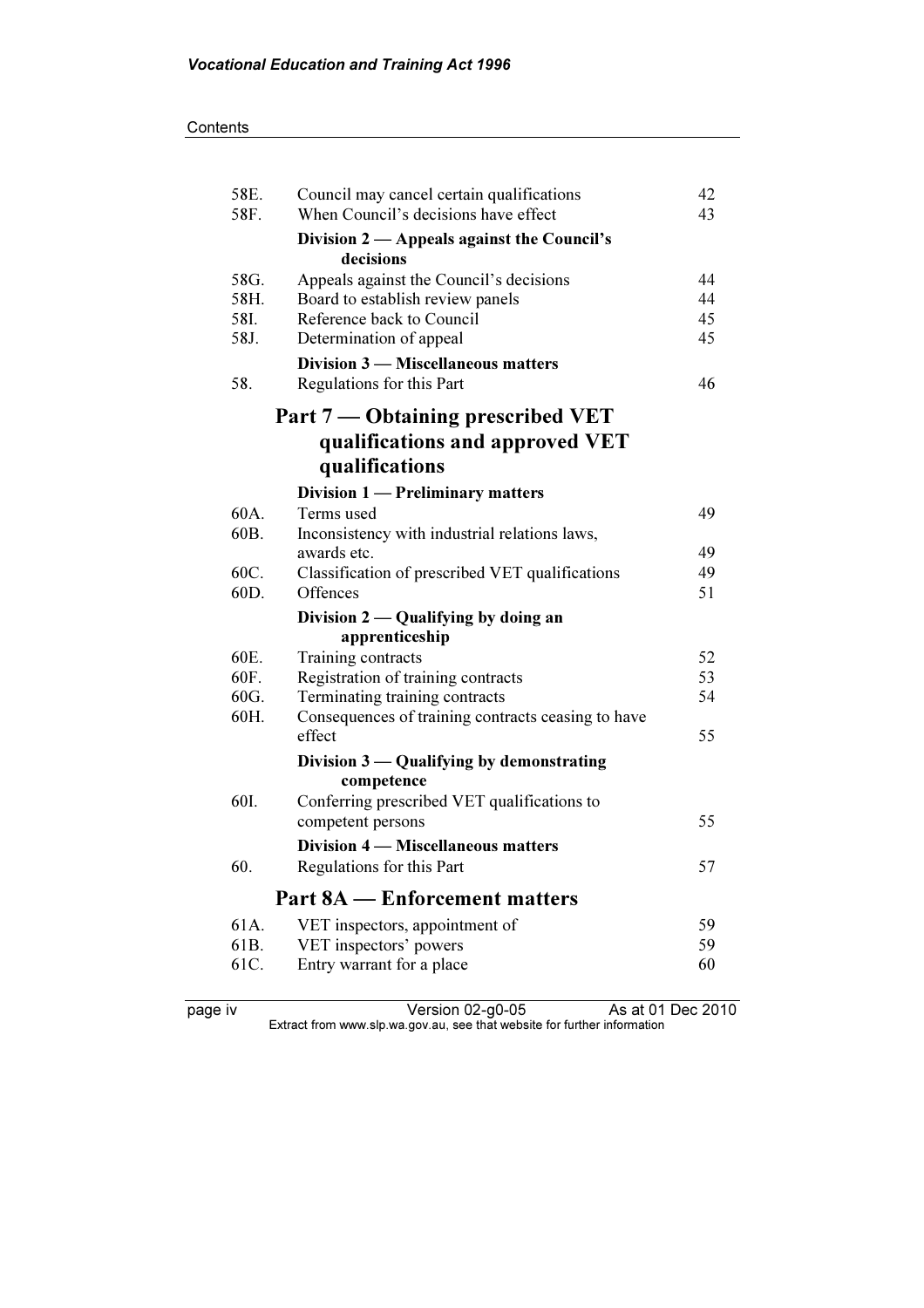| | | |
|---|---|---|
| 58E. | Council may cancel certain qualifications | 42 |
| 58F. | When Council's decisions have effect | 43 |
| | **Division 2 — Appeals against the Council's decisions** | |
| 58G. | Appeals against the Council's decisions | 44 |
| 58H. | Board to establish review panels | 44 |
| 58I. | Reference back to Council | 45 |
| 58J. | Determination of appeal | 45 |
| | **Division 3 — Miscellaneous matters** | |
| 58. | Regulations for this Part | 46 |

## Part 7 — Obtaining prescribed VET qualifications and approved VET qualifications

| | | |
|---|---|---|
| | **Division 1 — Preliminary matters** | |
| 60A. | Terms used | 49 |
| 60B. | Inconsistency with industrial relations laws, awards etc. | 49 |
| 60C. | Classification of prescribed VET qualifications | 49 |
| 60D. | Offences | 51 |
| | **Division 2 — Qualifying by doing an apprenticeship** | |
| 60E. | Training contracts | 52 |
| 60F. | Registration of training contracts | 53 |
| 60G. | Terminating training contracts | 54 |
| 60H. | Consequences of training contracts ceasing to have effect | 55 |
| | **Division 3 — Qualifying by demonstrating competence** | |
| 60I. | Conferring prescribed VET qualifications to competent persons | 55 |
| | **Division 4 — Miscellaneous matters** | |
| 60. | Regulations for this Part | 57 |

## Part 8A — Enforcement matters

| | | |
|---|---|---|
| 61A. | VET inspectors, appointment of | 59 |
| 61B. | VET inspectors' powers | 59 |
| 61C. | Entry warrant for a place | 60 |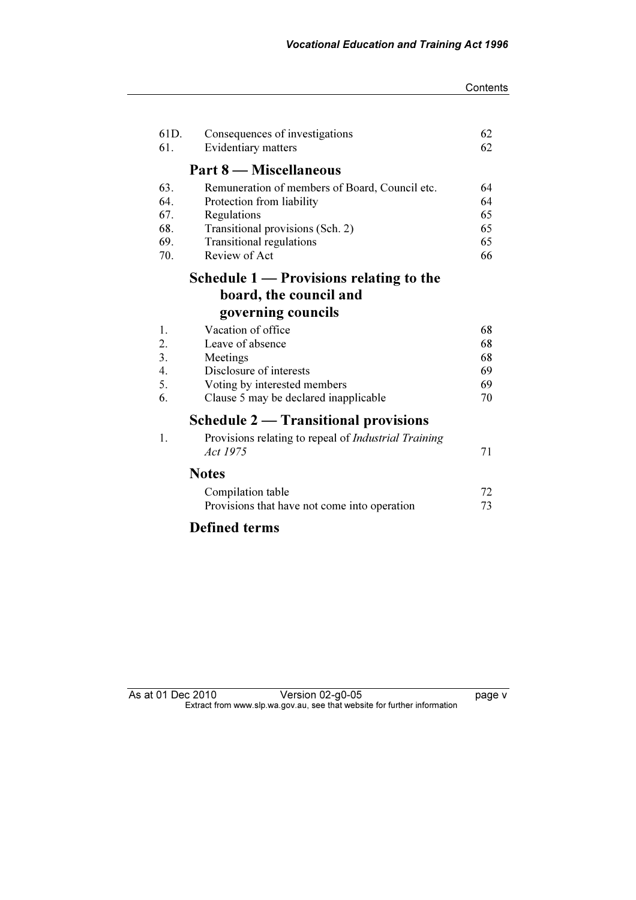| | | |
|---|---|---|
| 61D. | Consequences of investigations | 62 |
| 61. | Evidentiary matters | 62 |

## Part 8 — Miscellaneous

| | | |
|---|---|---|
| 63. | Remuneration of members of Board, Council etc. | 64 |
| 64. | Protection from liability | 64 |
| 67. | Regulations | 65 |
| 68. | Transitional provisions (Sch. 2) | 65 |
| 69. | Transitional regulations | 65 |
| 70. | Review of Act | 66 |

## Schedule 1 — Provisions relating to the board, the council and governing councils

| | | |
|---|---|---|
| 1. | Vacation of office | 68 |
| 2. | Leave of absence | 68 |
| 3. | Meetings | 68 |
| 4. | Disclosure of interests | 69 |
| 5. | Voting by interested members | 69 |
| 6. | Clause 5 may be declared inapplicable | 70 |

## Schedule 2 — Transitional provisions

| | | |
|---|---|---|
| 1. | Provisions relating to repeal of *Industrial Training Act 1975* | 71 |

## Notes

| | |
|---|---|
| Compilation table | 72 |
| Provisions that have not come into operation | 73 |

## Defined terms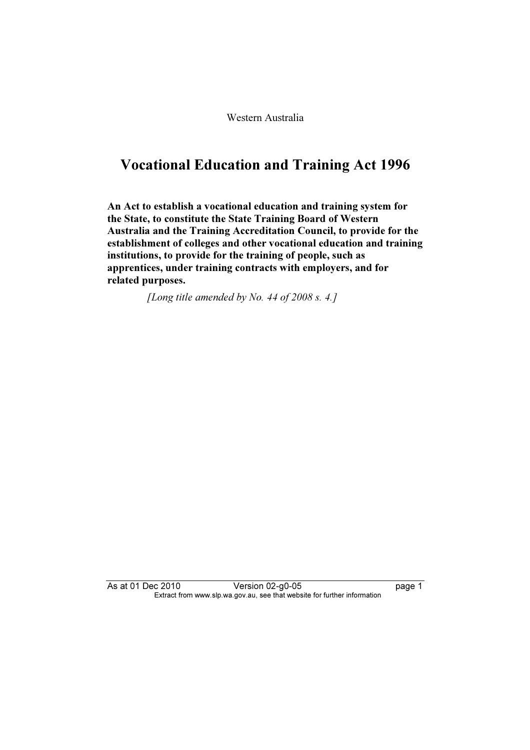Western Australia

# Vocational Education and Training Act 1996

**An Act to establish a vocational education and training system for the State, to constitute the State Training Board of Western Australia and the Training Accreditation Council, to provide for the establishment of colleges and other vocational education and training institutions, to provide for the training of people, such as apprentices, under training contracts with employers, and for related purposes.**

*[Long title amended by No. 44 of 2008 s. 4.]*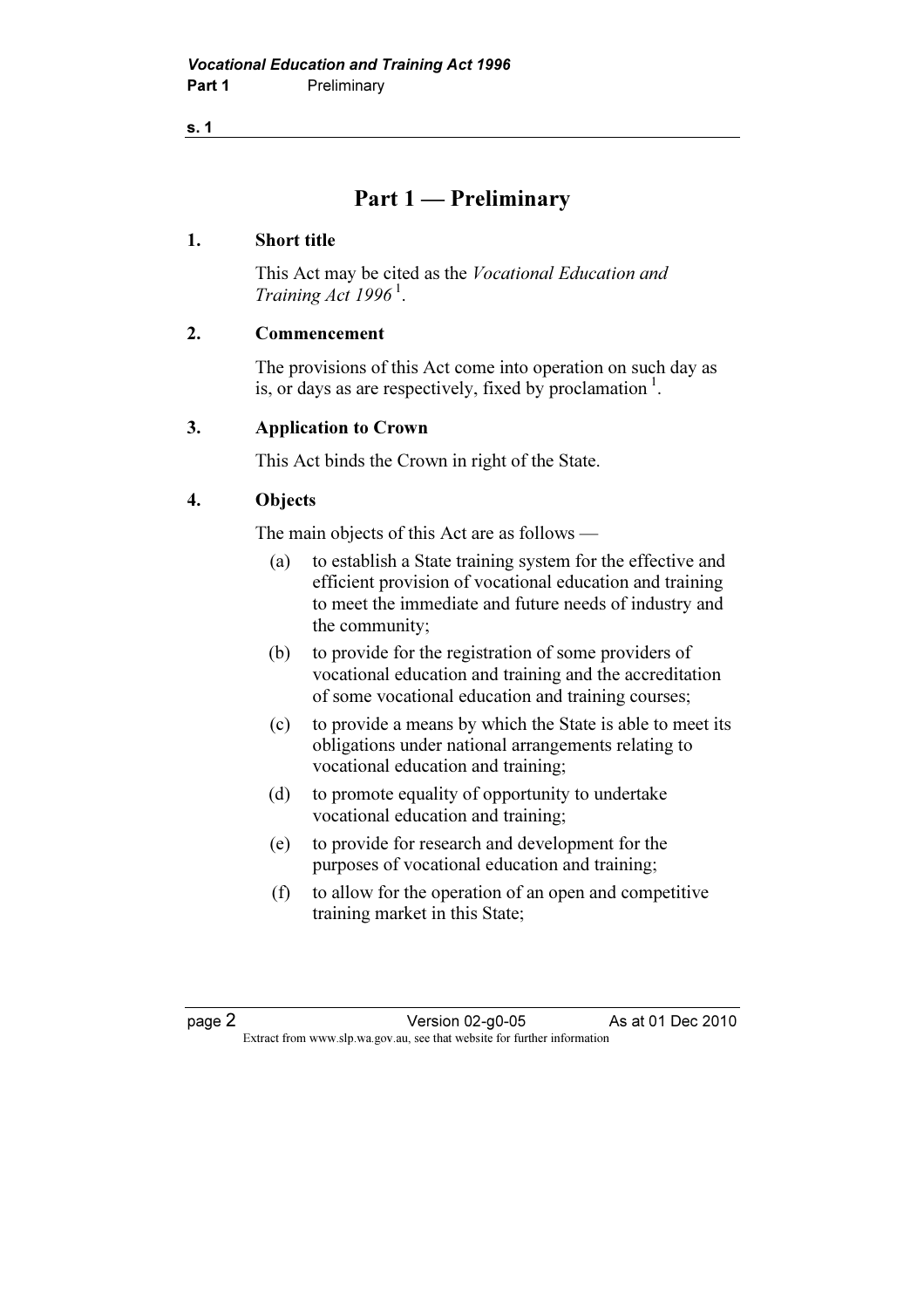# Part 1 — Preliminary

## 1. Short title

This Act may be cited as the *Vocational Education and Training Act 1996* [1].

## 2. Commencement

The provisions of this Act come into operation on such day as is, or days as are respectively, fixed by proclamation [1].

## 3. Application to Crown

This Act binds the Crown in right of the State.

## 4. Objects

The main objects of this Act are as follows —

(a) to establish a State training system for the effective and efficient provision of vocational education and training to meet the immediate and future needs of industry and the community;

(b) to provide for the registration of some providers of vocational education and training and the accreditation of some vocational education and training courses;

(c) to provide a means by which the State is able to meet its obligations under national arrangements relating to vocational education and training;

(d) to promote equality of opportunity to undertake vocational education and training;

(e) to provide for research and development for the purposes of vocational education and training;

(f) to allow for the operation of an open and competitive training market in this State;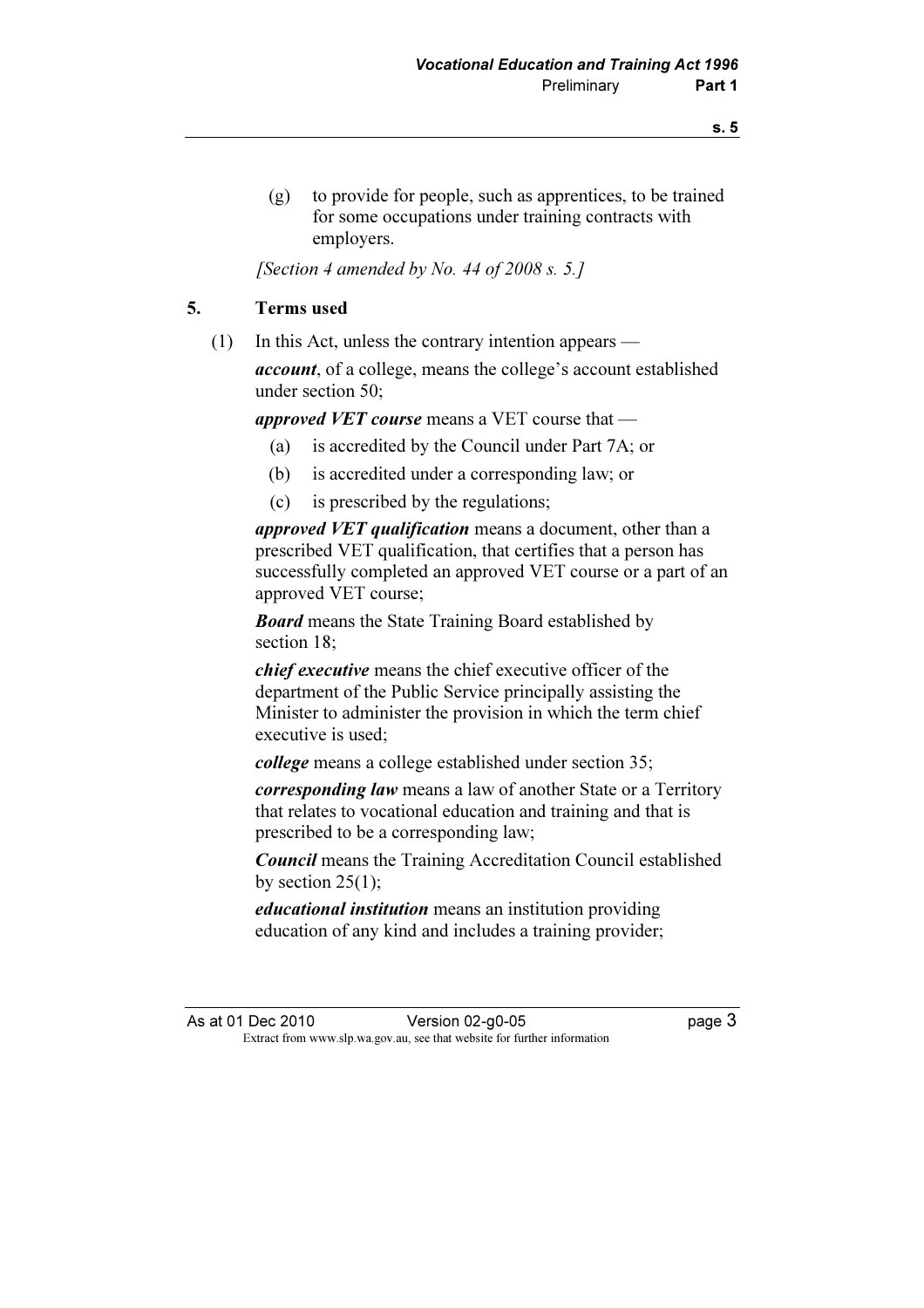(g) to provide for people, such as apprentices, to be trained for some occupations under training contracts with employers.

*[Section 4 amended by No. 44 of 2008 s. 5.]*

## 5. Terms used

(1) In this Act, unless the contrary intention appears —

***account***, of a college, means the college's account established under section 50;

***approved VET course*** means a VET course that —

- (a) is accredited by the Council under Part 7A; or
- (b) is accredited under a corresponding law; or
- (c) is prescribed by the regulations;

***approved VET qualification*** means a document, other than a prescribed VET qualification, that certifies that a person has successfully completed an approved VET course or a part of an approved VET course;

***Board*** means the State Training Board established by section 18;

***chief executive*** means the chief executive officer of the department of the Public Service principally assisting the Minister to administer the provision in which the term chief executive is used;

***college*** means a college established under section 35;

***corresponding law*** means a law of another State or a Territory that relates to vocational education and training and that is prescribed to be a corresponding law;

***Council*** means the Training Accreditation Council established by section 25(1);

***educational institution*** means an institution providing education of any kind and includes a training provider;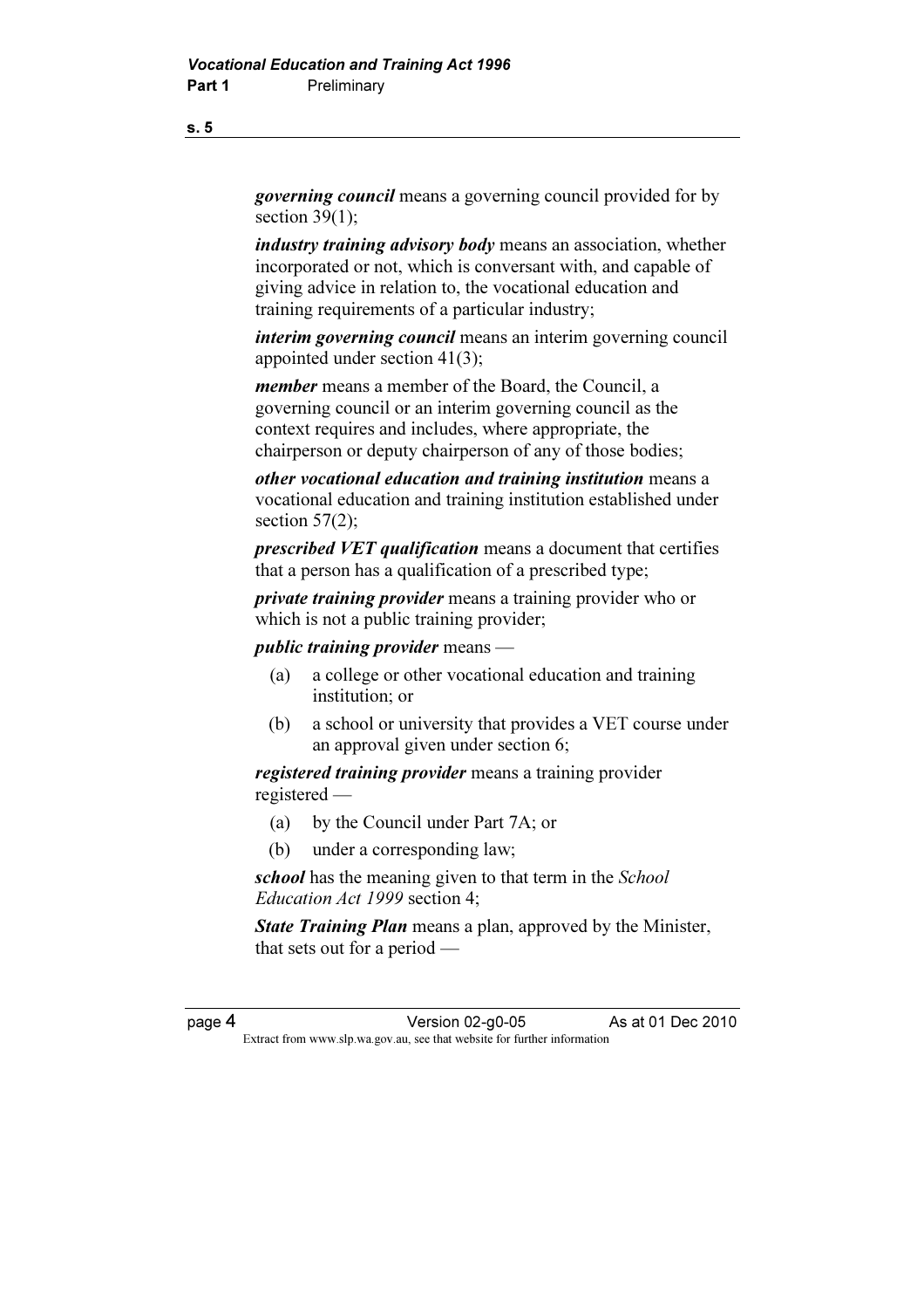***governing council*** means a governing council provided for by section 39(1);

***industry training advisory body*** means an association, whether incorporated or not, which is conversant with, and capable of giving advice in relation to, the vocational education and training requirements of a particular industry;

***interim governing council*** means an interim governing council appointed under section 41(3);

***member*** means a member of the Board, the Council, a governing council or an interim governing council as the context requires and includes, where appropriate, the chairperson or deputy chairperson of any of those bodies;

***other vocational education and training institution*** means a vocational education and training institution established under section 57(2);

***prescribed VET qualification*** means a document that certifies that a person has a qualification of a prescribed type;

***private training provider*** means a training provider who or which is not a public training provider;

***public training provider*** means —

(a) a college or other vocational education and training institution; or

(b) a school or university that provides a VET course under an approval given under section 6;

***registered training provider*** means a training provider registered —

(a) by the Council under Part 7A; or

(b) under a corresponding law;

***school*** has the meaning given to that term in the *School Education Act 1999* section 4;

***State Training Plan*** means a plan, approved by the Minister, that sets out for a period —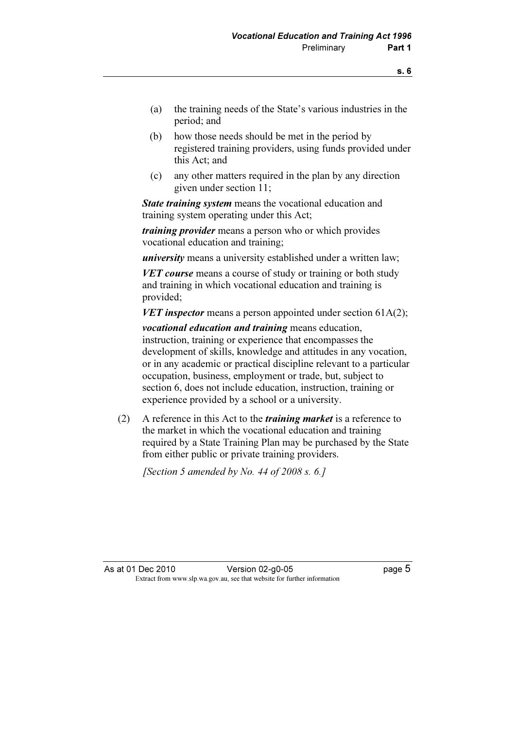(a) the training needs of the State's various industries in the period; and

(b) how those needs should be met in the period by registered training providers, using funds provided under this Act; and

(c) any other matters required in the plan by any direction given under section 11;

***State training system*** means the vocational education and training system operating under this Act;

***training provider*** means a person who or which provides vocational education and training;

***university*** means a university established under a written law;

***VET course*** means a course of study or training or both study and training in which vocational education and training is provided;

***VET inspector*** means a person appointed under section 61A(2);

***vocational education and training*** means education, instruction, training or experience that encompasses the development of skills, knowledge and attitudes in any vocation, or in any academic or practical discipline relevant to a particular occupation, business, employment or trade, but, subject to section 6, does not include education, instruction, training or experience provided by a school or a university.

(2) A reference in this Act to the ***training market*** is a reference to the market in which the vocational education and training required by a State Training Plan may be purchased by the State from either public or private training providers.

*[Section 5 amended by No. 44 of 2008 s. 6.]*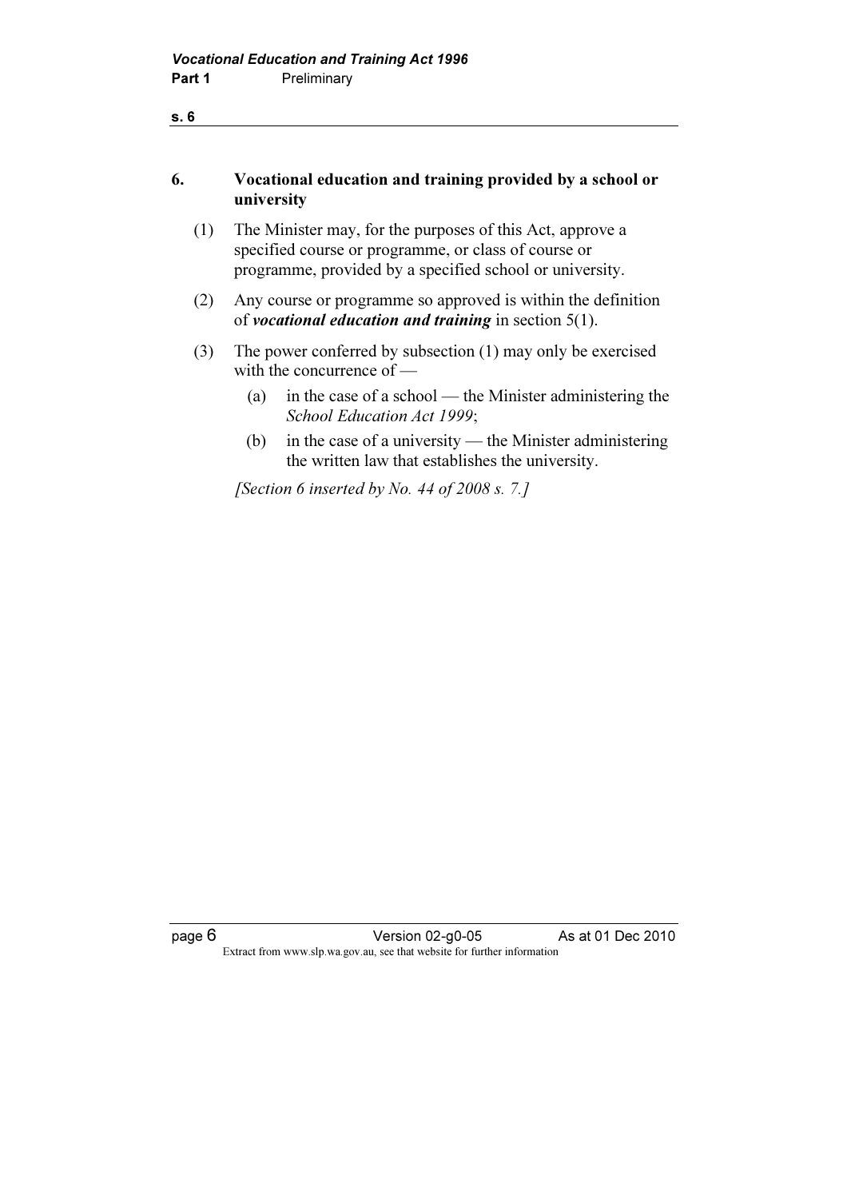## 6. Vocational education and training provided by a school or university

(1) The Minister may, for the purposes of this Act, approve a specified course or programme, or class of course or programme, provided by a specified school or university.

(2) Any course or programme so approved is within the definition of ***vocational education and training*** in section 5(1).

(3) The power conferred by subsection (1) may only be exercised with the concurrence of —

- (a) in the case of a school — the Minister administering the *School Education Act 1999*;
- (b) in the case of a university — the Minister administering the written law that establishes the university.

*[Section 6 inserted by No. 44 of 2008 s. 7.]*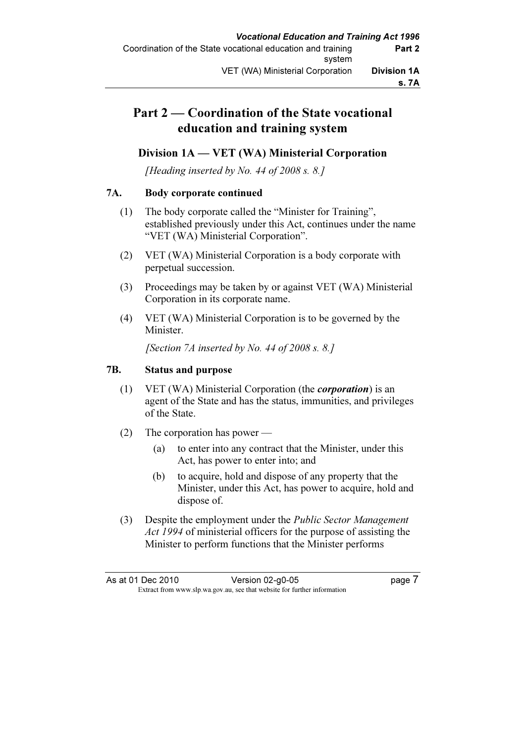# Part 2 — Coordination of the State vocational education and training system

## Division 1A — VET (WA) Ministerial Corporation

*[Heading inserted by No. 44 of 2008 s. 8.]*

### 7A. Body corporate continued

(1) The body corporate called the "Minister for Training", established previously under this Act, continues under the name "VET (WA) Ministerial Corporation".

(2) VET (WA) Ministerial Corporation is a body corporate with perpetual succession.

(3) Proceedings may be taken by or against VET (WA) Ministerial Corporation in its corporate name.

(4) VET (WA) Ministerial Corporation is to be governed by the Minister.

*[Section 7A inserted by No. 44 of 2008 s. 8.]*

### 7B. Status and purpose

(1) VET (WA) Ministerial Corporation (the ***corporation***) is an agent of the State and has the status, immunities, and privileges of the State.

(2) The corporation has power —

(a) to enter into any contract that the Minister, under this Act, has power to enter into; and

(b) to acquire, hold and dispose of any property that the Minister, under this Act, has power to acquire, hold and dispose of.

(3) Despite the employment under the *Public Sector Management Act 1994* of ministerial officers for the purpose of assisting the Minister to perform functions that the Minister performs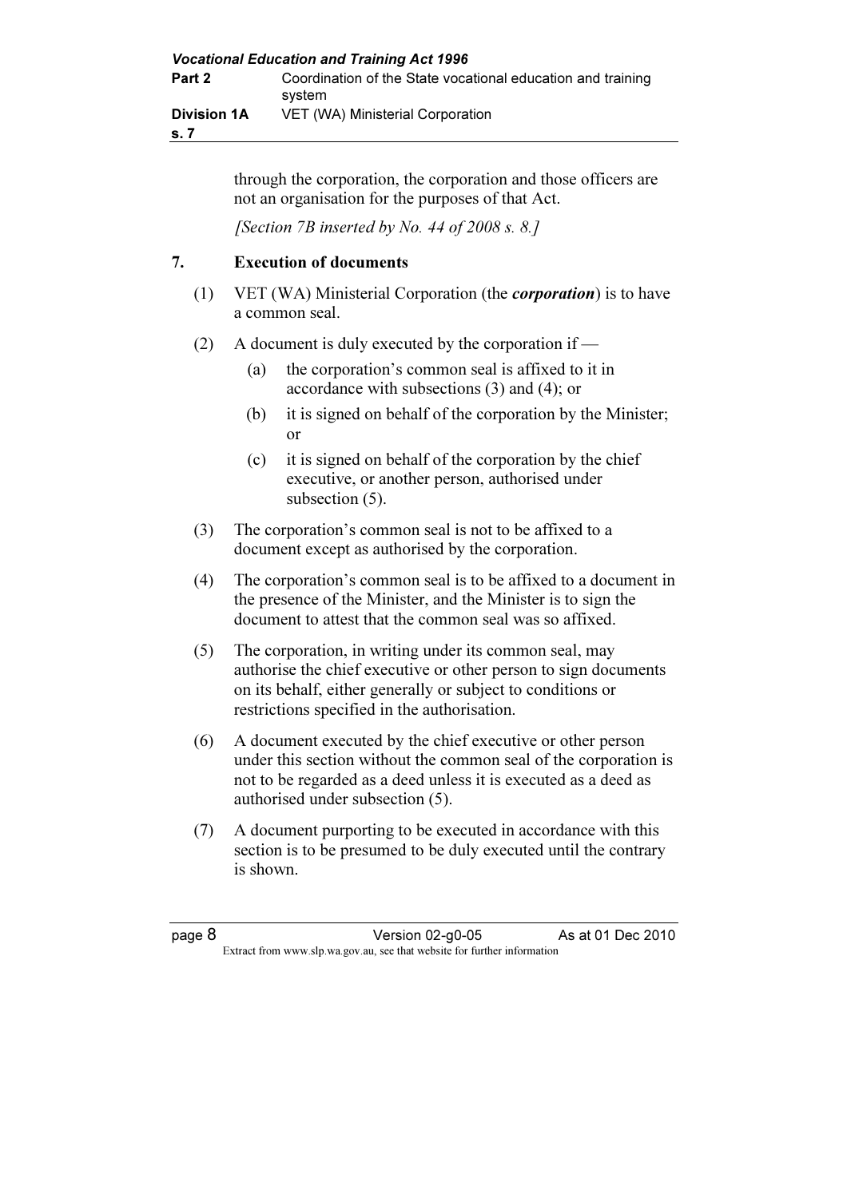through the corporation, the corporation and those officers are not an organisation for the purposes of that Act.

*[Section 7B inserted by No. 44 of 2008 s. 8.]*

## 7. Execution of documents

(1) VET (WA) Ministerial Corporation (the ***corporation***) is to have a common seal.

(2) A document is duly executed by the corporation if —

   (a) the corporation's common seal is affixed to it in accordance with subsections (3) and (4); or

   (b) it is signed on behalf of the corporation by the Minister; or

   (c) it is signed on behalf of the corporation by the chief executive, or another person, authorised under subsection (5).

(3) The corporation's common seal is not to be affixed to a document except as authorised by the corporation.

(4) The corporation's common seal is to be affixed to a document in the presence of the Minister, and the Minister is to sign the document to attest that the common seal was so affixed.

(5) The corporation, in writing under its common seal, may authorise the chief executive or other person to sign documents on its behalf, either generally or subject to conditions or restrictions specified in the authorisation.

(6) A document executed by the chief executive or other person under this section without the common seal of the corporation is not to be regarded as a deed unless it is executed as a deed as authorised under subsection (5).

(7) A document purporting to be executed in accordance with this section is to be presumed to be duly executed until the contrary is shown.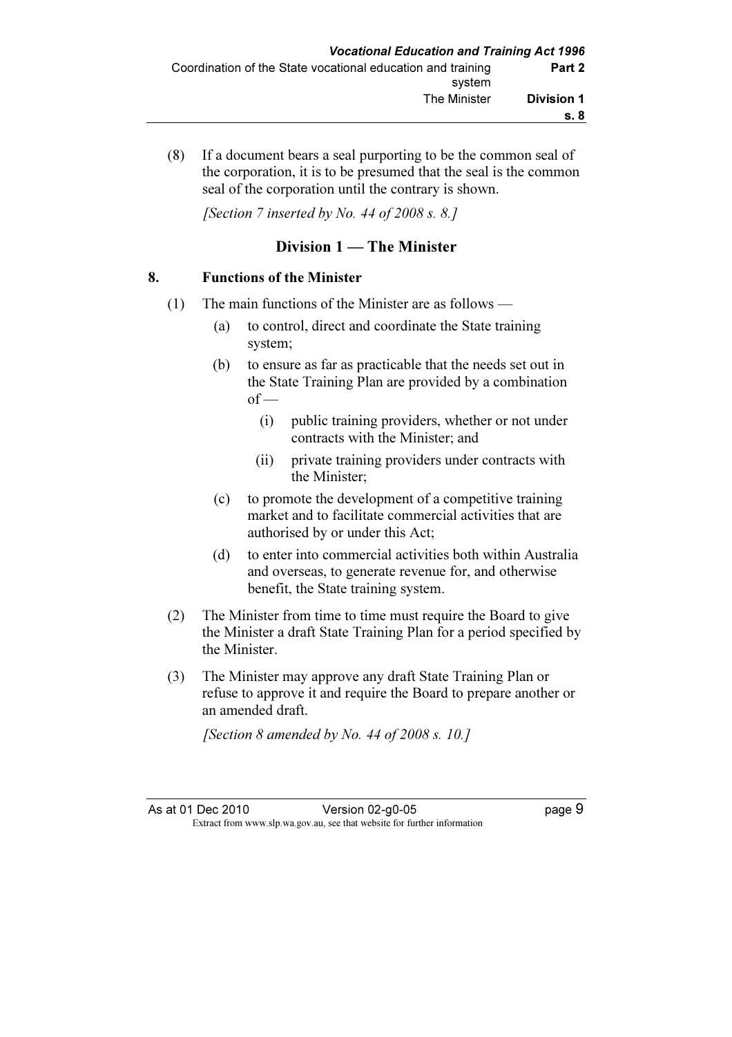(8) If a document bears a seal purporting to be the common seal of the corporation, it is to be presumed that the seal is the common seal of the corporation until the contrary is shown.

*[Section 7 inserted by No. 44 of 2008 s. 8.]*

## Division 1 — The Minister

### 8. Functions of the Minister

(1) The main functions of the Minister are as follows —

(a) to control, direct and coordinate the State training system;

(b) to ensure as far as practicable that the needs set out in the State Training Plan are provided by a combination of —

(i) public training providers, whether or not under contracts with the Minister; and

(ii) private training providers under contracts with the Minister;

(c) to promote the development of a competitive training market and to facilitate commercial activities that are authorised by or under this Act;

(d) to enter into commercial activities both within Australia and overseas, to generate revenue for, and otherwise benefit, the State training system.

(2) The Minister from time to time must require the Board to give the Minister a draft State Training Plan for a period specified by the Minister.

(3) The Minister may approve any draft State Training Plan or refuse to approve it and require the Board to prepare another or an amended draft.

*[Section 8 amended by No. 44 of 2008 s. 10.]*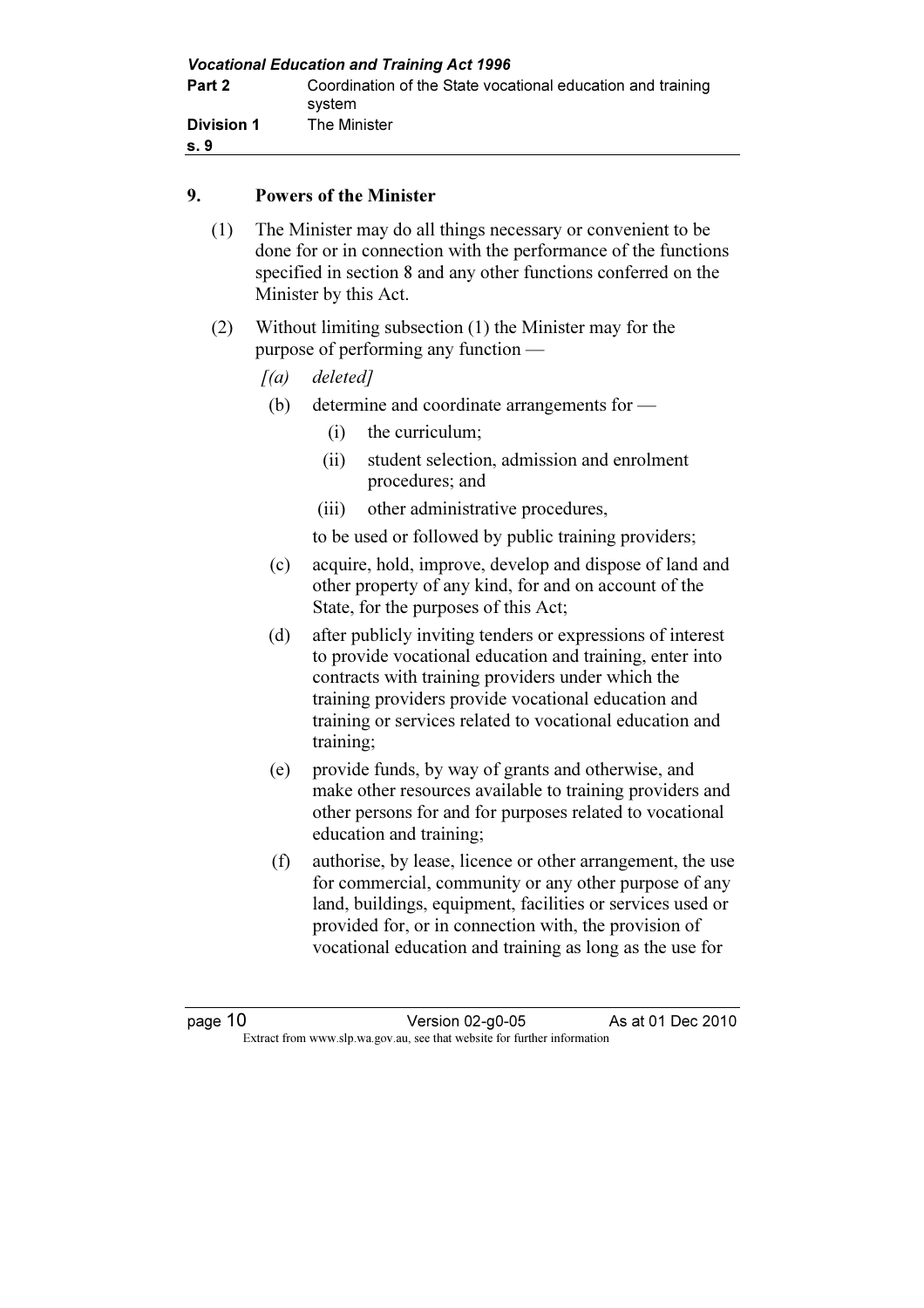## 9. Powers of the Minister

(1) The Minister may do all things necessary or convenient to be done for or in connection with the performance of the functions specified in section 8 and any other functions conferred on the Minister by this Act.

(2) Without limiting subsection (1) the Minister may for the purpose of performing any function —

*[(a) deleted]*

(b) determine and coordinate arrangements for —

(i) the curriculum;

(ii) student selection, admission and enrolment procedures; and

(iii) other administrative procedures,

to be used or followed by public training providers;

(c) acquire, hold, improve, develop and dispose of land and other property of any kind, for and on account of the State, for the purposes of this Act;

(d) after publicly inviting tenders or expressions of interest to provide vocational education and training, enter into contracts with training providers under which the training providers provide vocational education and training or services related to vocational education and training;

(e) provide funds, by way of grants and otherwise, and make other resources available to training providers and other persons for and for purposes related to vocational education and training;

(f) authorise, by lease, licence or other arrangement, the use for commercial, community or any other purpose of any land, buildings, equipment, facilities or services used or provided for, or in connection with, the provision of vocational education and training as long as the use for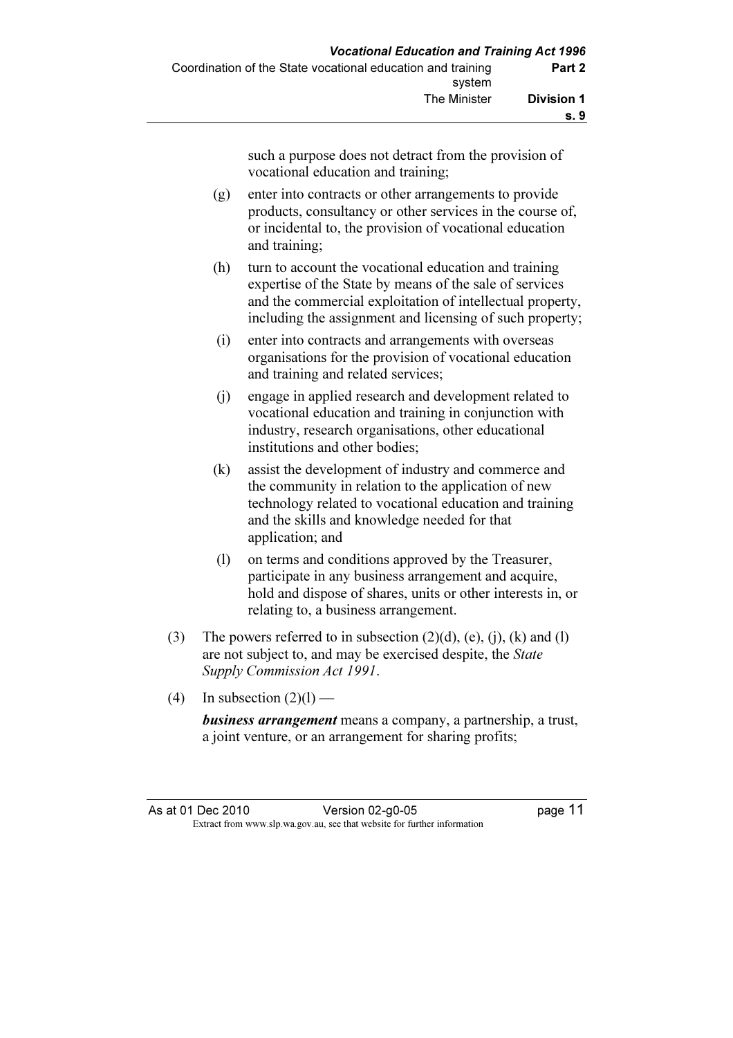such a purpose does not detract from the provision of vocational education and training;

(g) enter into contracts or other arrangements to provide products, consultancy or other services in the course of, or incidental to, the provision of vocational education and training;

(h) turn to account the vocational education and training expertise of the State by means of the sale of services and the commercial exploitation of intellectual property, including the assignment and licensing of such property;

(i) enter into contracts and arrangements with overseas organisations for the provision of vocational education and training and related services;

(j) engage in applied research and development related to vocational education and training in conjunction with industry, research organisations, other educational institutions and other bodies;

(k) assist the development of industry and commerce and the community in relation to the application of new technology related to vocational education and training and the skills and knowledge needed for that application; and

(l) on terms and conditions approved by the Treasurer, participate in any business arrangement and acquire, hold and dispose of shares, units or other interests in, or relating to, a business arrangement.

(3) The powers referred to in subsection (2)(d), (e), (j), (k) and (l) are not subject to, and may be exercised despite, the *State Supply Commission Act 1991*.

(4) In subsection (2)(l) —

***business arrangement*** means a company, a partnership, a trust, a joint venture, or an arrangement for sharing profits;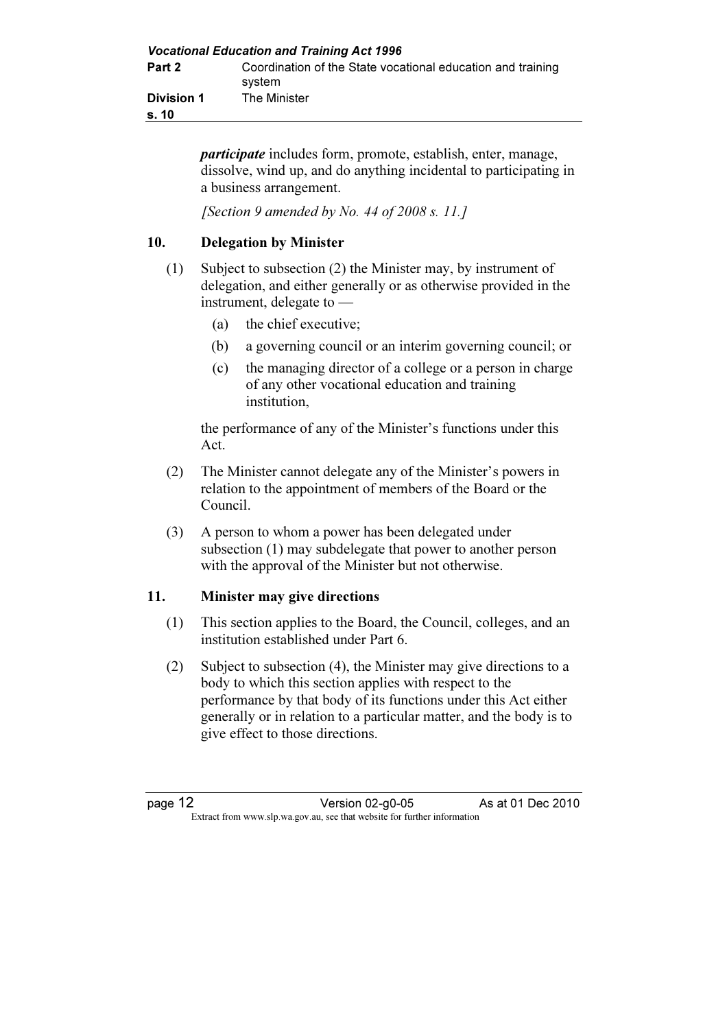***participate*** includes form, promote, establish, enter, manage, dissolve, wind up, and do anything incidental to participating in a business arrangement.

*[Section 9 amended by No. 44 of 2008 s. 11.]*

## 10. Delegation by Minister

(1) Subject to subsection (2) the Minister may, by instrument of delegation, and either generally or as otherwise provided in the instrument, delegate to —

(a) the chief executive;

(b) a governing council or an interim governing council; or

(c) the managing director of a college or a person in charge of any other vocational education and training institution,

the performance of any of the Minister's functions under this Act.

(2) The Minister cannot delegate any of the Minister's powers in relation to the appointment of members of the Board or the Council.

(3) A person to whom a power has been delegated under subsection (1) may subdelegate that power to another person with the approval of the Minister but not otherwise.

## 11. Minister may give directions

(1) This section applies to the Board, the Council, colleges, and an institution established under Part 6.

(2) Subject to subsection (4), the Minister may give directions to a body to which this section applies with respect to the performance by that body of its functions under this Act either generally or in relation to a particular matter, and the body is to give effect to those directions.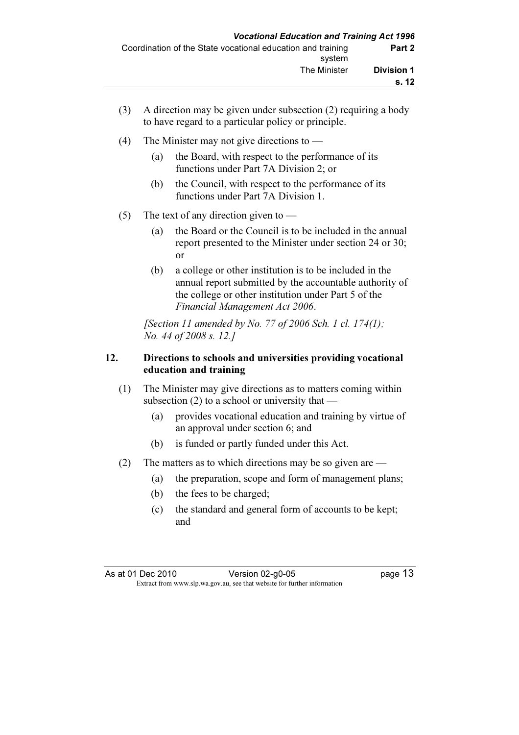(3) A direction may be given under subsection (2) requiring a body to have regard to a particular policy or principle.

(4) The Minister may not give directions to —

(a) the Board, with respect to the performance of its functions under Part 7A Division 2; or

(b) the Council, with respect to the performance of its functions under Part 7A Division 1.

(5) The text of any direction given to —

(a) the Board or the Council is to be included in the annual report presented to the Minister under section 24 or 30; or

(b) a college or other institution is to be included in the annual report submitted by the accountable authority of the college or other institution under Part 5 of the *Financial Management Act 2006*.

*[Section 11 amended by No. 77 of 2006 Sch. 1 cl. 174(1); No. 44 of 2008 s. 12.]*

## 12. Directions to schools and universities providing vocational education and training

(1) The Minister may give directions as to matters coming within subsection (2) to a school or university that —

(a) provides vocational education and training by virtue of an approval under section 6; and

(b) is funded or partly funded under this Act.

(2) The matters as to which directions may be so given are —

(a) the preparation, scope and form of management plans;

(b) the fees to be charged;

(c) the standard and general form of accounts to be kept; and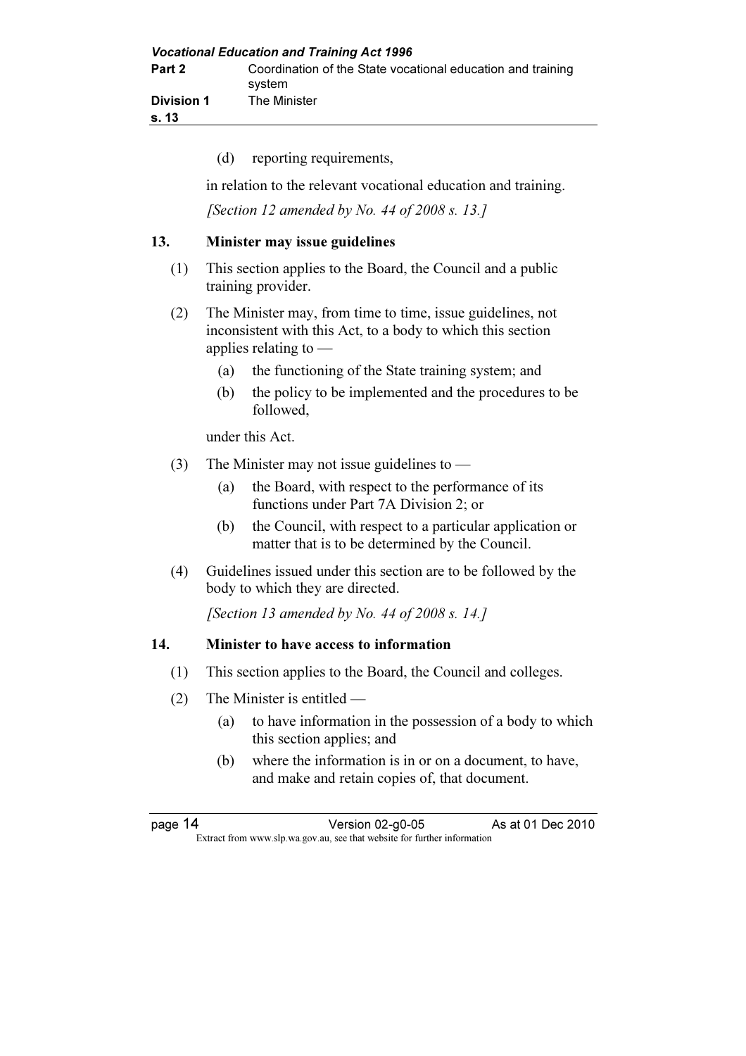(d) reporting requirements,

in relation to the relevant vocational education and training.

*[Section 12 amended by No. 44 of 2008 s. 13.]*

### 13. Minister may issue guidelines

(1) This section applies to the Board, the Council and a public training provider.

(2) The Minister may, from time to time, issue guidelines, not inconsistent with this Act, to a body to which this section applies relating to —

- (a) the functioning of the State training system; and
- (b) the policy to be implemented and the procedures to be followed,

under this Act.

(3) The Minister may not issue guidelines to —

- (a) the Board, with respect to the performance of its functions under Part 7A Division 2; or
- (b) the Council, with respect to a particular application or matter that is to be determined by the Council.

(4) Guidelines issued under this section are to be followed by the body to which they are directed.

*[Section 13 amended by No. 44 of 2008 s. 14.]*

### 14. Minister to have access to information

(1) This section applies to the Board, the Council and colleges.

(2) The Minister is entitled —

- (a) to have information in the possession of a body to which this section applies; and
- (b) where the information is in or on a document, to have, and make and retain copies of, that document.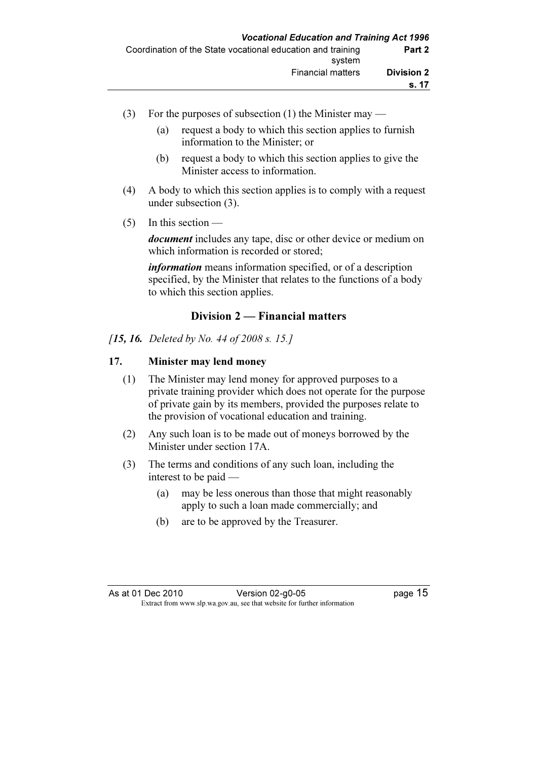(3) For the purposes of subsection (1) the Minister may —

(a) request a body to which this section applies to furnish information to the Minister; or

(b) request a body to which this section applies to give the Minister access to information.

(4) A body to which this section applies is to comply with a request under subsection (3).

(5) In this section —

***document*** includes any tape, disc or other device or medium on which information is recorded or stored;

***information*** means information specified, or of a description specified, by the Minister that relates to the functions of a body to which this section applies.

## Division 2 — Financial matters

*[**15, 16.** Deleted by No. 44 of 2008 s. 15.]*

### 17. Minister may lend money

(1) The Minister may lend money for approved purposes to a private training provider which does not operate for the purpose of private gain by its members, provided the purposes relate to the provision of vocational education and training.

(2) Any such loan is to be made out of moneys borrowed by the Minister under section 17A.

(3) The terms and conditions of any such loan, including the interest to be paid —

(a) may be less onerous than those that might reasonably apply to such a loan made commercially; and

(b) are to be approved by the Treasurer.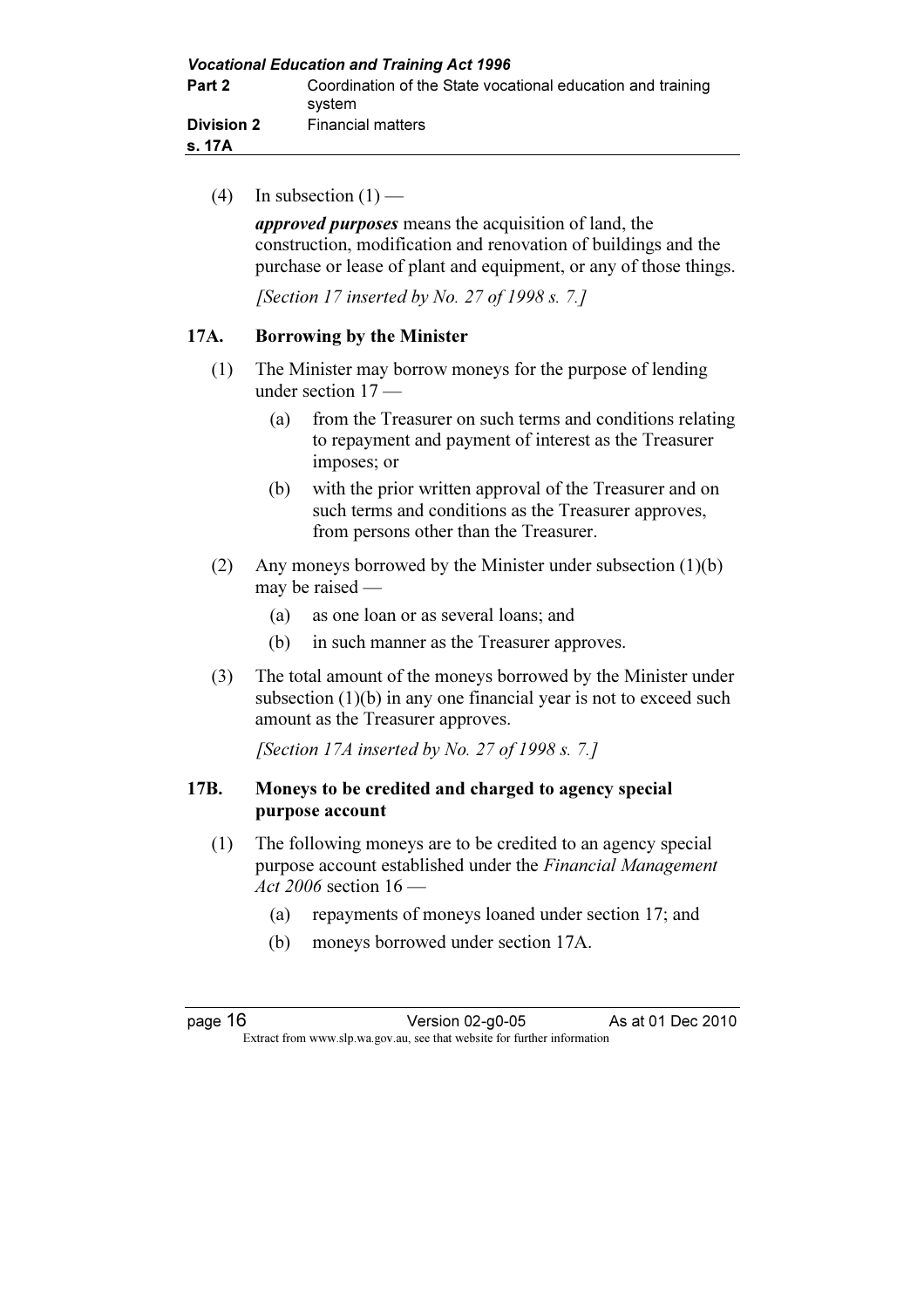(4) In subsection (1) —

***approved purposes*** means the acquisition of land, the construction, modification and renovation of buildings and the purchase or lease of plant and equipment, or any of those things.

*[Section 17 inserted by No. 27 of 1998 s. 7.]*

### 17A. Borrowing by the Minister

(1) The Minister may borrow moneys for the purpose of lending under section 17 —

- (a) from the Treasurer on such terms and conditions relating to repayment and payment of interest as the Treasurer imposes; or
- (b) with the prior written approval of the Treasurer and on such terms and conditions as the Treasurer approves, from persons other than the Treasurer.

(2) Any moneys borrowed by the Minister under subsection (1)(b) may be raised —

- (a) as one loan or as several loans; and
- (b) in such manner as the Treasurer approves.

(3) The total amount of the moneys borrowed by the Minister under subsection (1)(b) in any one financial year is not to exceed such amount as the Treasurer approves.

*[Section 17A inserted by No. 27 of 1998 s. 7.]*

### 17B. Moneys to be credited and charged to agency special purpose account

(1) The following moneys are to be credited to an agency special purpose account established under the *Financial Management Act 2006* section 16 —

- (a) repayments of moneys loaned under section 17; and
- (b) moneys borrowed under section 17A.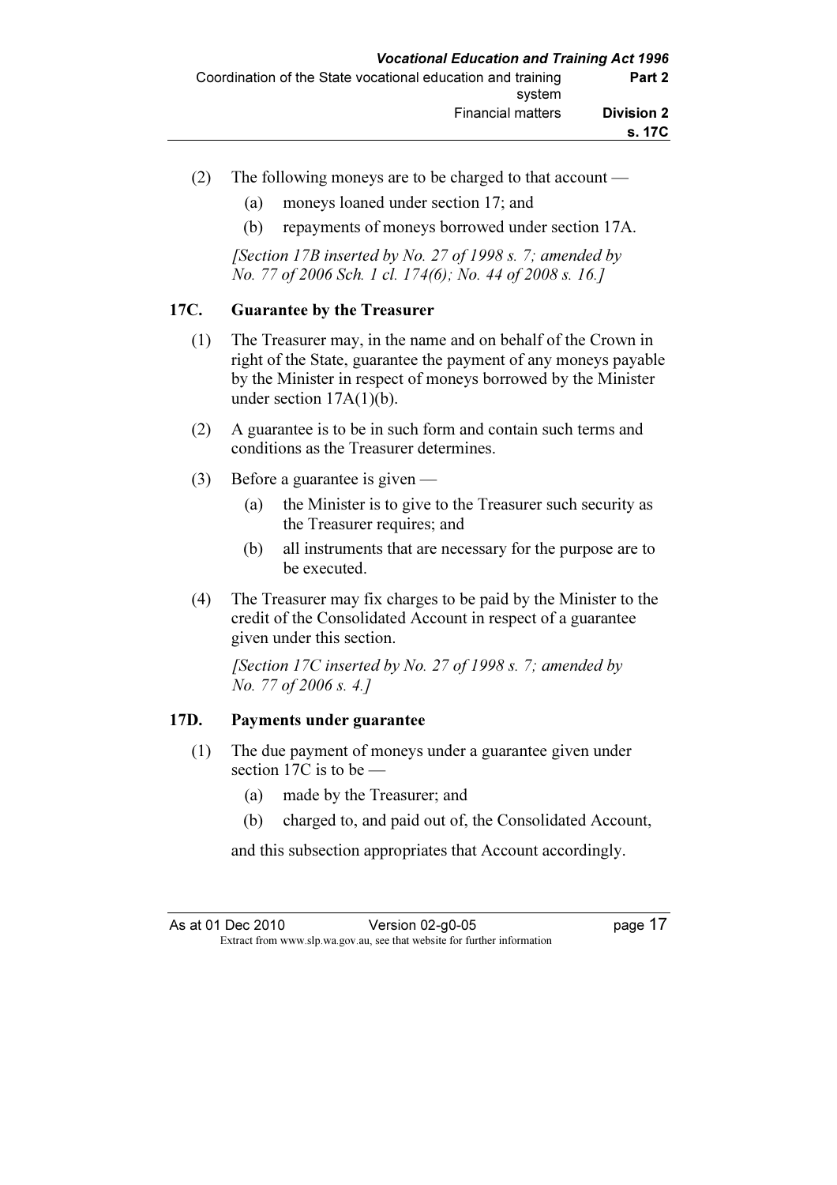(2) The following moneys are to be charged to that account —

(a) moneys loaned under section 17; and

(b) repayments of moneys borrowed under section 17A.

*[Section 17B inserted by No. 27 of 1998 s. 7; amended by No. 77 of 2006 Sch. 1 cl. 174(6); No. 44 of 2008 s. 16.]*

### 17C. Guarantee by the Treasurer

(1) The Treasurer may, in the name and on behalf of the Crown in right of the State, guarantee the payment of any moneys payable by the Minister in respect of moneys borrowed by the Minister under section 17A(1)(b).

(2) A guarantee is to be in such form and contain such terms and conditions as the Treasurer determines.

(3) Before a guarantee is given —

(a) the Minister is to give to the Treasurer such security as the Treasurer requires; and

(b) all instruments that are necessary for the purpose are to be executed.

(4) The Treasurer may fix charges to be paid by the Minister to the credit of the Consolidated Account in respect of a guarantee given under this section.

*[Section 17C inserted by No. 27 of 1998 s. 7; amended by No. 77 of 2006 s. 4.]*

### 17D. Payments under guarantee

(1) The due payment of moneys under a guarantee given under section 17C is to be —

(a) made by the Treasurer; and

(b) charged to, and paid out of, the Consolidated Account,

and this subsection appropriates that Account accordingly.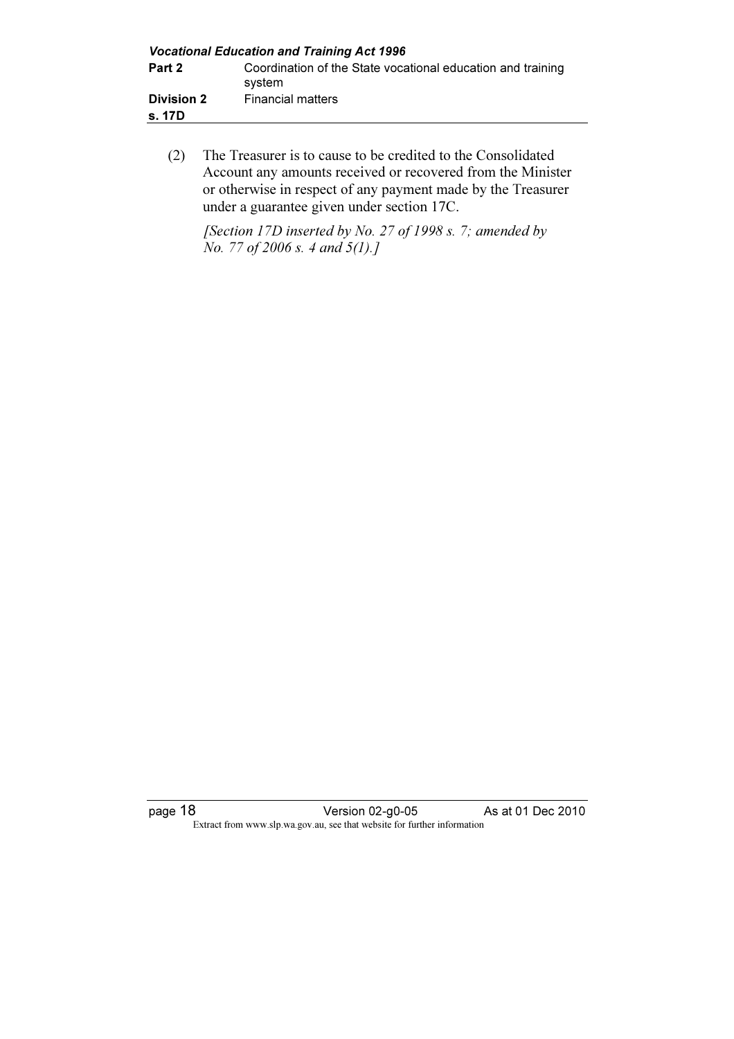(2) The Treasurer is to cause to be credited to the Consolidated Account any amounts received or recovered from the Minister or otherwise in respect of any payment made by the Treasurer under a guarantee given under section 17C.

*[Section 17D inserted by No. 27 of 1998 s. 7; amended by No. 77 of 2006 s. 4 and 5(1).]*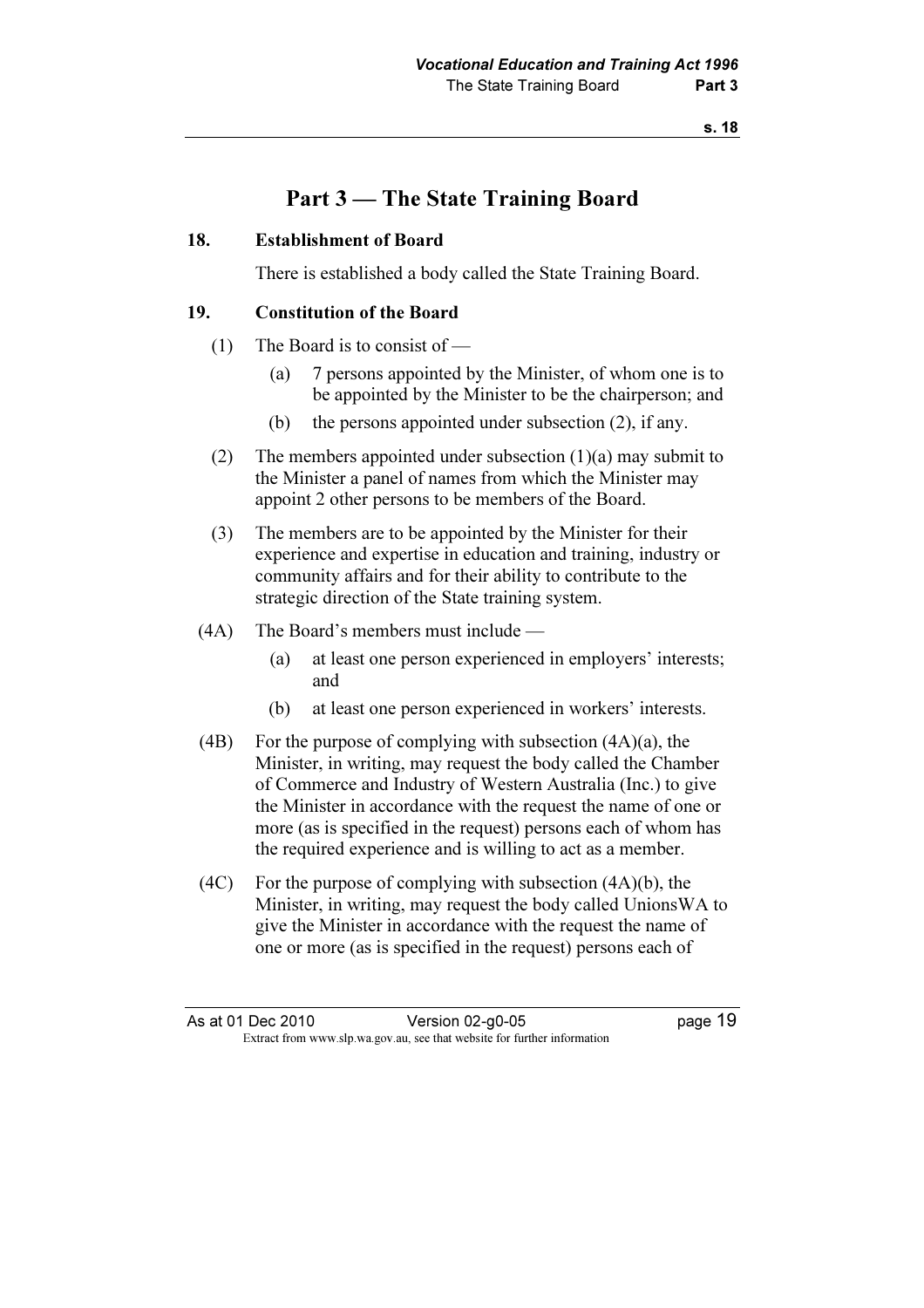# Part 3 — The State Training Board

**18. Establishment of Board**

There is established a body called the State Training Board.

**19. Constitution of the Board**

(1) The Board is to consist of —

(a) 7 persons appointed by the Minister, of whom one is to be appointed by the Minister to be the chairperson; and

(b) the persons appointed under subsection (2), if any.

(2) The members appointed under subsection (1)(a) may submit to the Minister a panel of names from which the Minister may appoint 2 other persons to be members of the Board.

(3) The members are to be appointed by the Minister for their experience and expertise in education and training, industry or community affairs and for their ability to contribute to the strategic direction of the State training system.

(4A) The Board's members must include —

(a) at least one person experienced in employers' interests; and

(b) at least one person experienced in workers' interests.

(4B) For the purpose of complying with subsection (4A)(a), the Minister, in writing, may request the body called the Chamber of Commerce and Industry of Western Australia (Inc.) to give the Minister in accordance with the request the name of one or more (as is specified in the request) persons each of whom has the required experience and is willing to act as a member.

(4C) For the purpose of complying with subsection (4A)(b), the Minister, in writing, may request the body called UnionsWA to give the Minister in accordance with the request the name of one or more (as is specified in the request) persons each of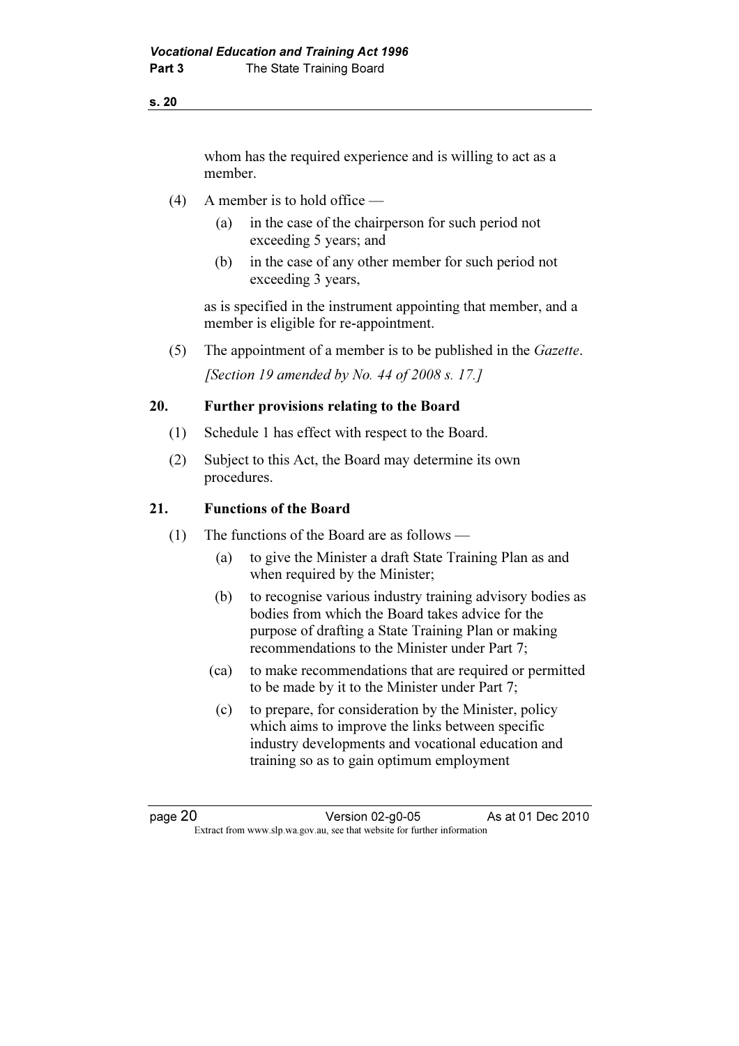whom has the required experience and is willing to act as a member.

(4) A member is to hold office —

(a) in the case of the chairperson for such period not exceeding 5 years; and

(b) in the case of any other member for such period not exceeding 3 years,

as is specified in the instrument appointing that member, and a member is eligible for re-appointment.

(5) The appointment of a member is to be published in the *Gazette*.

*[Section 19 amended by No. 44 of 2008 s. 17.]*

### 20. Further provisions relating to the Board

(1) Schedule 1 has effect with respect to the Board.

(2) Subject to this Act, the Board may determine its own procedures.

### 21. Functions of the Board

(1) The functions of the Board are as follows —

(a) to give the Minister a draft State Training Plan as and when required by the Minister;

(b) to recognise various industry training advisory bodies as bodies from which the Board takes advice for the purpose of drafting a State Training Plan or making recommendations to the Minister under Part 7;

(ca) to make recommendations that are required or permitted to be made by it to the Minister under Part 7;

(c) to prepare, for consideration by the Minister, policy which aims to improve the links between specific industry developments and vocational education and training so as to gain optimum employment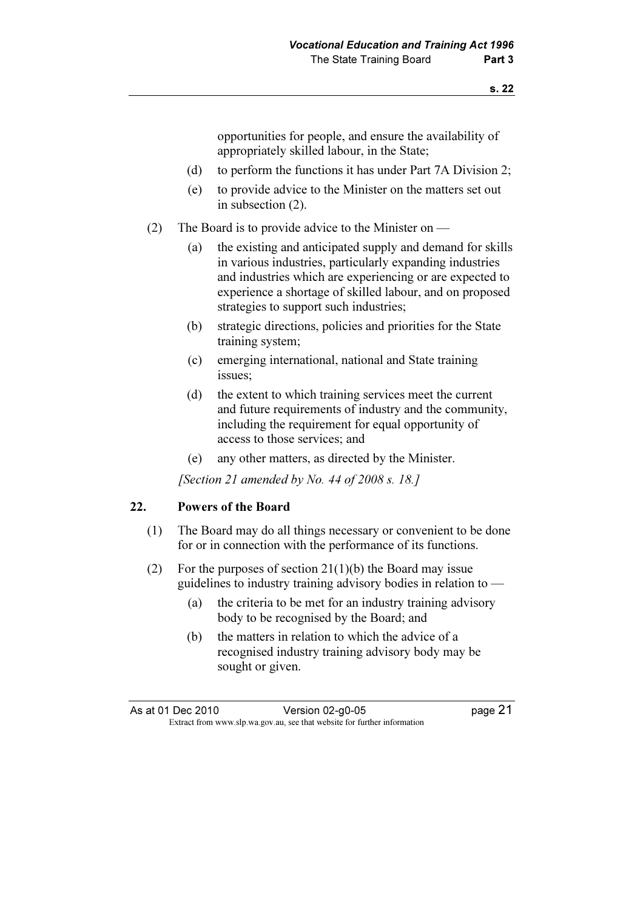opportunities for people, and ensure the availability of appropriately skilled labour, in the State;

(d) to perform the functions it has under Part 7A Division 2;

(e) to provide advice to the Minister on the matters set out in subsection (2).

(2) The Board is to provide advice to the Minister on —

(a) the existing and anticipated supply and demand for skills in various industries, particularly expanding industries and industries which are experiencing or are expected to experience a shortage of skilled labour, and on proposed strategies to support such industries;

(b) strategic directions, policies and priorities for the State training system;

(c) emerging international, national and State training issues;

(d) the extent to which training services meet the current and future requirements of industry and the community, including the requirement for equal opportunity of access to those services; and

(e) any other matters, as directed by the Minister.

*[Section 21 amended by No. 44 of 2008 s. 18.]*

## 22. Powers of the Board

(1) The Board may do all things necessary or convenient to be done for or in connection with the performance of its functions.

(2) For the purposes of section 21(1)(b) the Board may issue guidelines to industry training advisory bodies in relation to —

(a) the criteria to be met for an industry training advisory body to be recognised by the Board; and

(b) the matters in relation to which the advice of a recognised industry training advisory body may be sought or given.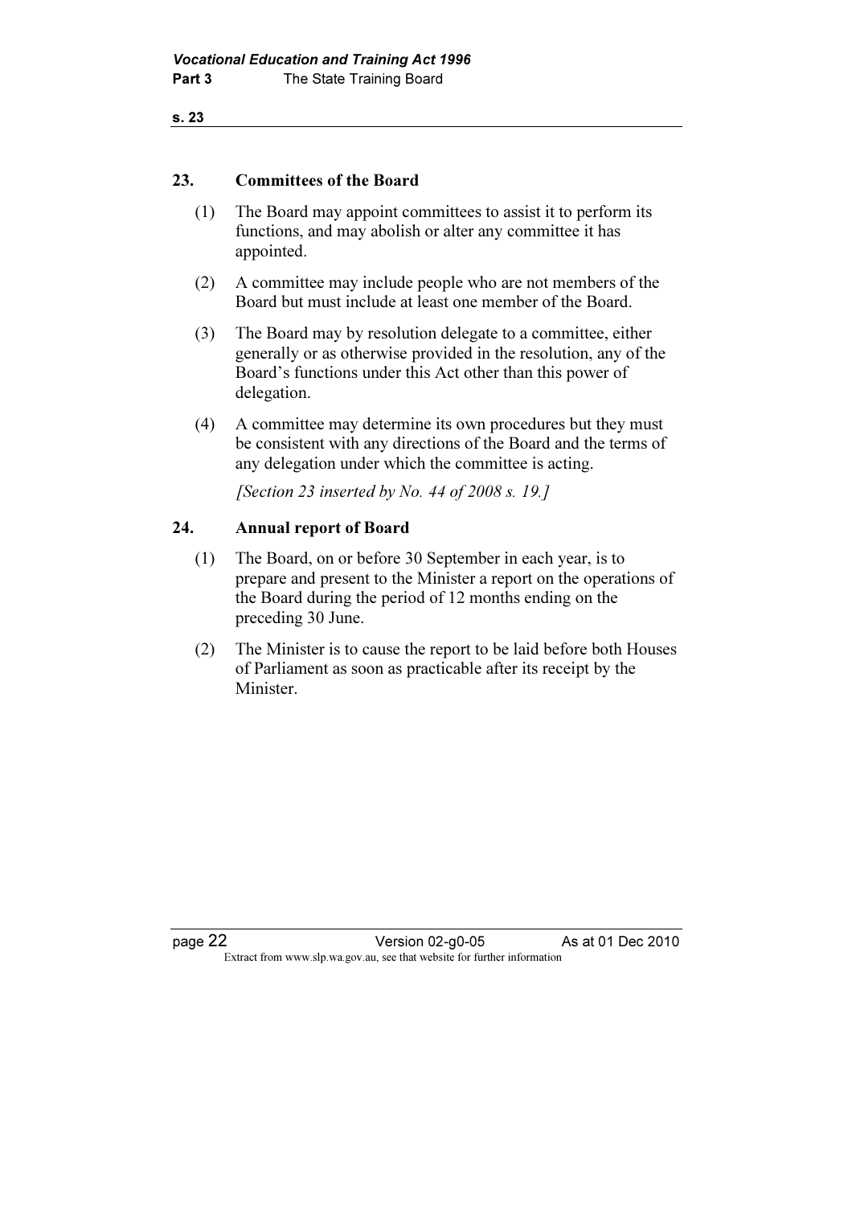## 23. Committees of the Board

(1) The Board may appoint committees to assist it to perform its functions, and may abolish or alter any committee it has appointed.

(2) A committee may include people who are not members of the Board but must include at least one member of the Board.

(3) The Board may by resolution delegate to a committee, either generally or as otherwise provided in the resolution, any of the Board's functions under this Act other than this power of delegation.

(4) A committee may determine its own procedures but they must be consistent with any directions of the Board and the terms of any delegation under which the committee is acting.

*[Section 23 inserted by No. 44 of 2008 s. 19.]*

## 24. Annual report of Board

(1) The Board, on or before 30 September in each year, is to prepare and present to the Minister a report on the operations of the Board during the period of 12 months ending on the preceding 30 June.

(2) The Minister is to cause the report to be laid before both Houses of Parliament as soon as practicable after its receipt by the Minister.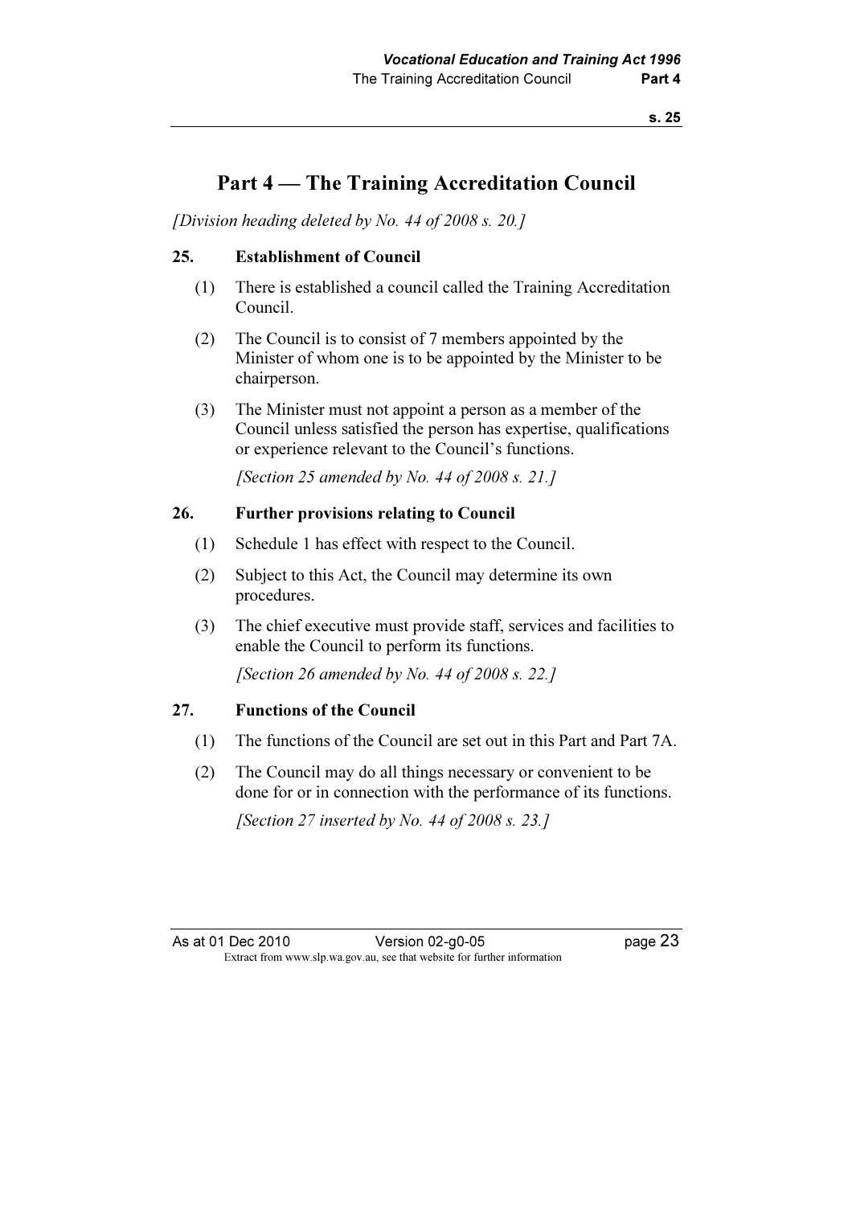# Part 4 — The Training Accreditation Council

*[Division heading deleted by No. 44 of 2008 s. 20.]*

### 25. Establishment of Council

(1) There is established a council called the Training Accreditation Council.

(2) The Council is to consist of 7 members appointed by the Minister of whom one is to be appointed by the Minister to be chairperson.

(3) The Minister must not appoint a person as a member of the Council unless satisfied the person has expertise, qualifications or experience relevant to the Council's functions.

*[Section 25 amended by No. 44 of 2008 s. 21.]*

### 26. Further provisions relating to Council

(1) Schedule 1 has effect with respect to the Council.

(2) Subject to this Act, the Council may determine its own procedures.

(3) The chief executive must provide staff, services and facilities to enable the Council to perform its functions.

*[Section 26 amended by No. 44 of 2008 s. 22.]*

### 27. Functions of the Council

(1) The functions of the Council are set out in this Part and Part 7A.

(2) The Council may do all things necessary or convenient to be done for or in connection with the performance of its functions.

*[Section 27 inserted by No. 44 of 2008 s. 23.]*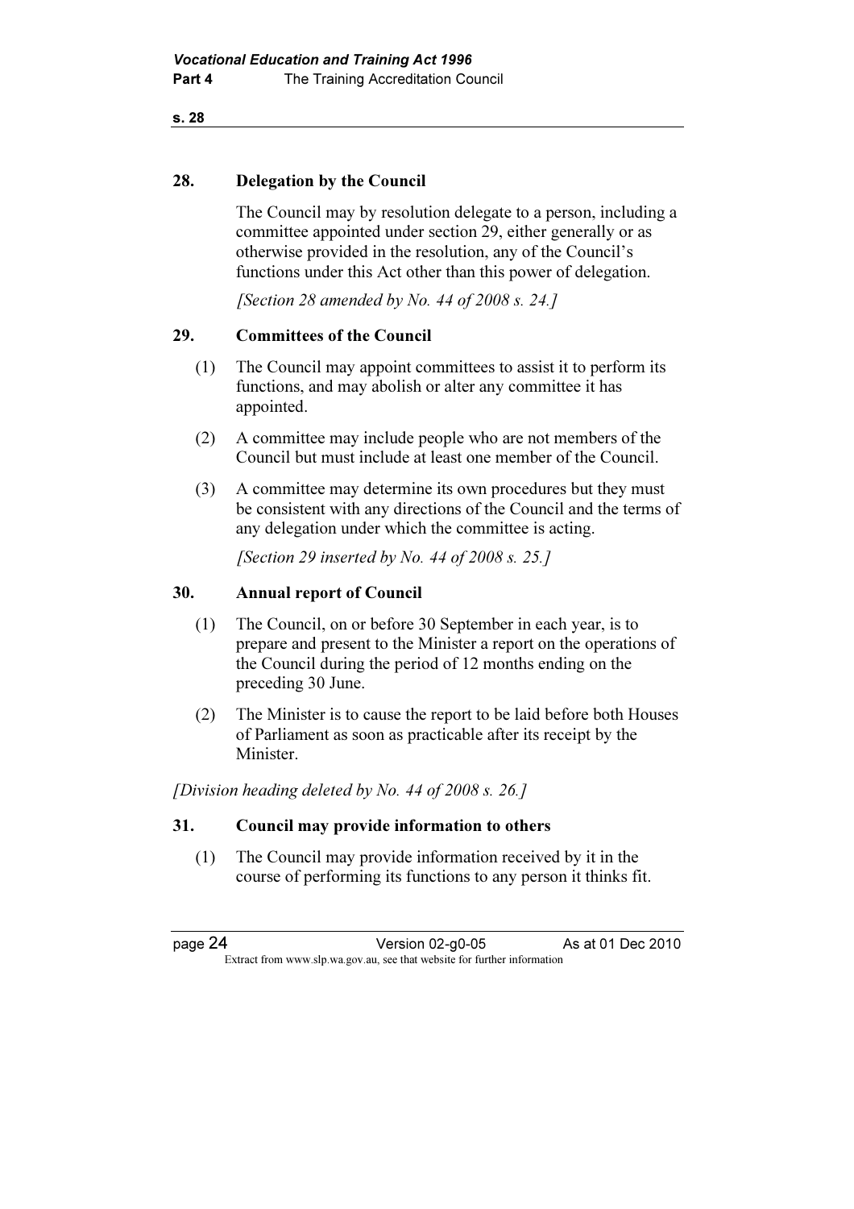### 28. Delegation by the Council

The Council may by resolution delegate to a person, including a committee appointed under section 29, either generally or as otherwise provided in the resolution, any of the Council's functions under this Act other than this power of delegation.

*[Section 28 amended by No. 44 of 2008 s. 24.]*

### 29. Committees of the Council

(1) The Council may appoint committees to assist it to perform its functions, and may abolish or alter any committee it has appointed.

(2) A committee may include people who are not members of the Council but must include at least one member of the Council.

(3) A committee may determine its own procedures but they must be consistent with any directions of the Council and the terms of any delegation under which the committee is acting.

*[Section 29 inserted by No. 44 of 2008 s. 25.]*

### 30. Annual report of Council

(1) The Council, on or before 30 September in each year, is to prepare and present to the Minister a report on the operations of the Council during the period of 12 months ending on the preceding 30 June.

(2) The Minister is to cause the report to be laid before both Houses of Parliament as soon as practicable after its receipt by the Minister.

*[Division heading deleted by No. 44 of 2008 s. 26.]*

### 31. Council may provide information to others

(1) The Council may provide information received by it in the course of performing its functions to any person it thinks fit.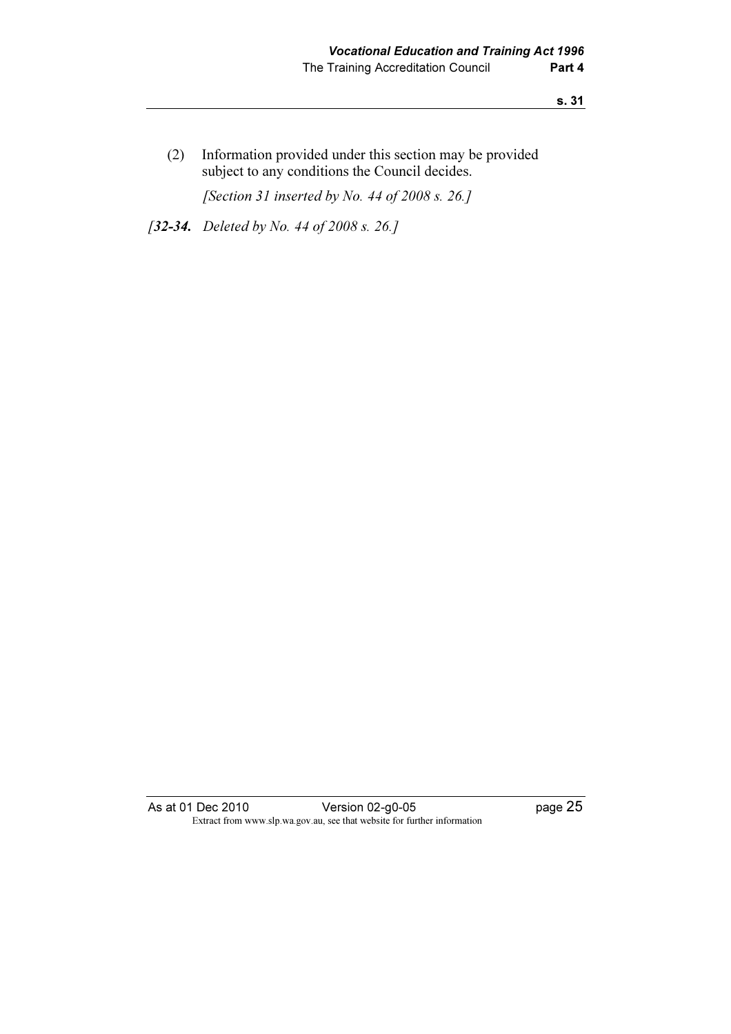(2) Information provided under this section may be provided subject to any conditions the Council decides.

*[Section 31 inserted by No. 44 of 2008 s. 26.]*

*[**32-34.** Deleted by No. 44 of 2008 s. 26.]*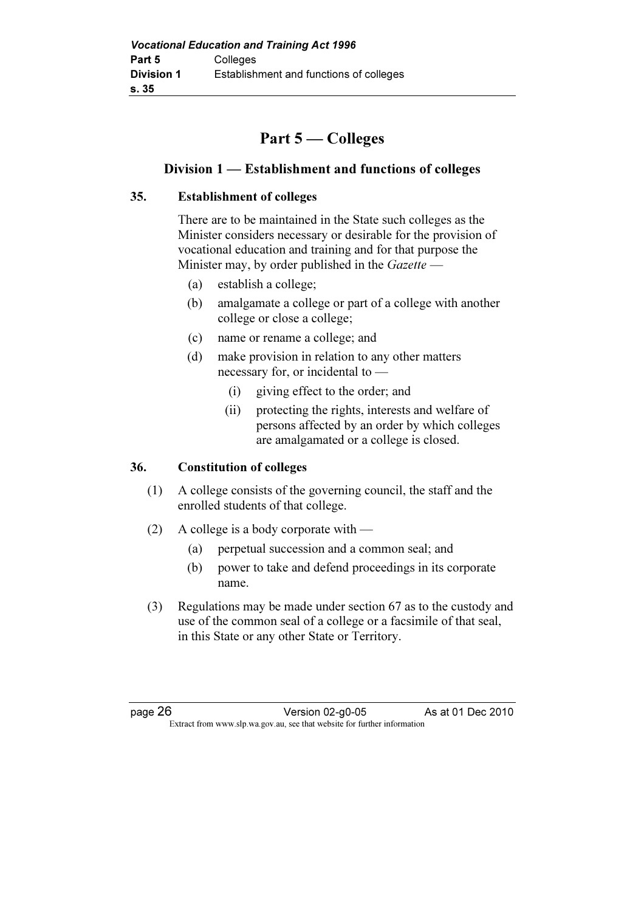# Part 5 — Colleges

## Division 1 — Establishment and functions of colleges

### 35. Establishment of colleges

There are to be maintained in the State such colleges as the Minister considers necessary or desirable for the provision of vocational education and training and for that purpose the Minister may, by order published in the *Gazette* —

- (a) establish a college;
- (b) amalgamate a college or part of a college with another college or close a college;
- (c) name or rename a college; and
- (d) make provision in relation to any other matters necessary for, or incidental to —
  - (i) giving effect to the order; and
  - (ii) protecting the rights, interests and welfare of persons affected by an order by which colleges are amalgamated or a college is closed.

### 36. Constitution of colleges

(1) A college consists of the governing council, the staff and the enrolled students of that college.

(2) A college is a body corporate with —

- (a) perpetual succession and a common seal; and
- (b) power to take and defend proceedings in its corporate name.

(3) Regulations may be made under section 67 as to the custody and use of the common seal of a college or a facsimile of that seal, in this State or any other State or Territory.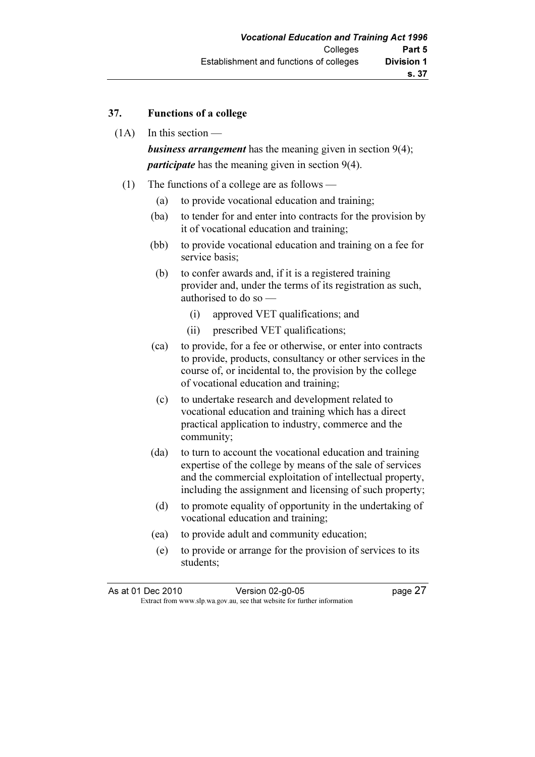## 37. Functions of a college

(1A) In this section —

***business arrangement*** has the meaning given in section 9(4);

***participate*** has the meaning given in section 9(4).

(1) The functions of a college are as follows —

- (a) to provide vocational education and training;
- (ba) to tender for and enter into contracts for the provision by it of vocational education and training;
- (bb) to provide vocational education and training on a fee for service basis;
- (b) to confer awards and, if it is a registered training provider and, under the terms of its registration as such, authorised to do so —
  - (i) approved VET qualifications; and
  - (ii) prescribed VET qualifications;
- (ca) to provide, for a fee or otherwise, or enter into contracts to provide, products, consultancy or other services in the course of, or incidental to, the provision by the college of vocational education and training;
- (c) to undertake research and development related to vocational education and training which has a direct practical application to industry, commerce and the community;
- (da) to turn to account the vocational education and training expertise of the college by means of the sale of services and the commercial exploitation of intellectual property, including the assignment and licensing of such property;
- (d) to promote equality of opportunity in the undertaking of vocational education and training;
- (ea) to provide adult and community education;
- (e) to provide or arrange for the provision of services to its students;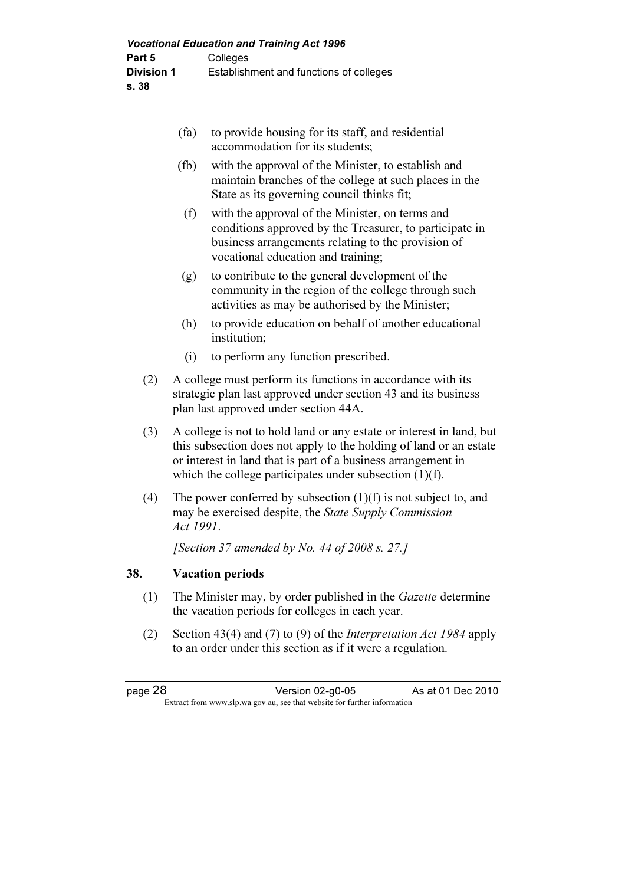(fa) to provide housing for its staff, and residential accommodation for its students;

(fb) with the approval of the Minister, to establish and maintain branches of the college at such places in the State as its governing council thinks fit;

(f) with the approval of the Minister, on terms and conditions approved by the Treasurer, to participate in business arrangements relating to the provision of vocational education and training;

(g) to contribute to the general development of the community in the region of the college through such activities as may be authorised by the Minister;

(h) to provide education on behalf of another educational institution;

(i) to perform any function prescribed.

(2) A college must perform its functions in accordance with its strategic plan last approved under section 43 and its business plan last approved under section 44A.

(3) A college is not to hold land or any estate or interest in land, but this subsection does not apply to the holding of land or an estate or interest in land that is part of a business arrangement in which the college participates under subsection (1)(f).

(4) The power conferred by subsection (1)(f) is not subject to, and may be exercised despite, the *State Supply Commission Act 1991*.

*[Section 37 amended by No. 44 of 2008 s. 27.]*

## 38. Vacation periods

(1) The Minister may, by order published in the *Gazette* determine the vacation periods for colleges in each year.

(2) Section 43(4) and (7) to (9) of the *Interpretation Act 1984* apply to an order under this section as if it were a regulation.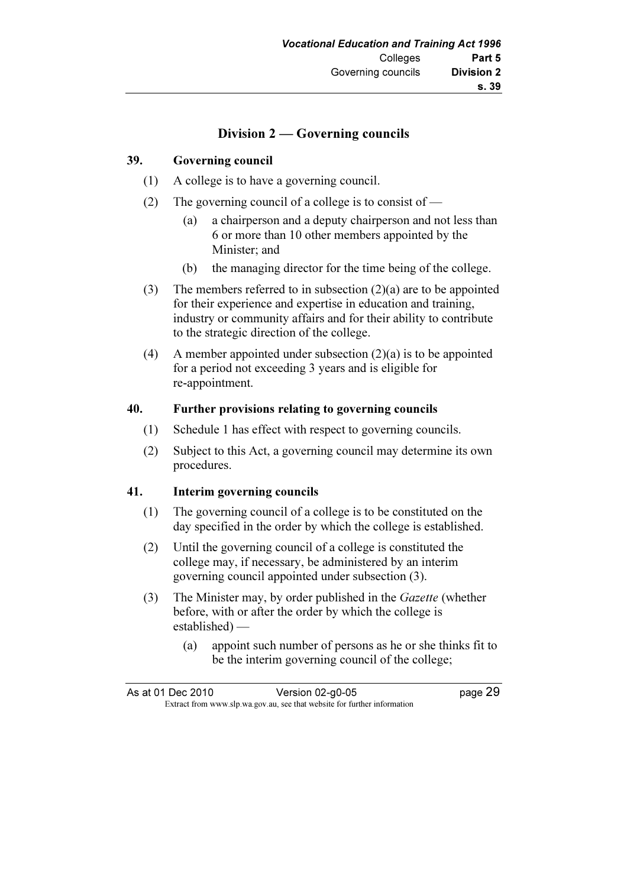## Division 2 — Governing councils

**39. Governing council**

(1) A college is to have a governing council.

(2) The governing council of a college is to consist of —

(a) a chairperson and a deputy chairperson and not less than 6 or more than 10 other members appointed by the Minister; and

(b) the managing director for the time being of the college.

(3) The members referred to in subsection (2)(a) are to be appointed for their experience and expertise in education and training, industry or community affairs and for their ability to contribute to the strategic direction of the college.

(4) A member appointed under subsection (2)(a) is to be appointed for a period not exceeding 3 years and is eligible for re-appointment.

**40. Further provisions relating to governing councils**

(1) Schedule 1 has effect with respect to governing councils.

(2) Subject to this Act, a governing council may determine its own procedures.

**41. Interim governing councils**

(1) The governing council of a college is to be constituted on the day specified in the order by which the college is established.

(2) Until the governing council of a college is constituted the college may, if necessary, be administered by an interim governing council appointed under subsection (3).

(3) The Minister may, by order published in the *Gazette* (whether before, with or after the order by which the college is established) —

(a) appoint such number of persons as he or she thinks fit to be the interim governing council of the college;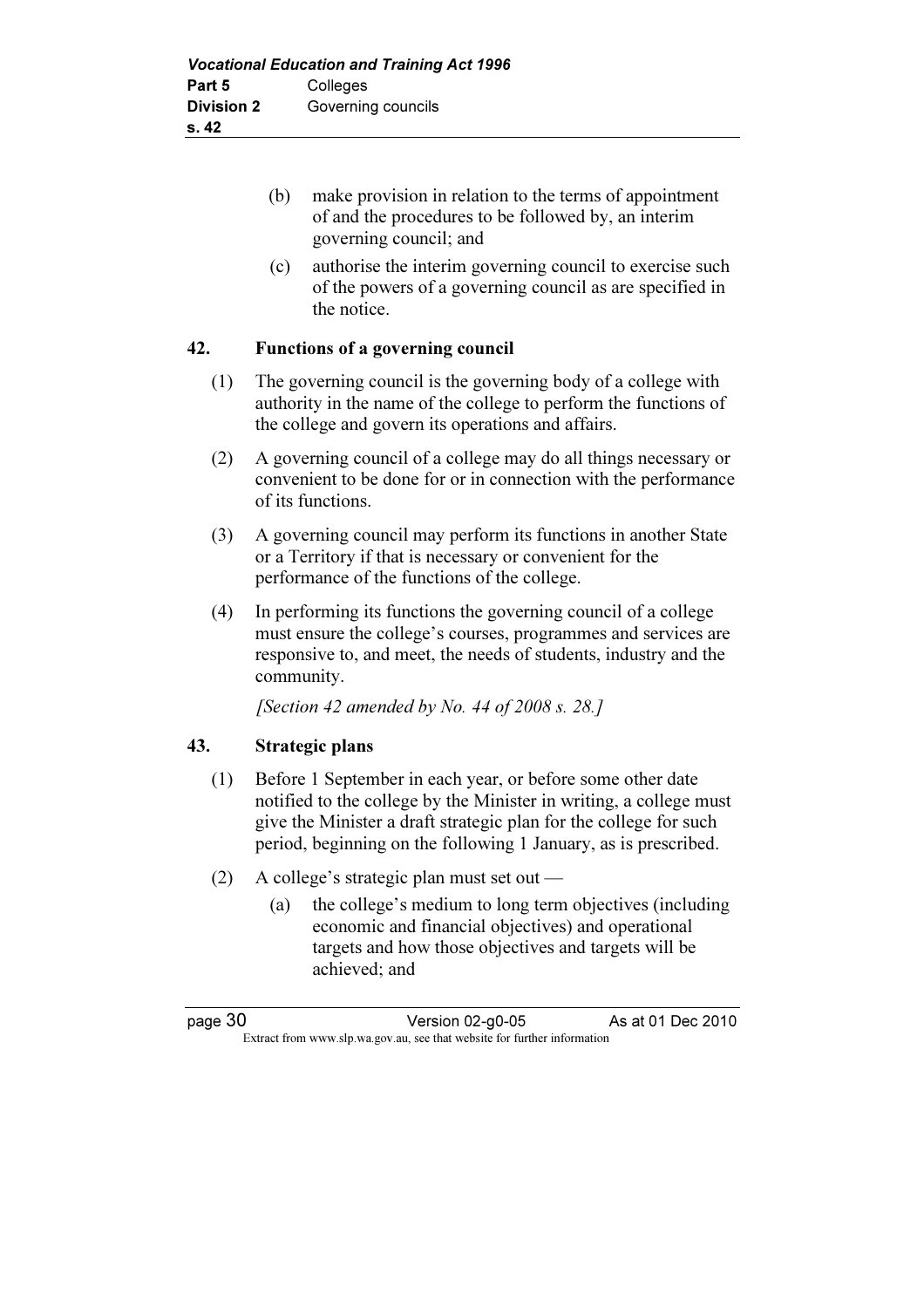(b) make provision in relation to the terms of appointment of and the procedures to be followed by, an interim governing council; and

(c) authorise the interim governing council to exercise such of the powers of a governing council as are specified in the notice.

## 42. Functions of a governing council

(1) The governing council is the governing body of a college with authority in the name of the college to perform the functions of the college and govern its operations and affairs.

(2) A governing council of a college may do all things necessary or convenient to be done for or in connection with the performance of its functions.

(3) A governing council may perform its functions in another State or a Territory if that is necessary or convenient for the performance of the functions of the college.

(4) In performing its functions the governing council of a college must ensure the college's courses, programmes and services are responsive to, and meet, the needs of students, industry and the community.

*[Section 42 amended by No. 44 of 2008 s. 28.]*

## 43. Strategic plans

(1) Before 1 September in each year, or before some other date notified to the college by the Minister in writing, a college must give the Minister a draft strategic plan for the college for such period, beginning on the following 1 January, as is prescribed.

(2) A college's strategic plan must set out —

(a) the college's medium to long term objectives (including economic and financial objectives) and operational targets and how those objectives and targets will be achieved; and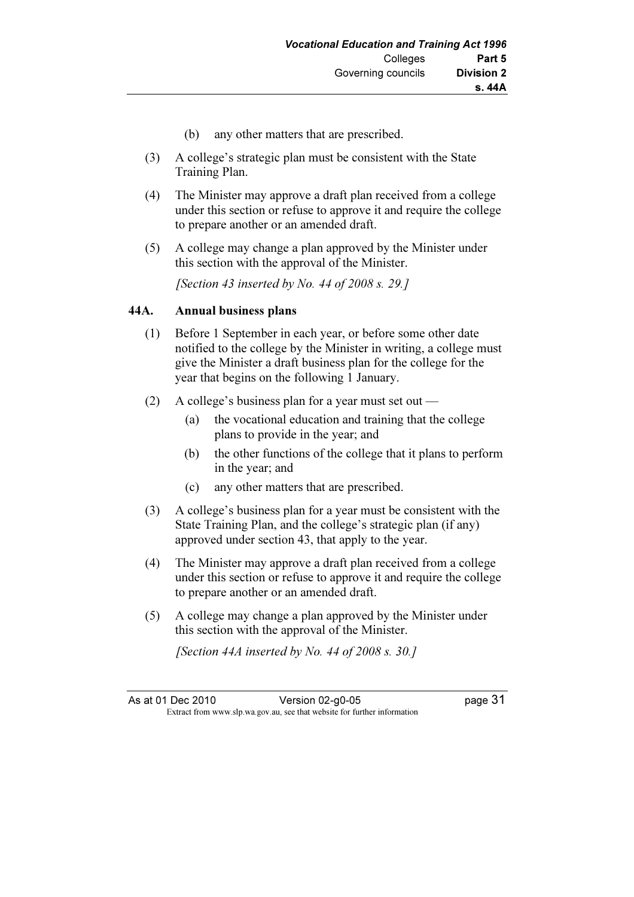(b) any other matters that are prescribed.

(3) A college's strategic plan must be consistent with the State Training Plan.

(4) The Minister may approve a draft plan received from a college under this section or refuse to approve it and require the college to prepare another or an amended draft.

(5) A college may change a plan approved by the Minister under this section with the approval of the Minister.

*[Section 43 inserted by No. 44 of 2008 s. 29.]*

### 44A. Annual business plans

(1) Before 1 September in each year, or before some other date notified to the college by the Minister in writing, a college must give the Minister a draft business plan for the college for the year that begins on the following 1 January.

(2) A college's business plan for a year must set out —

(a) the vocational education and training that the college plans to provide in the year; and

(b) the other functions of the college that it plans to perform in the year; and

(c) any other matters that are prescribed.

(3) A college's business plan for a year must be consistent with the State Training Plan, and the college's strategic plan (if any) approved under section 43, that apply to the year.

(4) The Minister may approve a draft plan received from a college under this section or refuse to approve it and require the college to prepare another or an amended draft.

(5) A college may change a plan approved by the Minister under this section with the approval of the Minister.

*[Section 44A inserted by No. 44 of 2008 s. 30.]*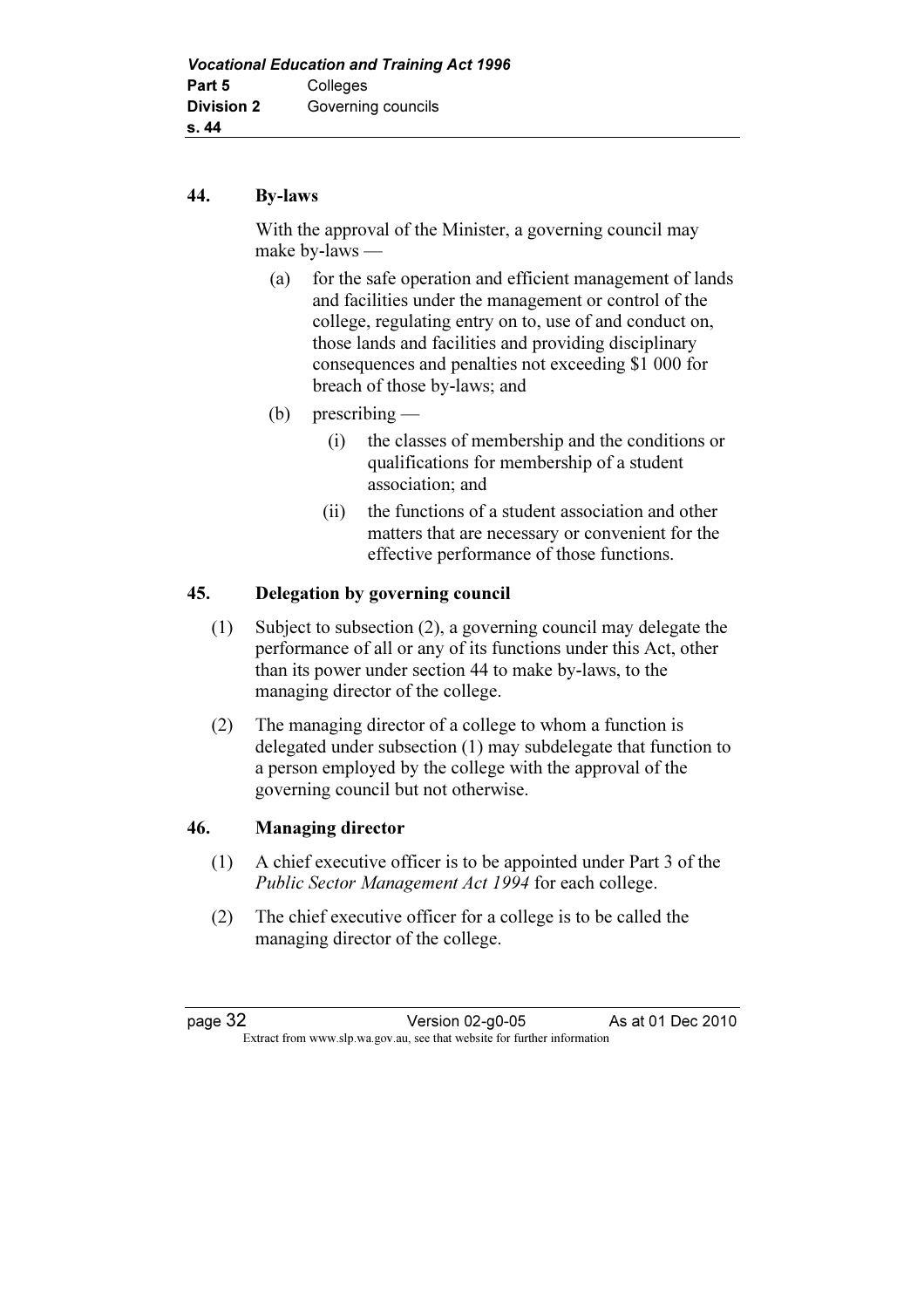**44. By-laws**

With the approval of the Minister, a governing council may make by-laws —

(a) for the safe operation and efficient management of lands and facilities under the management or control of the college, regulating entry on to, use of and conduct on, those lands and facilities and providing disciplinary consequences and penalties not exceeding $1 000 for breach of those by-laws; and

(b) prescribing —

  (i) the classes of membership and the conditions or qualifications for membership of a student association; and

  (ii) the functions of a student association and other matters that are necessary or convenient for the effective performance of those functions.

**45. Delegation by governing council**

(1) Subject to subsection (2), a governing council may delegate the performance of all or any of its functions under this Act, other than its power under section 44 to make by-laws, to the managing director of the college.

(2) The managing director of a college to whom a function is delegated under subsection (1) may subdelegate that function to a person employed by the college with the approval of the governing council but not otherwise.

**46. Managing director**

(1) A chief executive officer is to be appointed under Part 3 of the *Public Sector Management Act 1994* for each college.

(2) The chief executive officer for a college is to be called the managing director of the college.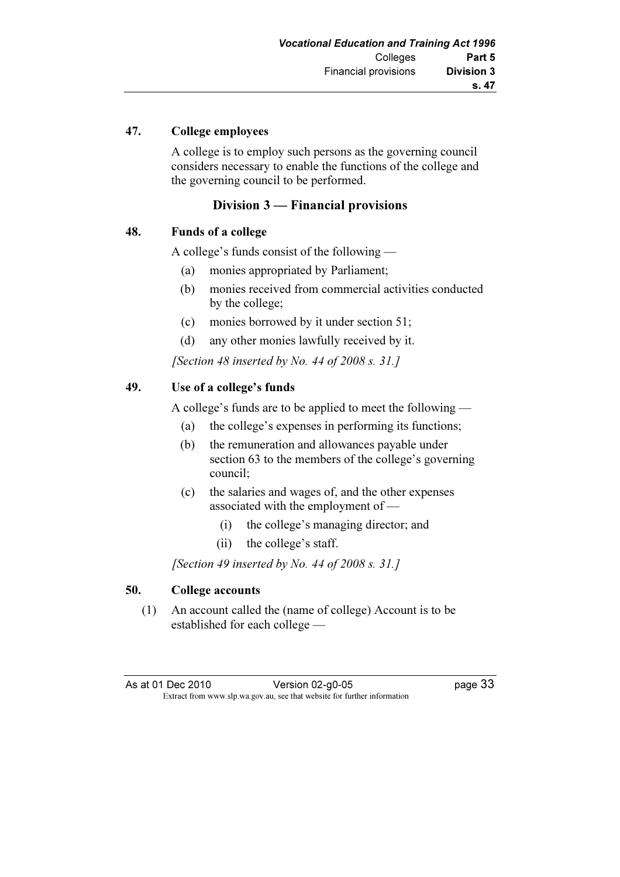**47. College employees**

A college is to employ such persons as the governing council considers necessary to enable the functions of the college and the governing council to be performed.

## Division 3 — Financial provisions

**48. Funds of a college**

A college's funds consist of the following —

(a) monies appropriated by Parliament;

(b) monies received from commercial activities conducted by the college;

(c) monies borrowed by it under section 51;

(d) any other monies lawfully received by it.

*[Section 48 inserted by No. 44 of 2008 s. 31.]*

**49. Use of a college's funds**

A college's funds are to be applied to meet the following —

(a) the college's expenses in performing its functions;

(b) the remuneration and allowances payable under section 63 to the members of the college's governing council;

(c) the salaries and wages of, and the other expenses associated with the employment of —

(i) the college's managing director; and

(ii) the college's staff.

*[Section 49 inserted by No. 44 of 2008 s. 31.]*

**50. College accounts**

(1) An account called the (name of college) Account is to be established for each college —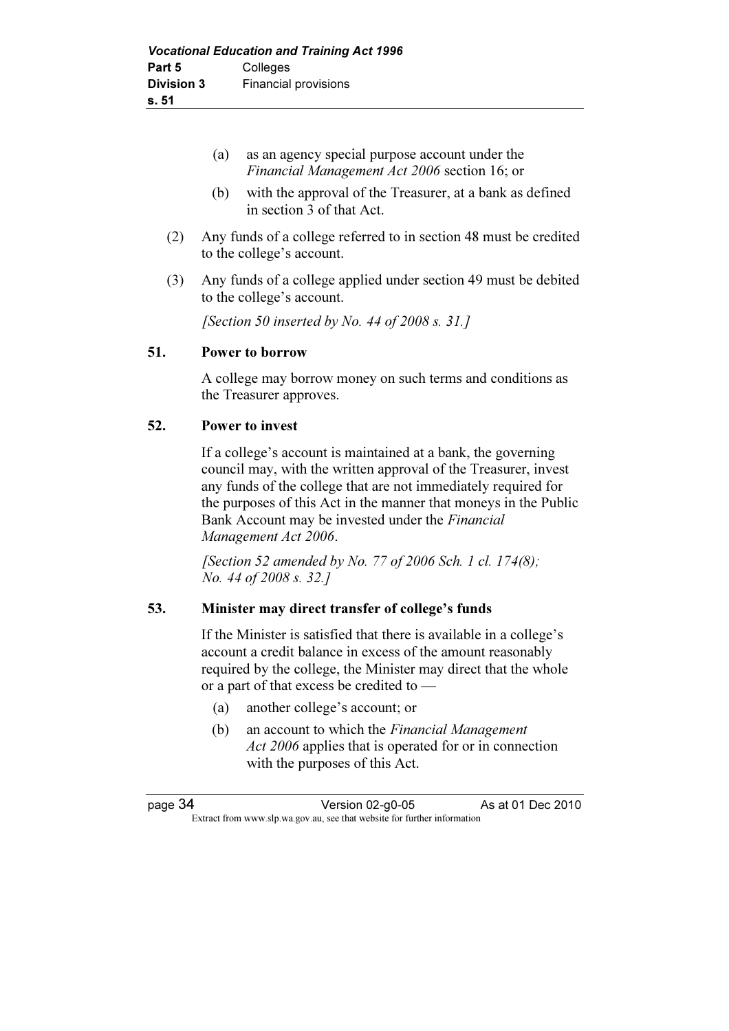(a) as an agency special purpose account under the *Financial Management Act 2006* section 16; or

(b) with the approval of the Treasurer, at a bank as defined in section 3 of that Act.

(2) Any funds of a college referred to in section 48 must be credited to the college's account.

(3) Any funds of a college applied under section 49 must be debited to the college's account.

*[Section 50 inserted by No. 44 of 2008 s. 31.]*

**51. Power to borrow**

A college may borrow money on such terms and conditions as the Treasurer approves.

**52. Power to invest**

If a college's account is maintained at a bank, the governing council may, with the written approval of the Treasurer, invest any funds of the college that are not immediately required for the purposes of this Act in the manner that moneys in the Public Bank Account may be invested under the *Financial Management Act 2006*.

*[Section 52 amended by No. 77 of 2006 Sch. 1 cl. 174(8); No. 44 of 2008 s. 32.]*

**53. Minister may direct transfer of college's funds**

If the Minister is satisfied that there is available in a college's account a credit balance in excess of the amount reasonably required by the college, the Minister may direct that the whole or a part of that excess be credited to —

(a) another college's account; or

(b) an account to which the *Financial Management Act 2006* applies that is operated for or in connection with the purposes of this Act.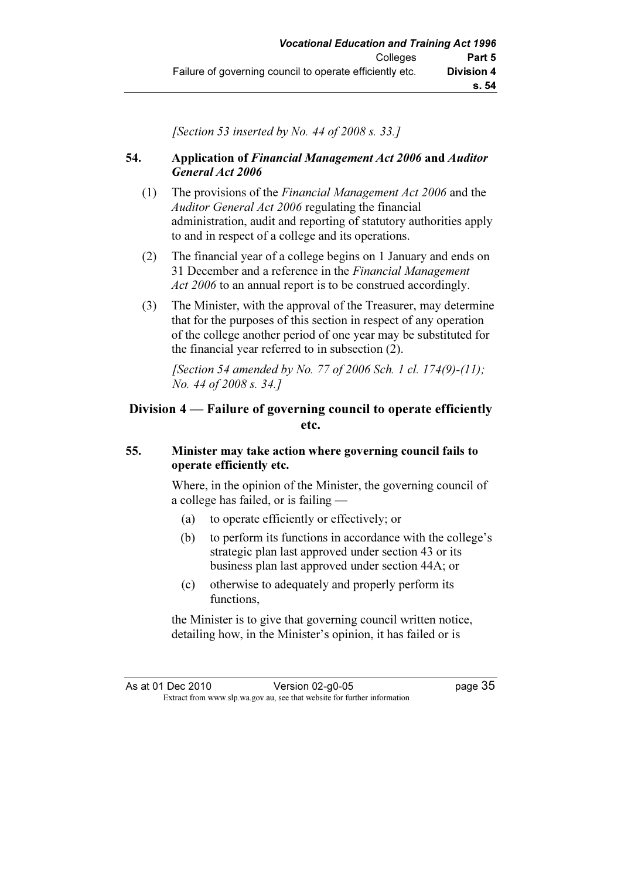*[Section 53 inserted by No. 44 of 2008 s. 33.]*

### 54. Application of *Financial Management Act 2006* and *Auditor General Act 2006*

(1) The provisions of the *Financial Management Act 2006* and the *Auditor General Act 2006* regulating the financial administration, audit and reporting of statutory authorities apply to and in respect of a college and its operations.

(2) The financial year of a college begins on 1 January and ends on 31 December and a reference in the *Financial Management Act 2006* to an annual report is to be construed accordingly.

(3) The Minister, with the approval of the Treasurer, may determine that for the purposes of this section in respect of any operation of the college another period of one year may be substituted for the financial year referred to in subsection (2).

*[Section 54 amended by No. 77 of 2006 Sch. 1 cl. 174(9)-(11); No. 44 of 2008 s. 34.]*

## Division 4 — Failure of governing council to operate efficiently etc.

### 55. Minister may take action where governing council fails to operate efficiently etc.

Where, in the opinion of the Minister, the governing council of a college has failed, or is failing —

(a) to operate efficiently or effectively; or

(b) to perform its functions in accordance with the college's strategic plan last approved under section 43 or its business plan last approved under section 44A; or

(c) otherwise to adequately and properly perform its functions,

the Minister is to give that governing council written notice, detailing how, in the Minister's opinion, it has failed or is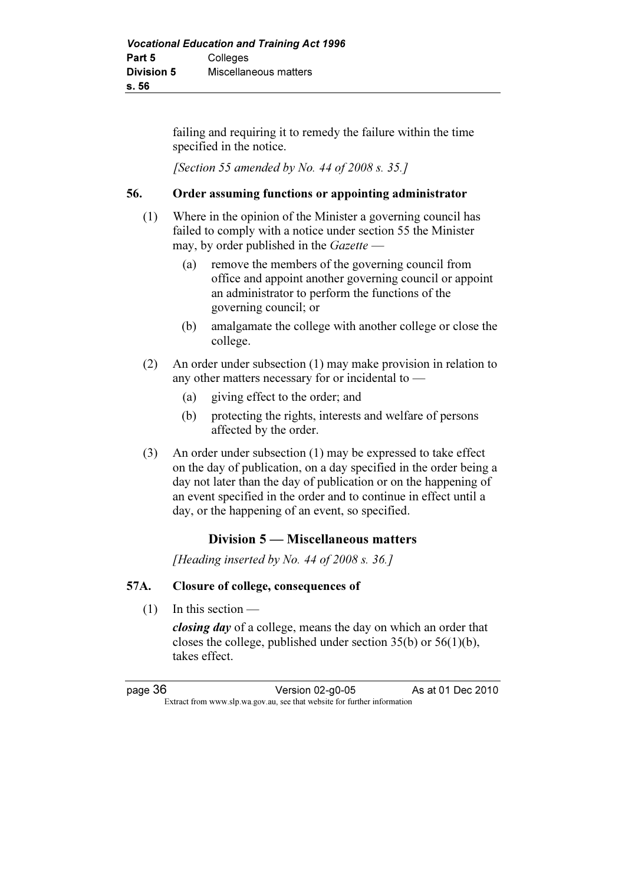failing and requiring it to remedy the failure within the time specified in the notice.

*[Section 55 amended by No. 44 of 2008 s. 35.]*

### 56. Order assuming functions or appointing administrator

(1) Where in the opinion of the Minister a governing council has failed to comply with a notice under section 55 the Minister may, by order published in the *Gazette* —

  (a) remove the members of the governing council from office and appoint another governing council or appoint an administrator to perform the functions of the governing council; or

  (b) amalgamate the college with another college or close the college.

(2) An order under subsection (1) may make provision in relation to any other matters necessary for or incidental to —

  (a) giving effect to the order; and

  (b) protecting the rights, interests and welfare of persons affected by the order.

(3) An order under subsection (1) may be expressed to take effect on the day of publication, on a day specified in the order being a day not later than the day of publication or on the happening of an event specified in the order and to continue in effect until a day, or the happening of an event, so specified.

## Division 5 — Miscellaneous matters

*[Heading inserted by No. 44 of 2008 s. 36.]*

### 57A. Closure of college, consequences of

(1) In this section —

***closing day*** of a college, means the day on which an order that closes the college, published under section 35(b) or 56(1)(b), takes effect.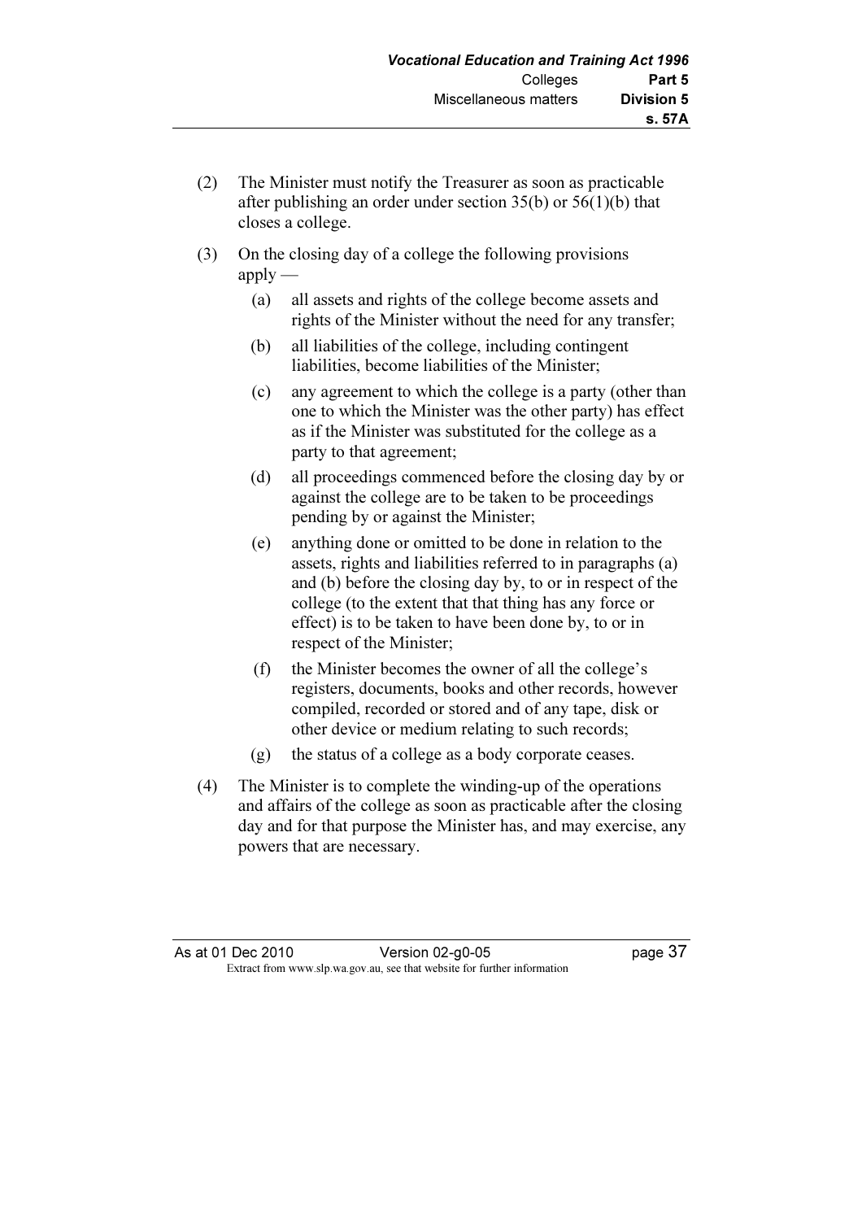(2) The Minister must notify the Treasurer as soon as practicable after publishing an order under section 35(b) or 56(1)(b) that closes a college.

(3) On the closing day of a college the following provisions apply —

 (a) all assets and rights of the college become assets and rights of the Minister without the need for any transfer;

 (b) all liabilities of the college, including contingent liabilities, become liabilities of the Minister;

 (c) any agreement to which the college is a party (other than one to which the Minister was the other party) has effect as if the Minister was substituted for the college as a party to that agreement;

 (d) all proceedings commenced before the closing day by or against the college are to be taken to be proceedings pending by or against the Minister;

 (e) anything done or omitted to be done in relation to the assets, rights and liabilities referred to in paragraphs (a) and (b) before the closing day by, to or in respect of the college (to the extent that that thing has any force or effect) is to be taken to have been done by, to or in respect of the Minister;

 (f) the Minister becomes the owner of all the college's registers, documents, books and other records, however compiled, recorded or stored and of any tape, disk or other device or medium relating to such records;

 (g) the status of a college as a body corporate ceases.

(4) The Minister is to complete the winding-up of the operations and affairs of the college as soon as practicable after the closing day and for that purpose the Minister has, and may exercise, any powers that are necessary.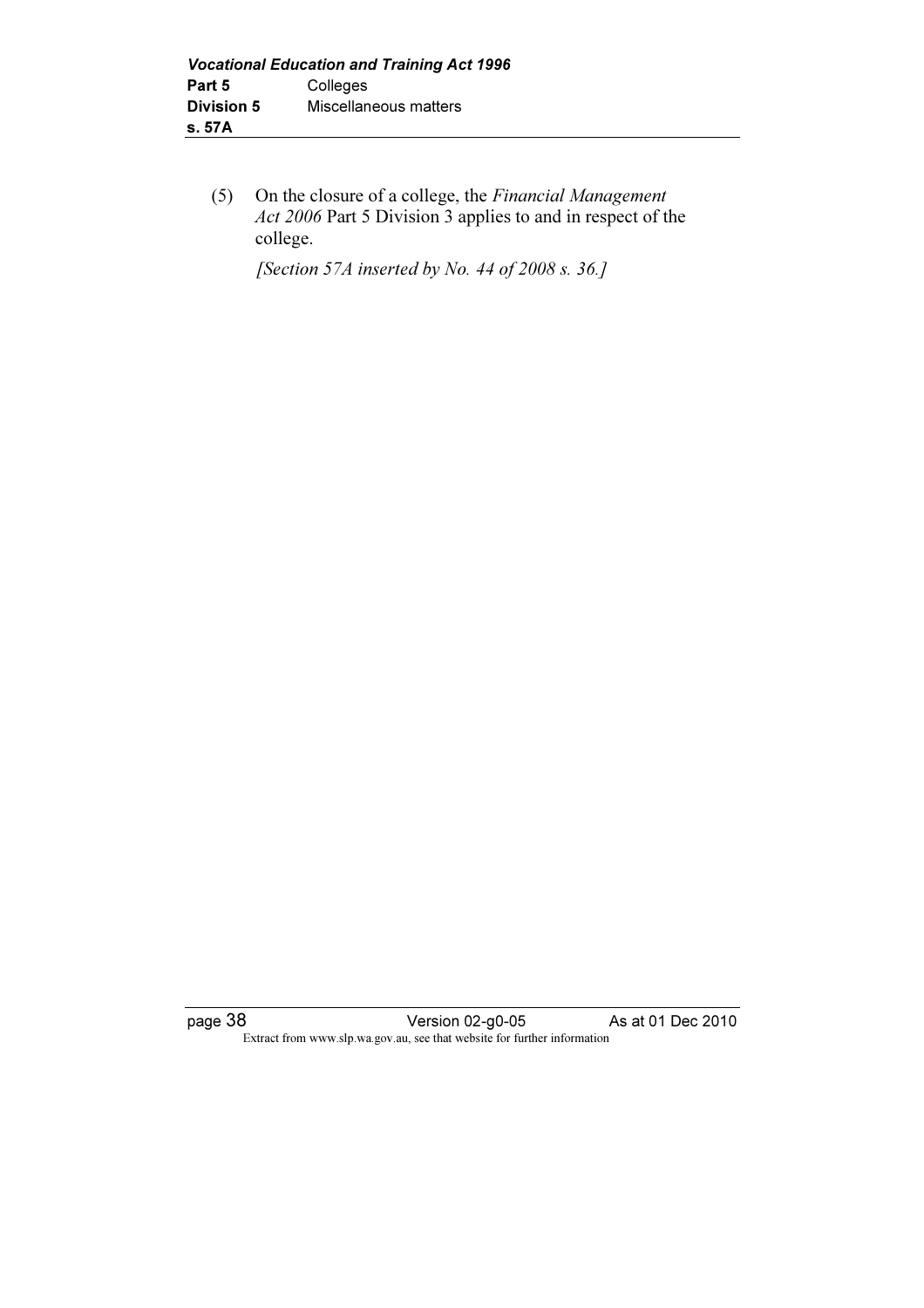(5) On the closure of a college, the *Financial Management Act 2006* Part 5 Division 3 applies to and in respect of the college.

*[Section 57A inserted by No. 44 of 2008 s. 36.]*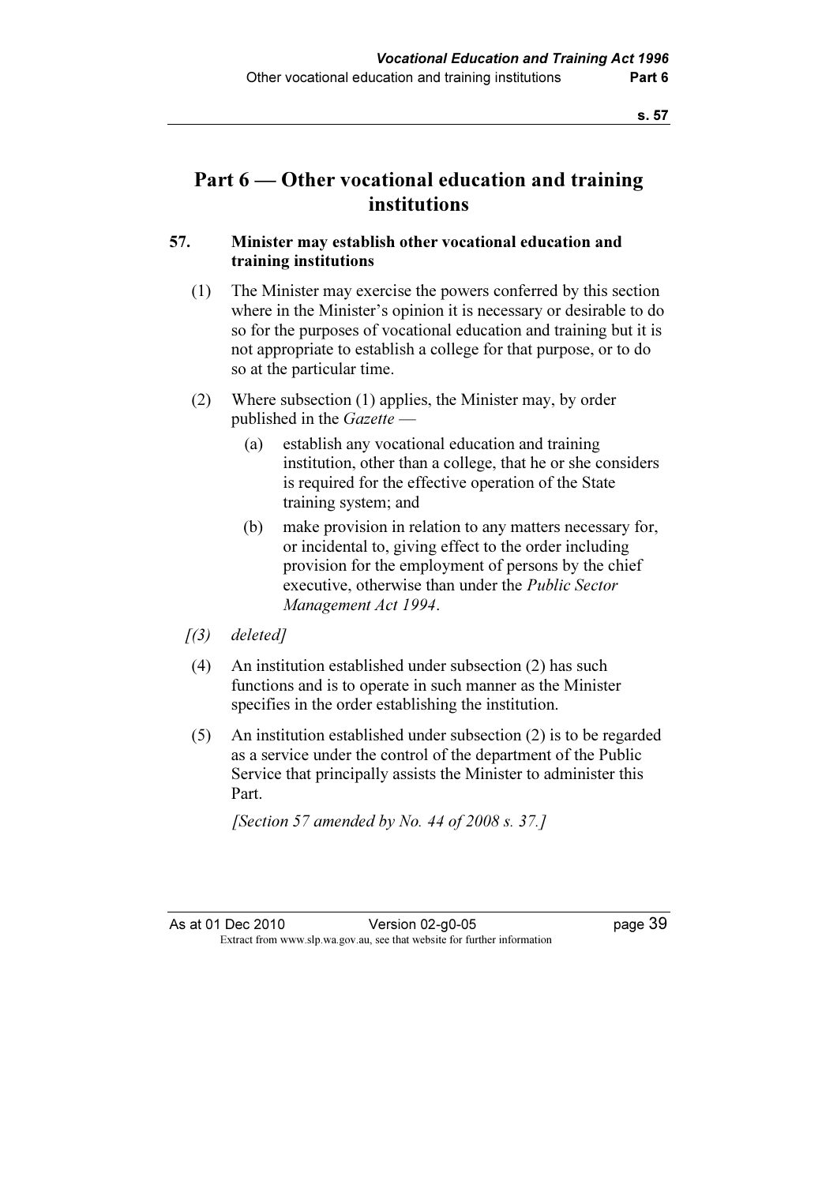# Part 6 — Other vocational education and training institutions

## 57. Minister may establish other vocational education and training institutions

(1) The Minister may exercise the powers conferred by this section where in the Minister's opinion it is necessary or desirable to do so for the purposes of vocational education and training but it is not appropriate to establish a college for that purpose, or to do so at the particular time.

(2) Where subsection (1) applies, the Minister may, by order published in the *Gazette* —

- (a) establish any vocational education and training institution, other than a college, that he or she considers is required for the effective operation of the State training system; and
- (b) make provision in relation to any matters necessary for, or incidental to, giving effect to the order including provision for the employment of persons by the chief executive, otherwise than under the *Public Sector Management Act 1994*.

*[(3) deleted]*

(4) An institution established under subsection (2) has such functions and is to operate in such manner as the Minister specifies in the order establishing the institution.

(5) An institution established under subsection (2) is to be regarded as a service under the control of the department of the Public Service that principally assists the Minister to administer this Part.

*[Section 57 amended by No. 44 of 2008 s. 37.]*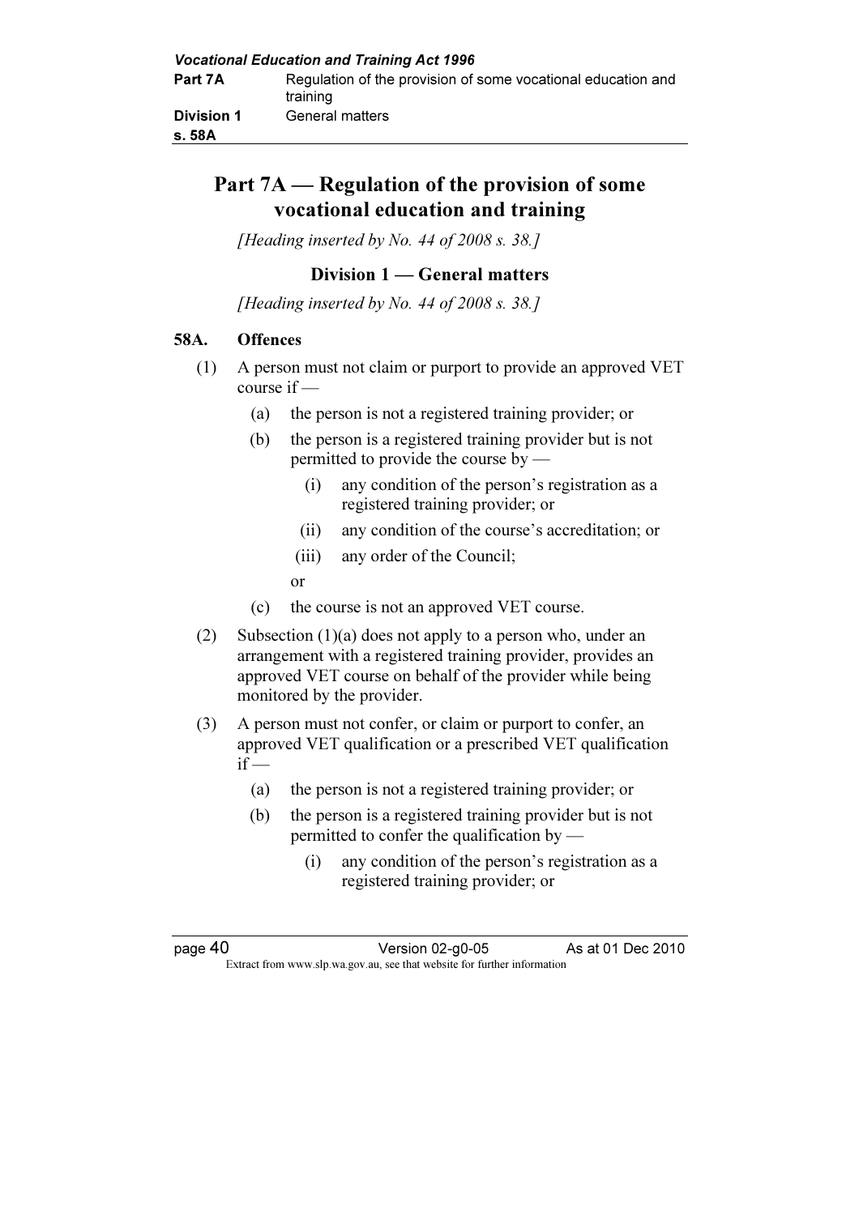# Part 7A — Regulation of the provision of some vocational education and training

*[Heading inserted by No. 44 of 2008 s. 38.]*

## Division 1 — General matters

*[Heading inserted by No. 44 of 2008 s. 38.]*

### 58A. Offences

(1) A person must not claim or purport to provide an approved VET course if —

- (a) the person is not a registered training provider; or
- (b) the person is a registered training provider but is not permitted to provide the course by —
  - (i) any condition of the person's registration as a registered training provider; or
  - (ii) any condition of the course's accreditation; or
  - (iii) any order of the Council;

  or
- (c) the course is not an approved VET course.

(2) Subsection (1)(a) does not apply to a person who, under an arrangement with a registered training provider, provides an approved VET course on behalf of the provider while being monitored by the provider.

(3) A person must not confer, or claim or purport to confer, an approved VET qualification or a prescribed VET qualification if —

- (a) the person is not a registered training provider; or
- (b) the person is a registered training provider but is not permitted to confer the qualification by —
  - (i) any condition of the person's registration as a registered training provider; or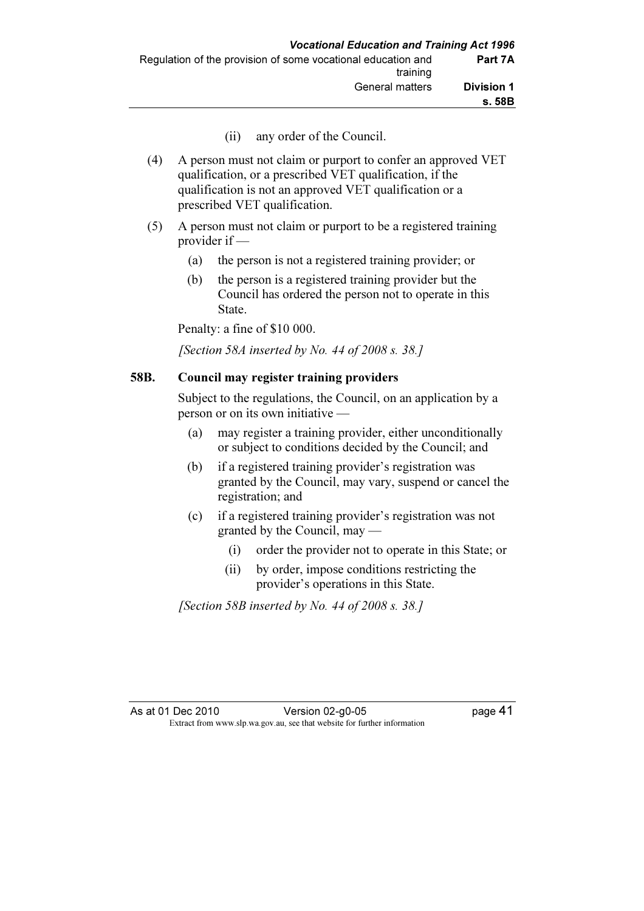(ii) any order of the Council.

(4) A person must not claim or purport to confer an approved VET qualification, or a prescribed VET qualification, if the qualification is not an approved VET qualification or a prescribed VET qualification.

(5) A person must not claim or purport to be a registered training provider if —

- (a) the person is not a registered training provider; or
- (b) the person is a registered training provider but the Council has ordered the person not to operate in this State.

Penalty: a fine of $10 000.

*[Section 58A inserted by No. 44 of 2008 s. 38.]*

## 58B. Council may register training providers

Subject to the regulations, the Council, on an application by a person or on its own initiative —

- (a) may register a training provider, either unconditionally or subject to conditions decided by the Council; and
- (b) if a registered training provider's registration was granted by the Council, may vary, suspend or cancel the registration; and
- (c) if a registered training provider's registration was not granted by the Council, may —
  - (i) order the provider not to operate in this State; or
  - (ii) by order, impose conditions restricting the provider's operations in this State.

*[Section 58B inserted by No. 44 of 2008 s. 38.]*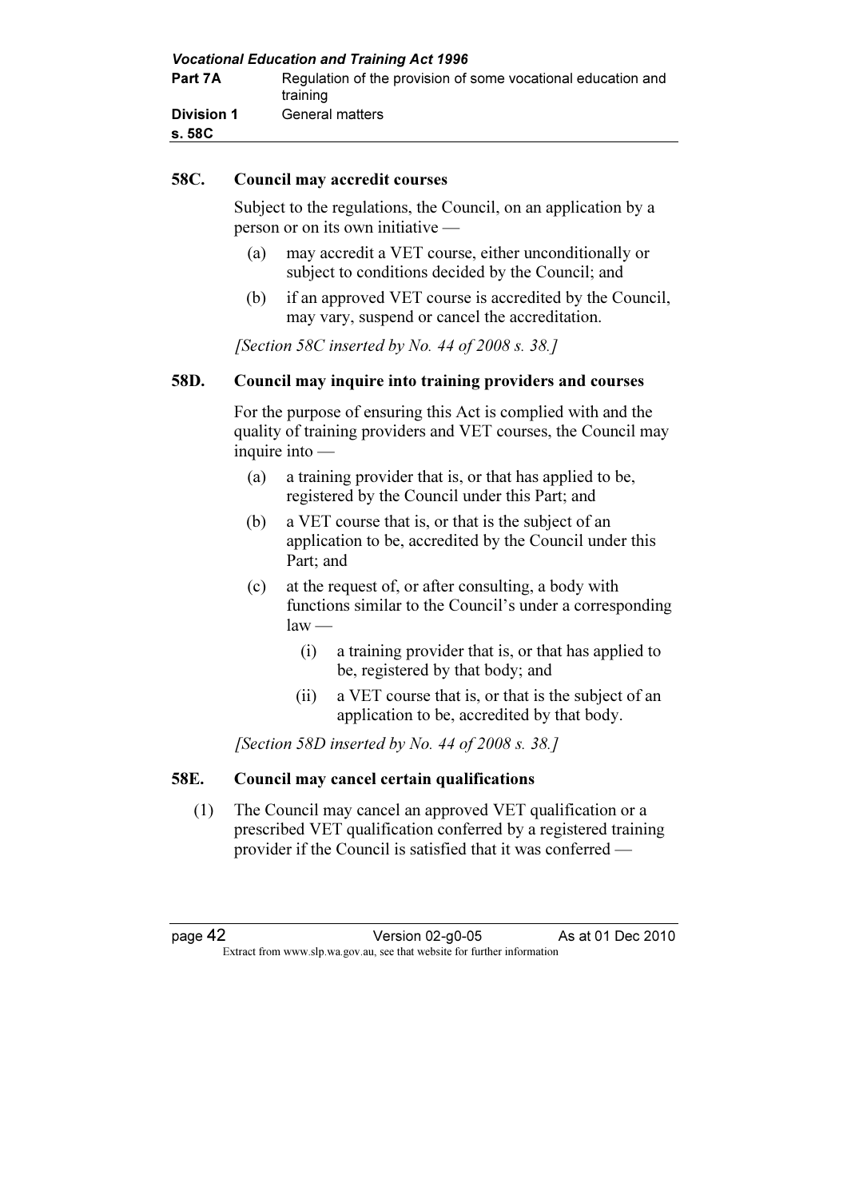### 58C. Council may accredit courses

Subject to the regulations, the Council, on an application by a person or on its own initiative —

(a) may accredit a VET course, either unconditionally or subject to conditions decided by the Council; and

(b) if an approved VET course is accredited by the Council, may vary, suspend or cancel the accreditation.

*[Section 58C inserted by No. 44 of 2008 s. 38.]*

### 58D. Council may inquire into training providers and courses

For the purpose of ensuring this Act is complied with and the quality of training providers and VET courses, the Council may inquire into —

(a) a training provider that is, or that has applied to be, registered by the Council under this Part; and

(b) a VET course that is, or that is the subject of an application to be, accredited by the Council under this Part; and

(c) at the request of, or after consulting, a body with functions similar to the Council's under a corresponding law —

  (i) a training provider that is, or that has applied to be, registered by that body; and

  (ii) a VET course that is, or that is the subject of an application to be, accredited by that body.

*[Section 58D inserted by No. 44 of 2008 s. 38.]*

### 58E. Council may cancel certain qualifications

(1) The Council may cancel an approved VET qualification or a prescribed VET qualification conferred by a registered training provider if the Council is satisfied that it was conferred —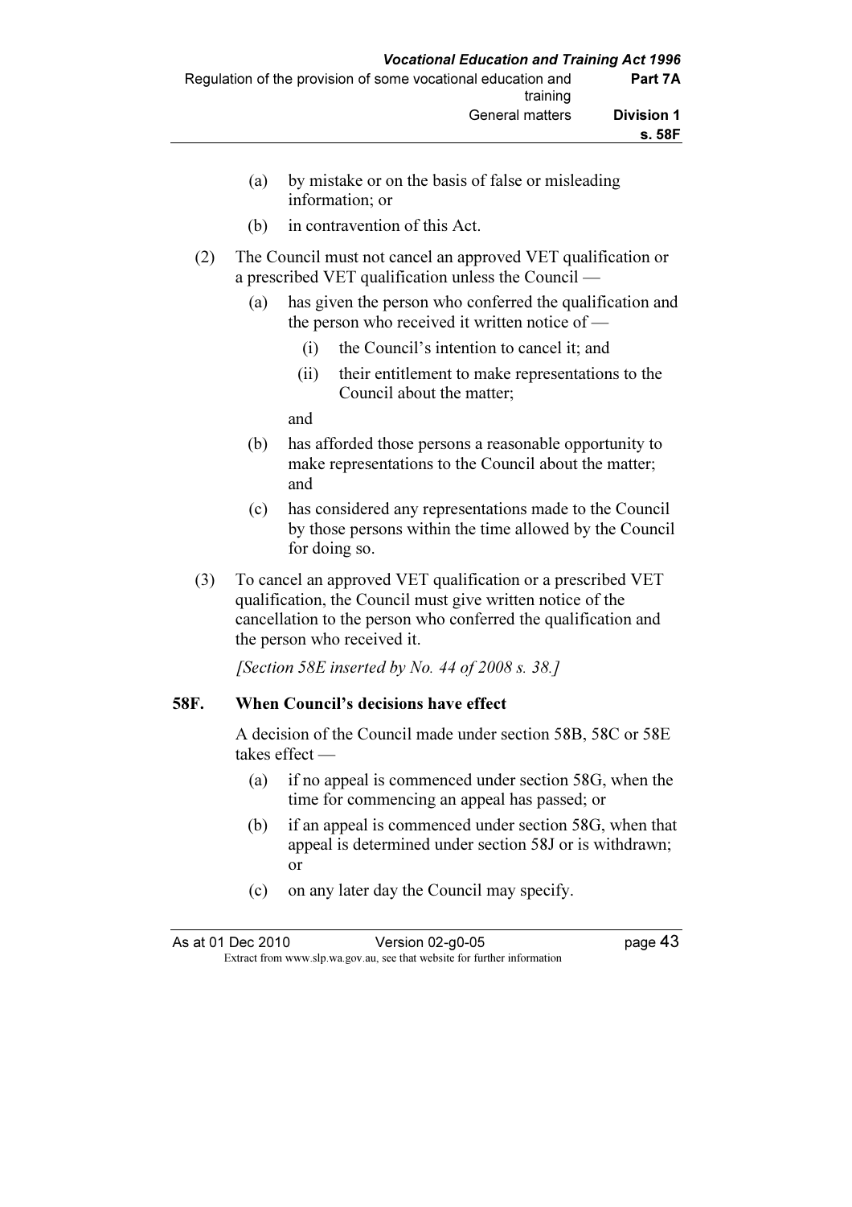(a) by mistake or on the basis of false or misleading information; or

(b) in contravention of this Act.

(2) The Council must not cancel an approved VET qualification or a prescribed VET qualification unless the Council —

(a) has given the person who conferred the qualification and the person who received it written notice of —

(i) the Council's intention to cancel it; and

(ii) their entitlement to make representations to the Council about the matter;

and

(b) has afforded those persons a reasonable opportunity to make representations to the Council about the matter; and

(c) has considered any representations made to the Council by those persons within the time allowed by the Council for doing so.

(3) To cancel an approved VET qualification or a prescribed VET qualification, the Council must give written notice of the cancellation to the person who conferred the qualification and the person who received it.

*[Section 58E inserted by No. 44 of 2008 s. 38.]*

### 58F. When Council's decisions have effect

A decision of the Council made under section 58B, 58C or 58E takes effect —

(a) if no appeal is commenced under section 58G, when the time for commencing an appeal has passed; or

(b) if an appeal is commenced under section 58G, when that appeal is determined under section 58J or is withdrawn; or

(c) on any later day the Council may specify.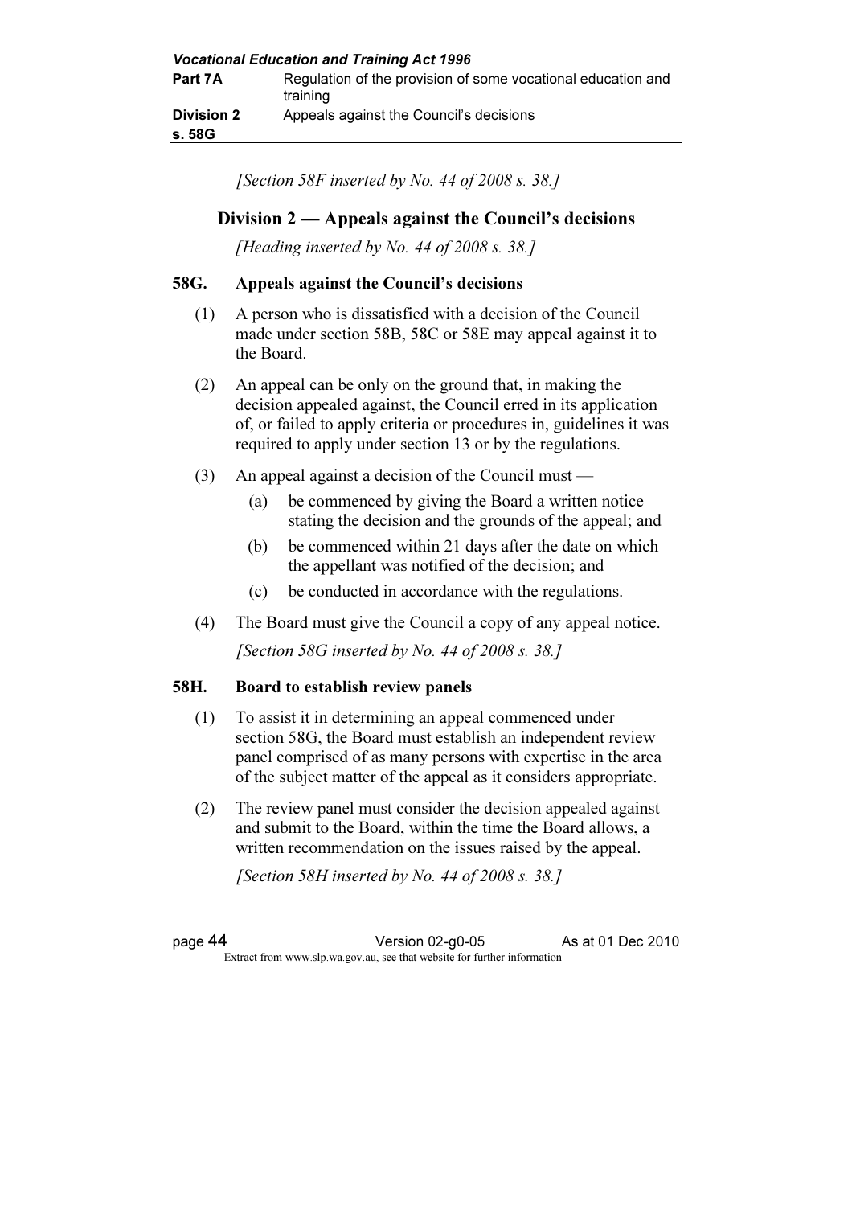*[Section 58F inserted by No. 44 of 2008 s. 38.]*

## Division 2 — Appeals against the Council's decisions

*[Heading inserted by No. 44 of 2008 s. 38.]*

### 58G. Appeals against the Council's decisions

(1) A person who is dissatisfied with a decision of the Council made under section 58B, 58C or 58E may appeal against it to the Board.

(2) An appeal can be only on the ground that, in making the decision appealed against, the Council erred in its application of, or failed to apply criteria or procedures in, guidelines it was required to apply under section 13 or by the regulations.

(3) An appeal against a decision of the Council must —

(a) be commenced by giving the Board a written notice stating the decision and the grounds of the appeal; and

(b) be commenced within 21 days after the date on which the appellant was notified of the decision; and

(c) be conducted in accordance with the regulations.

(4) The Board must give the Council a copy of any appeal notice.

*[Section 58G inserted by No. 44 of 2008 s. 38.]*

### 58H. Board to establish review panels

(1) To assist it in determining an appeal commenced under section 58G, the Board must establish an independent review panel comprised of as many persons with expertise in the area of the subject matter of the appeal as it considers appropriate.

(2) The review panel must consider the decision appealed against and submit to the Board, within the time the Board allows, a written recommendation on the issues raised by the appeal.

*[Section 58H inserted by No. 44 of 2008 s. 38.]*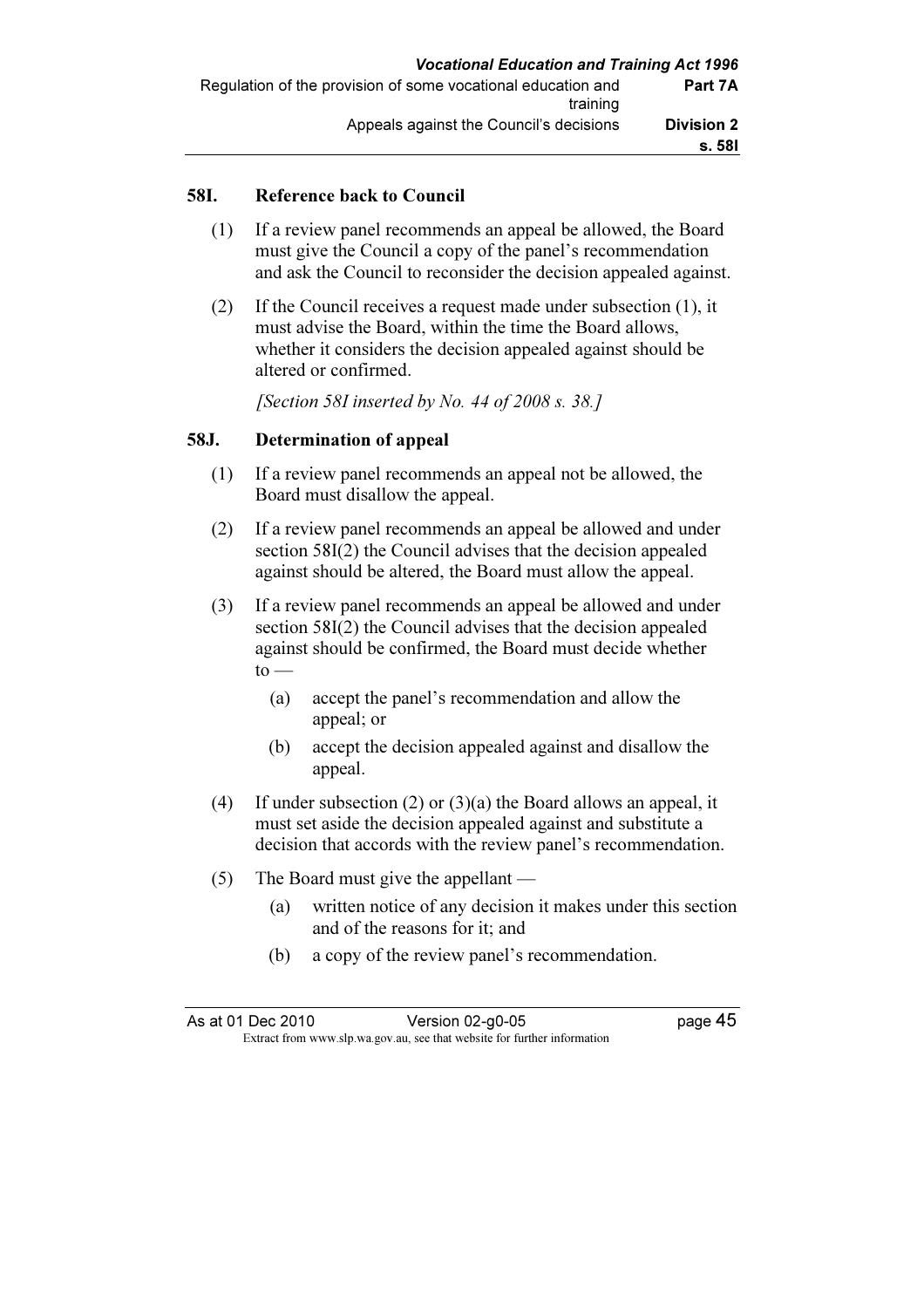### 58I. Reference back to Council

(1) If a review panel recommends an appeal be allowed, the Board must give the Council a copy of the panel's recommendation and ask the Council to reconsider the decision appealed against.

(2) If the Council receives a request made under subsection (1), it must advise the Board, within the time the Board allows, whether it considers the decision appealed against should be altered or confirmed.

*[Section 58I inserted by No. 44 of 2008 s. 38.]*

### 58J. Determination of appeal

(1) If a review panel recommends an appeal not be allowed, the Board must disallow the appeal.

(2) If a review panel recommends an appeal be allowed and under section 58I(2) the Council advises that the decision appealed against should be altered, the Board must allow the appeal.

(3) If a review panel recommends an appeal be allowed and under section 58I(2) the Council advises that the decision appealed against should be confirmed, the Board must decide whether to —

- (a) accept the panel's recommendation and allow the appeal; or
- (b) accept the decision appealed against and disallow the appeal.

(4) If under subsection (2) or (3)(a) the Board allows an appeal, it must set aside the decision appealed against and substitute a decision that accords with the review panel's recommendation.

(5) The Board must give the appellant —

- (a) written notice of any decision it makes under this section and of the reasons for it; and
- (b) a copy of the review panel's recommendation.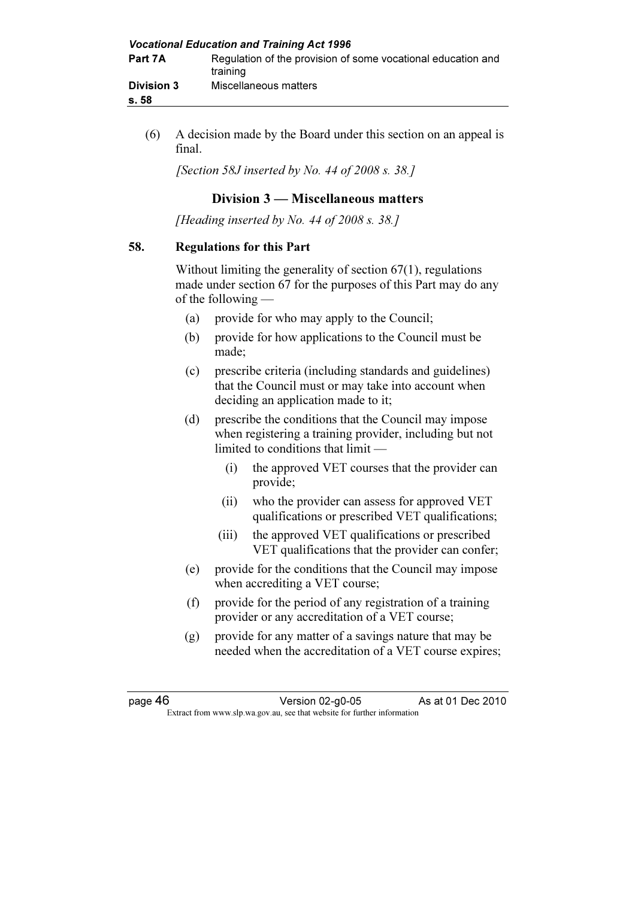(6) A decision made by the Board under this section on an appeal is final.

*[Section 58J inserted by No. 44 of 2008 s. 38.]*

## Division 3 — Miscellaneous matters

*[Heading inserted by No. 44 of 2008 s. 38.]*

### 58. Regulations for this Part

Without limiting the generality of section 67(1), regulations made under section 67 for the purposes of this Part may do any of the following —

- (a) provide for who may apply to the Council;
- (b) provide for how applications to the Council must be made;
- (c) prescribe criteria (including standards and guidelines) that the Council must or may take into account when deciding an application made to it;
- (d) prescribe the conditions that the Council may impose when registering a training provider, including but not limited to conditions that limit —
  - (i) the approved VET courses that the provider can provide;
  - (ii) who the provider can assess for approved VET qualifications or prescribed VET qualifications;
  - (iii) the approved VET qualifications or prescribed VET qualifications that the provider can confer;
- (e) provide for the conditions that the Council may impose when accrediting a VET course;
- (f) provide for the period of any registration of a training provider or any accreditation of a VET course;
- (g) provide for any matter of a savings nature that may be needed when the accreditation of a VET course expires;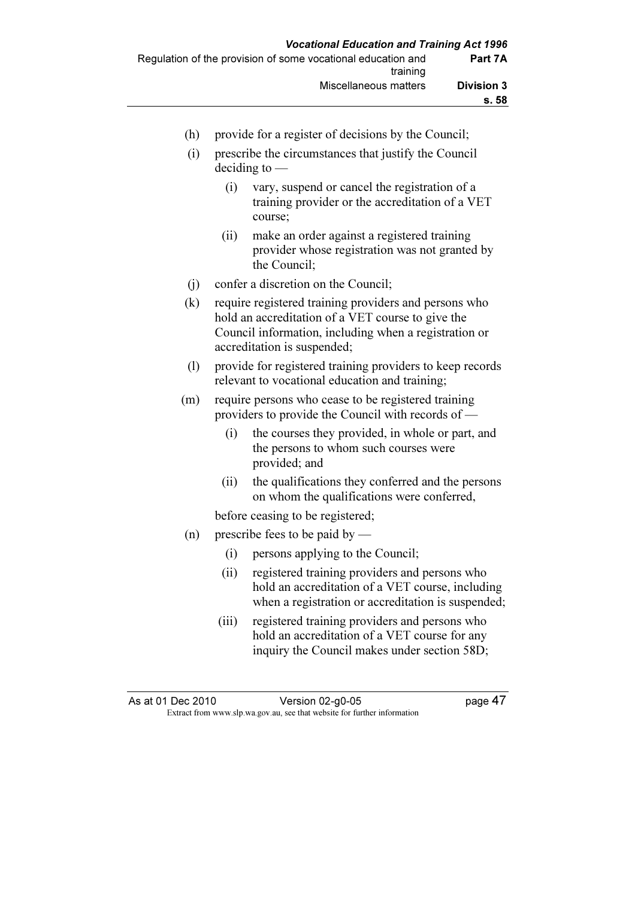(h) provide for a register of decisions by the Council;

(i) prescribe the circumstances that justify the Council deciding to —

  (i) vary, suspend or cancel the registration of a training provider or the accreditation of a VET course;

  (ii) make an order against a registered training provider whose registration was not granted by the Council;

(j) confer a discretion on the Council;

(k) require registered training providers and persons who hold an accreditation of a VET course to give the Council information, including when a registration or accreditation is suspended;

(l) provide for registered training providers to keep records relevant to vocational education and training;

(m) require persons who cease to be registered training providers to provide the Council with records of —

  (i) the courses they provided, in whole or part, and the persons to whom such courses were provided; and

  (ii) the qualifications they conferred and the persons on whom the qualifications were conferred,

  before ceasing to be registered;

(n) prescribe fees to be paid by —

  (i) persons applying to the Council;

  (ii) registered training providers and persons who hold an accreditation of a VET course, including when a registration or accreditation is suspended;

  (iii) registered training providers and persons who hold an accreditation of a VET course for any inquiry the Council makes under section 58D;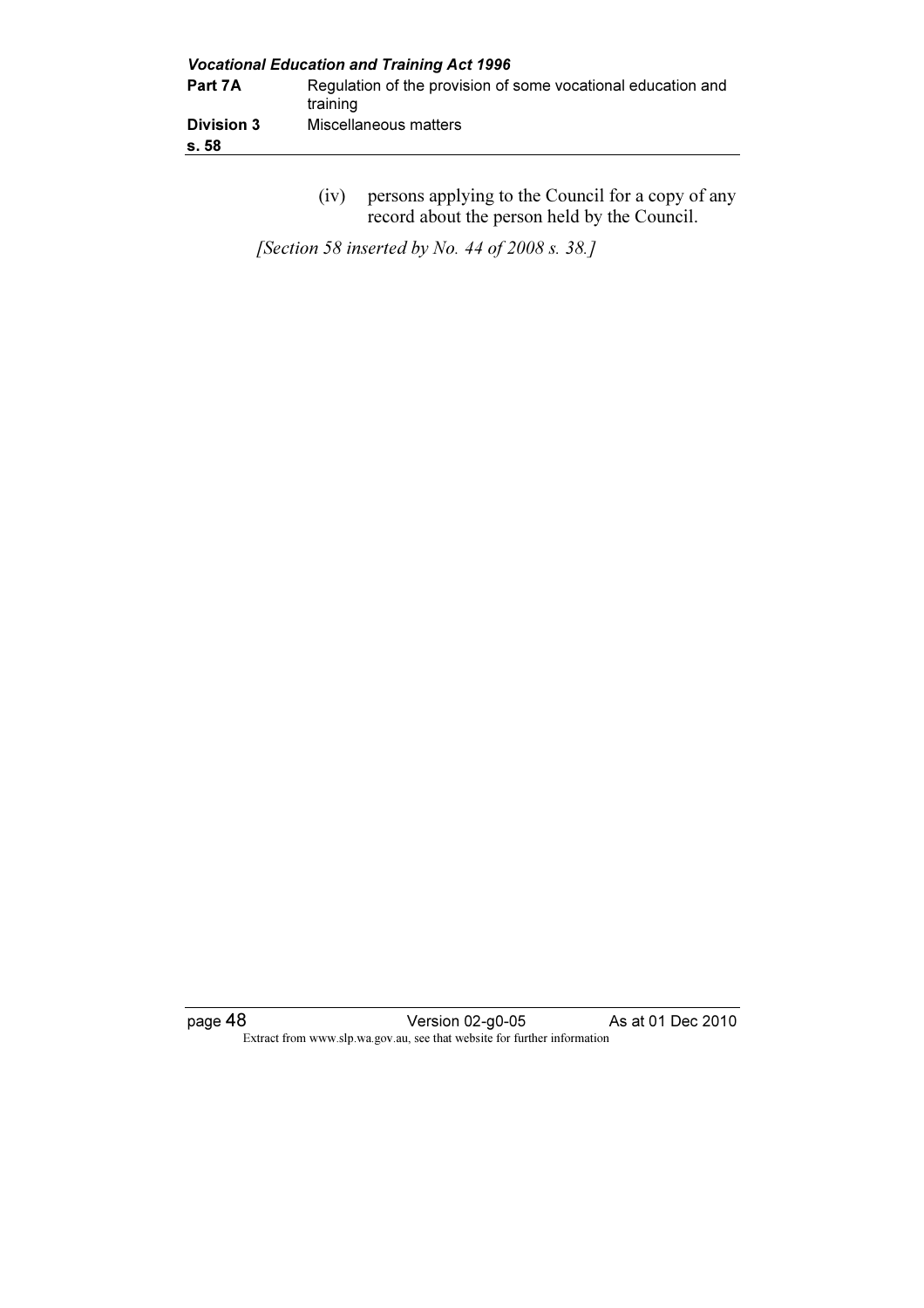(iv) persons applying to the Council for a copy of any record about the person held by the Council.

*[Section 58 inserted by No. 44 of 2008 s. 38.]*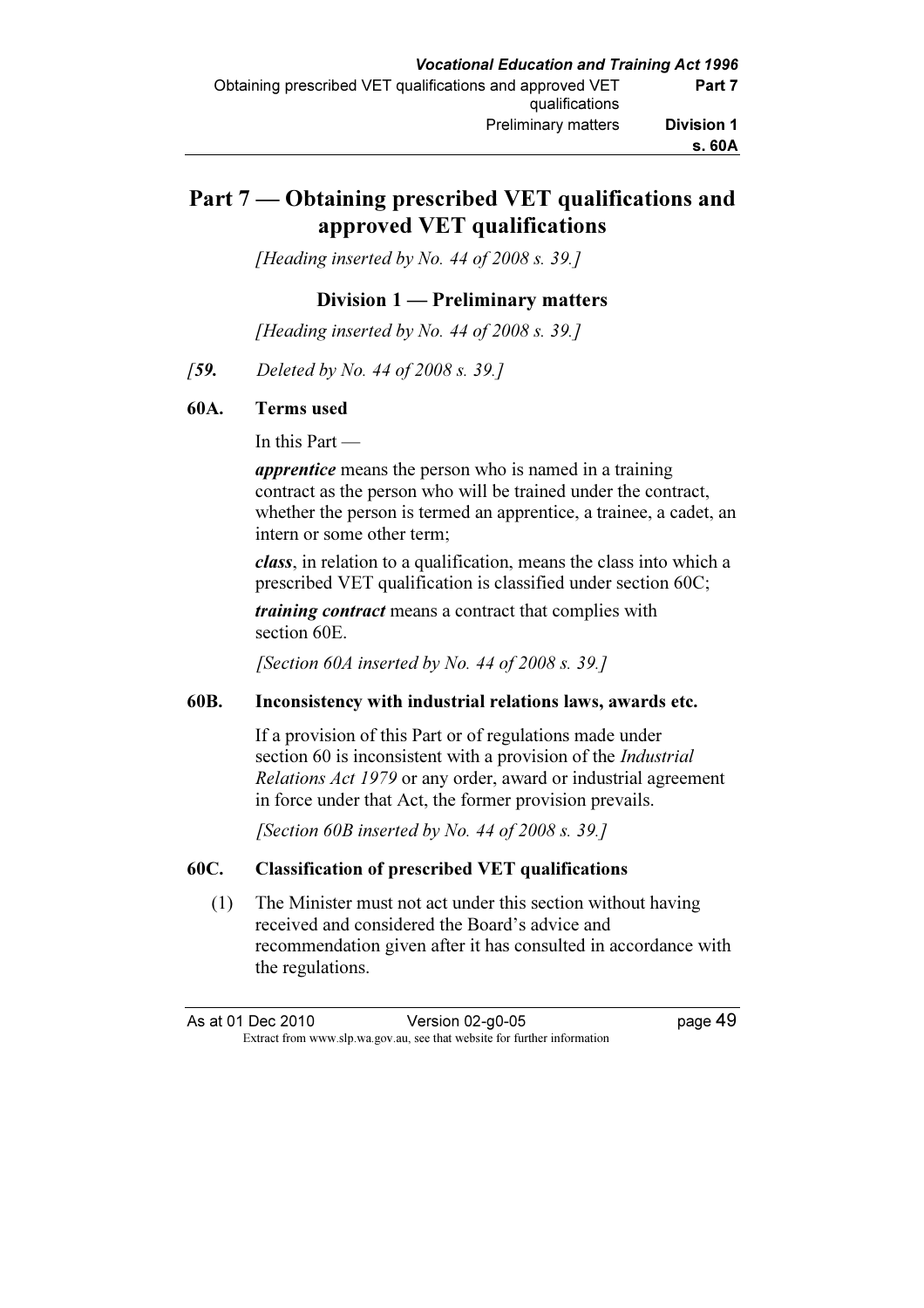# Part 7 — Obtaining prescribed VET qualifications and approved VET qualifications

*[Heading inserted by No. 44 of 2008 s. 39.]*

## Division 1 — Preliminary matters

*[Heading inserted by No. 44 of 2008 s. 39.]*

*[**59.** Deleted by No. 44 of 2008 s. 39.]*

### 60A. Terms used

In this Part —

***apprentice*** means the person who is named in a training contract as the person who will be trained under the contract, whether the person is termed an apprentice, a trainee, a cadet, an intern or some other term;

***class***, in relation to a qualification, means the class into which a prescribed VET qualification is classified under section 60C;

***training contract*** means a contract that complies with section 60E.

*[Section 60A inserted by No. 44 of 2008 s. 39.]*

### 60B. Inconsistency with industrial relations laws, awards etc.

If a provision of this Part or of regulations made under section 60 is inconsistent with a provision of the *Industrial Relations Act 1979* or any order, award or industrial agreement in force under that Act, the former provision prevails.

*[Section 60B inserted by No. 44 of 2008 s. 39.]*

### 60C. Classification of prescribed VET qualifications

(1) The Minister must not act under this section without having received and considered the Board's advice and recommendation given after it has consulted in accordance with the regulations.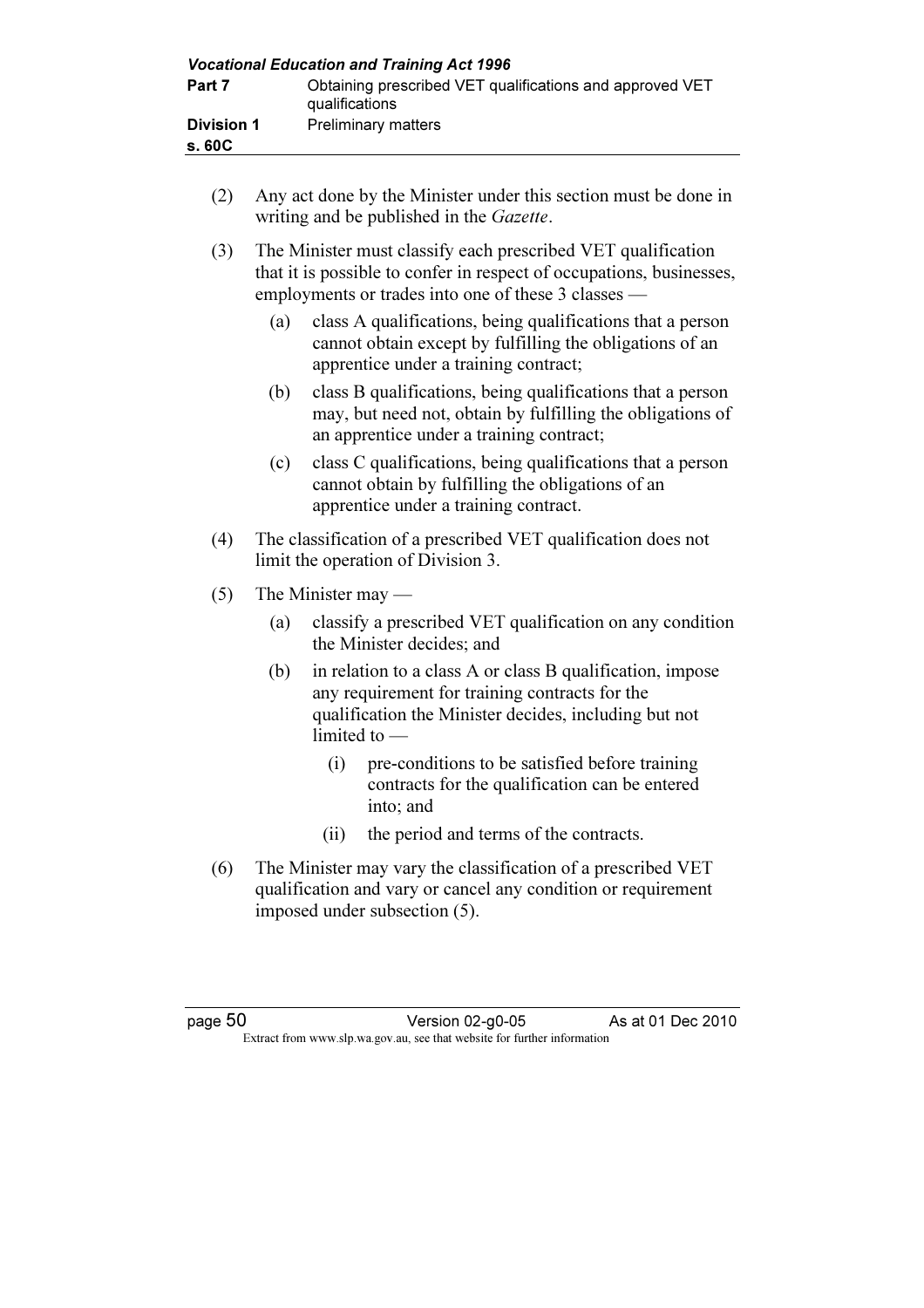(2) Any act done by the Minister under this section must be done in writing and be published in the *Gazette*.

(3) The Minister must classify each prescribed VET qualification that it is possible to confer in respect of occupations, businesses, employments or trades into one of these 3 classes —

  (a) class A qualifications, being qualifications that a person cannot obtain except by fulfilling the obligations of an apprentice under a training contract;

  (b) class B qualifications, being qualifications that a person may, but need not, obtain by fulfilling the obligations of an apprentice under a training contract;

  (c) class C qualifications, being qualifications that a person cannot obtain by fulfilling the obligations of an apprentice under a training contract.

(4) The classification of a prescribed VET qualification does not limit the operation of Division 3.

(5) The Minister may —

  (a) classify a prescribed VET qualification on any condition the Minister decides; and

  (b) in relation to a class A or class B qualification, impose any requirement for training contracts for the qualification the Minister decides, including but not limited to —

    (i) pre-conditions to be satisfied before training contracts for the qualification can be entered into; and

    (ii) the period and terms of the contracts.

(6) The Minister may vary the classification of a prescribed VET qualification and vary or cancel any condition or requirement imposed under subsection (5).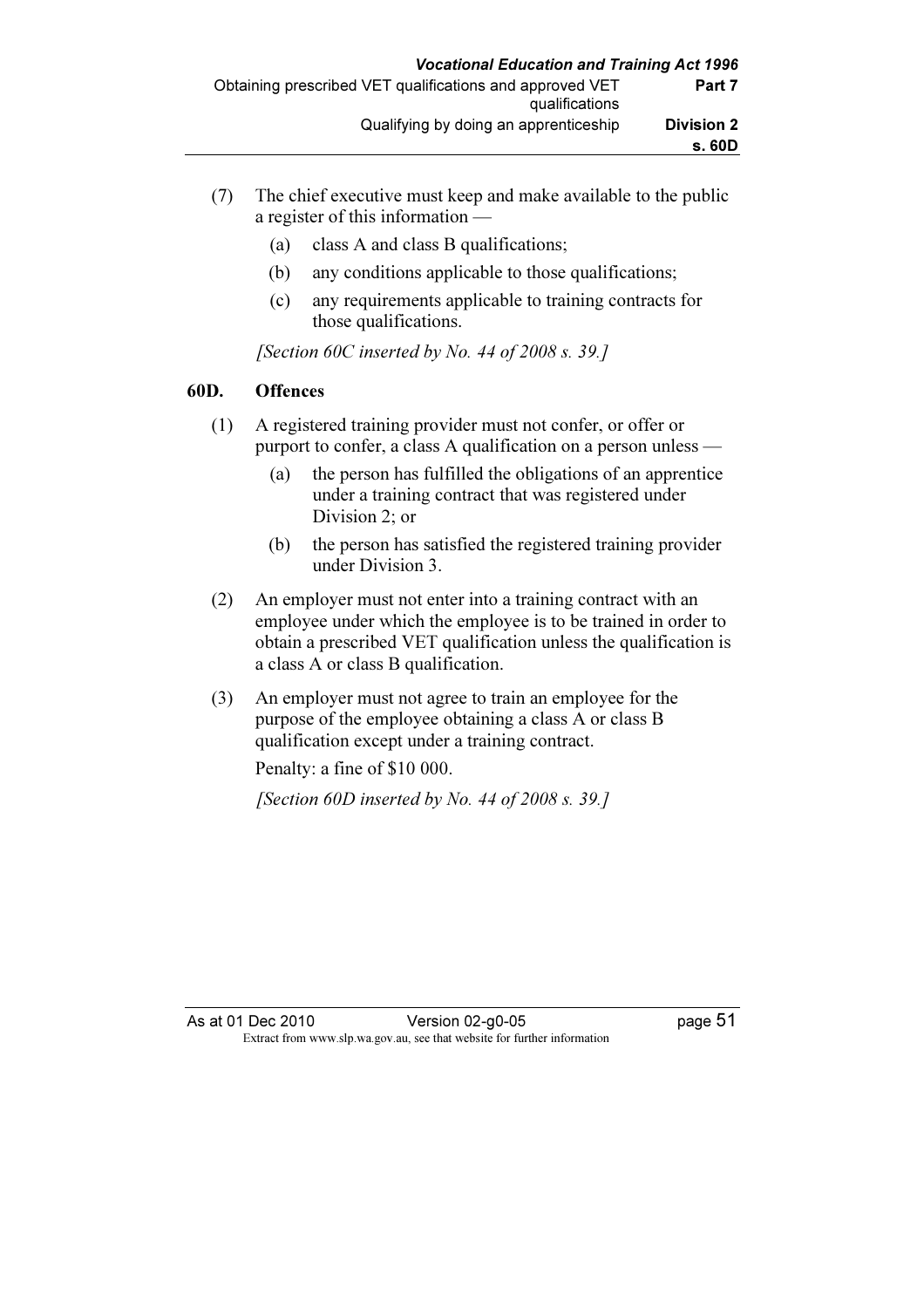(7) The chief executive must keep and make available to the public a register of this information —

(a) class A and class B qualifications;

(b) any conditions applicable to those qualifications;

(c) any requirements applicable to training contracts for those qualifications.

*[Section 60C inserted by No. 44 of 2008 s. 39.]*

### 60D. Offences

(1) A registered training provider must not confer, or offer or purport to confer, a class A qualification on a person unless —

(a) the person has fulfilled the obligations of an apprentice under a training contract that was registered under Division 2; or

(b) the person has satisfied the registered training provider under Division 3.

(2) An employer must not enter into a training contract with an employee under which the employee is to be trained in order to obtain a prescribed VET qualification unless the qualification is a class A or class B qualification.

(3) An employer must not agree to train an employee for the purpose of the employee obtaining a class A or class B qualification except under a training contract.

Penalty: a fine of $10 000.

*[Section 60D inserted by No. 44 of 2008 s. 39.]*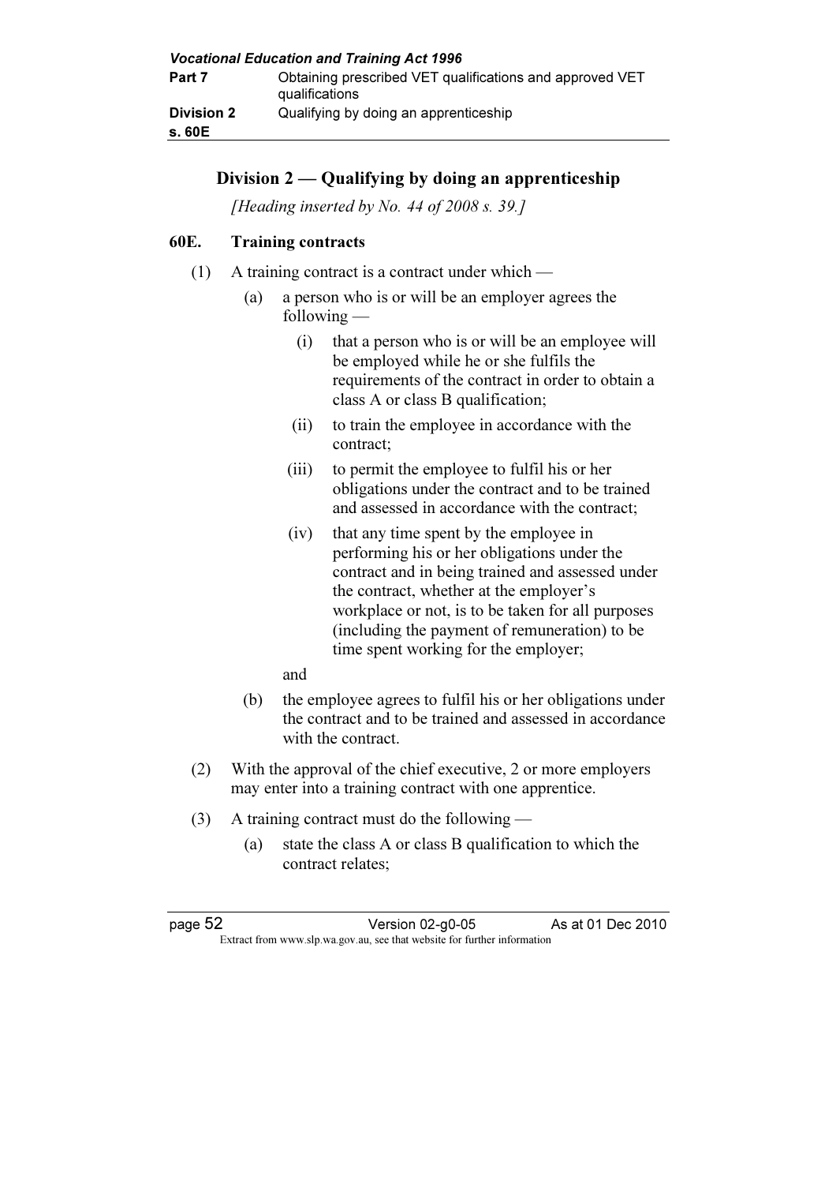## Division 2 — Qualifying by doing an apprenticeship

*[Heading inserted by No. 44 of 2008 s. 39.]*

### 60E. Training contracts

(1) A training contract is a contract under which —

(a) a person who is or will be an employer agrees the following —

(i) that a person who is or will be an employee will be employed while he or she fulfils the requirements of the contract in order to obtain a class A or class B qualification;

(ii) to train the employee in accordance with the contract;

(iii) to permit the employee to fulfil his or her obligations under the contract and to be trained and assessed in accordance with the contract;

(iv) that any time spent by the employee in performing his or her obligations under the contract and in being trained and assessed under the contract, whether at the employer's workplace or not, is to be taken for all purposes (including the payment of remuneration) to be time spent working for the employer;

and

(b) the employee agrees to fulfil his or her obligations under the contract and to be trained and assessed in accordance with the contract.

(2) With the approval of the chief executive, 2 or more employers may enter into a training contract with one apprentice.

(3) A training contract must do the following —

(a) state the class A or class B qualification to which the contract relates;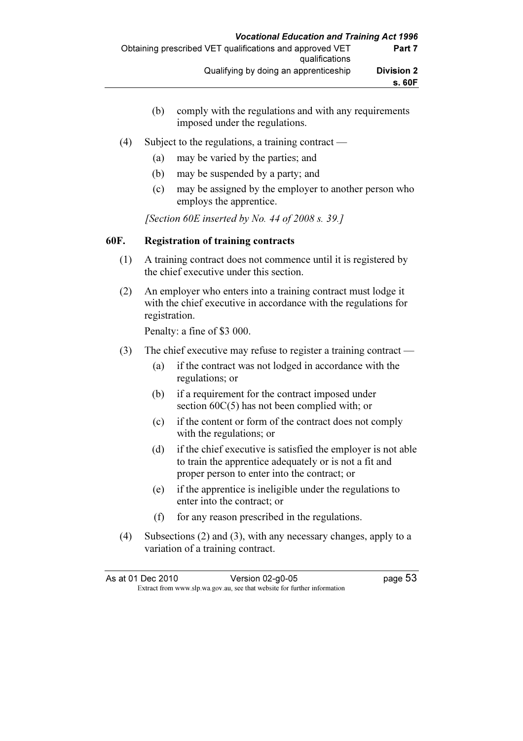(b) comply with the regulations and with any requirements imposed under the regulations.

(4) Subject to the regulations, a training contract —

(a) may be varied by the parties; and

(b) may be suspended by a party; and

(c) may be assigned by the employer to another person who employs the apprentice.

*[Section 60E inserted by No. 44 of 2008 s. 39.]*

## 60F. Registration of training contracts

(1) A training contract does not commence until it is registered by the chief executive under this section.

(2) An employer who enters into a training contract must lodge it with the chief executive in accordance with the regulations for registration.

Penalty: a fine of $3 000.

(3) The chief executive may refuse to register a training contract —

(a) if the contract was not lodged in accordance with the regulations; or

(b) if a requirement for the contract imposed under section 60C(5) has not been complied with; or

(c) if the content or form of the contract does not comply with the regulations; or

(d) if the chief executive is satisfied the employer is not able to train the apprentice adequately or is not a fit and proper person to enter into the contract; or

(e) if the apprentice is ineligible under the regulations to enter into the contract; or

(f) for any reason prescribed in the regulations.

(4) Subsections (2) and (3), with any necessary changes, apply to a variation of a training contract.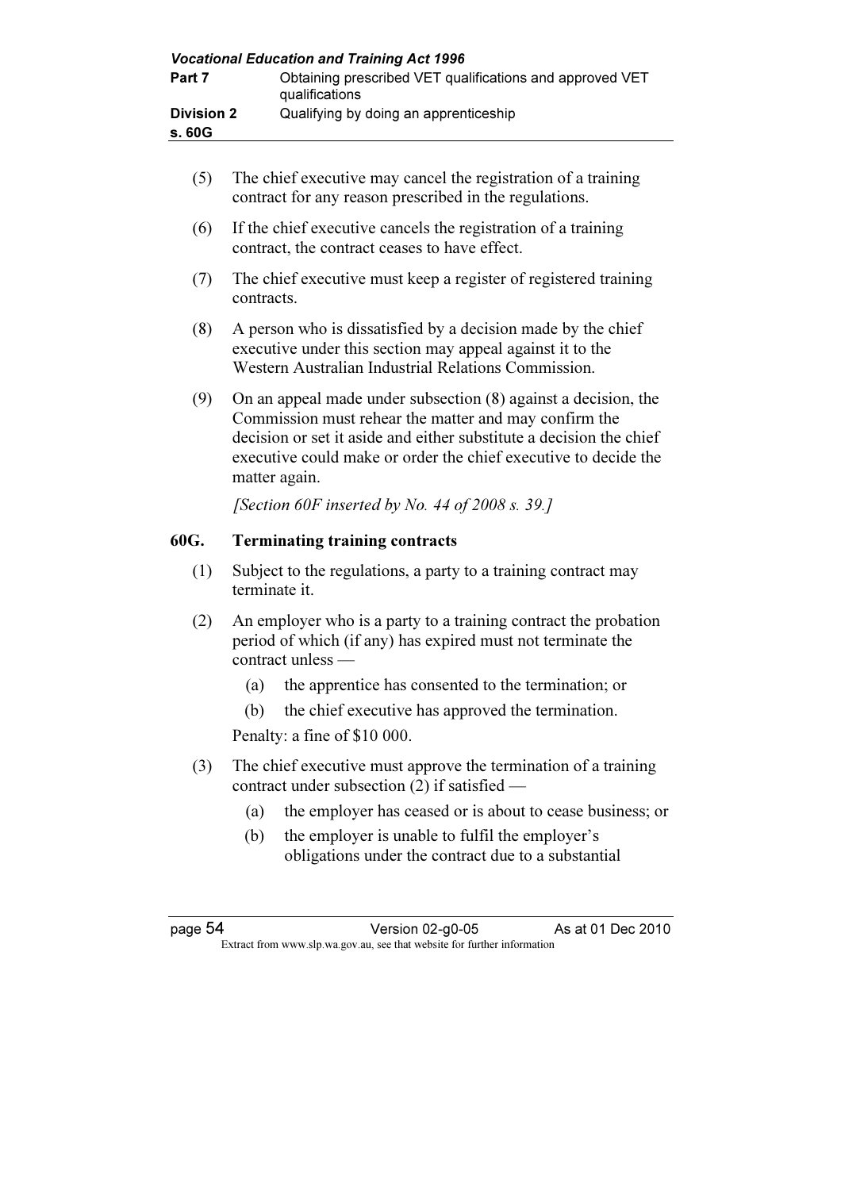(5) The chief executive may cancel the registration of a training contract for any reason prescribed in the regulations.

(6) If the chief executive cancels the registration of a training contract, the contract ceases to have effect.

(7) The chief executive must keep a register of registered training contracts.

(8) A person who is dissatisfied by a decision made by the chief executive under this section may appeal against it to the Western Australian Industrial Relations Commission.

(9) On an appeal made under subsection (8) against a decision, the Commission must rehear the matter and may confirm the decision or set it aside and either substitute a decision the chief executive could make or order the chief executive to decide the matter again.

*[Section 60F inserted by No. 44 of 2008 s. 39.]*

### 60G. Terminating training contracts

(1) Subject to the regulations, a party to a training contract may terminate it.

(2) An employer who is a party to a training contract the probation period of which (if any) has expired must not terminate the contract unless —

(a) the apprentice has consented to the termination; or

(b) the chief executive has approved the termination.

Penalty: a fine of $10 000.

(3) The chief executive must approve the termination of a training contract under subsection (2) if satisfied —

(a) the employer has ceased or is about to cease business; or

(b) the employer is unable to fulfil the employer's obligations under the contract due to a substantial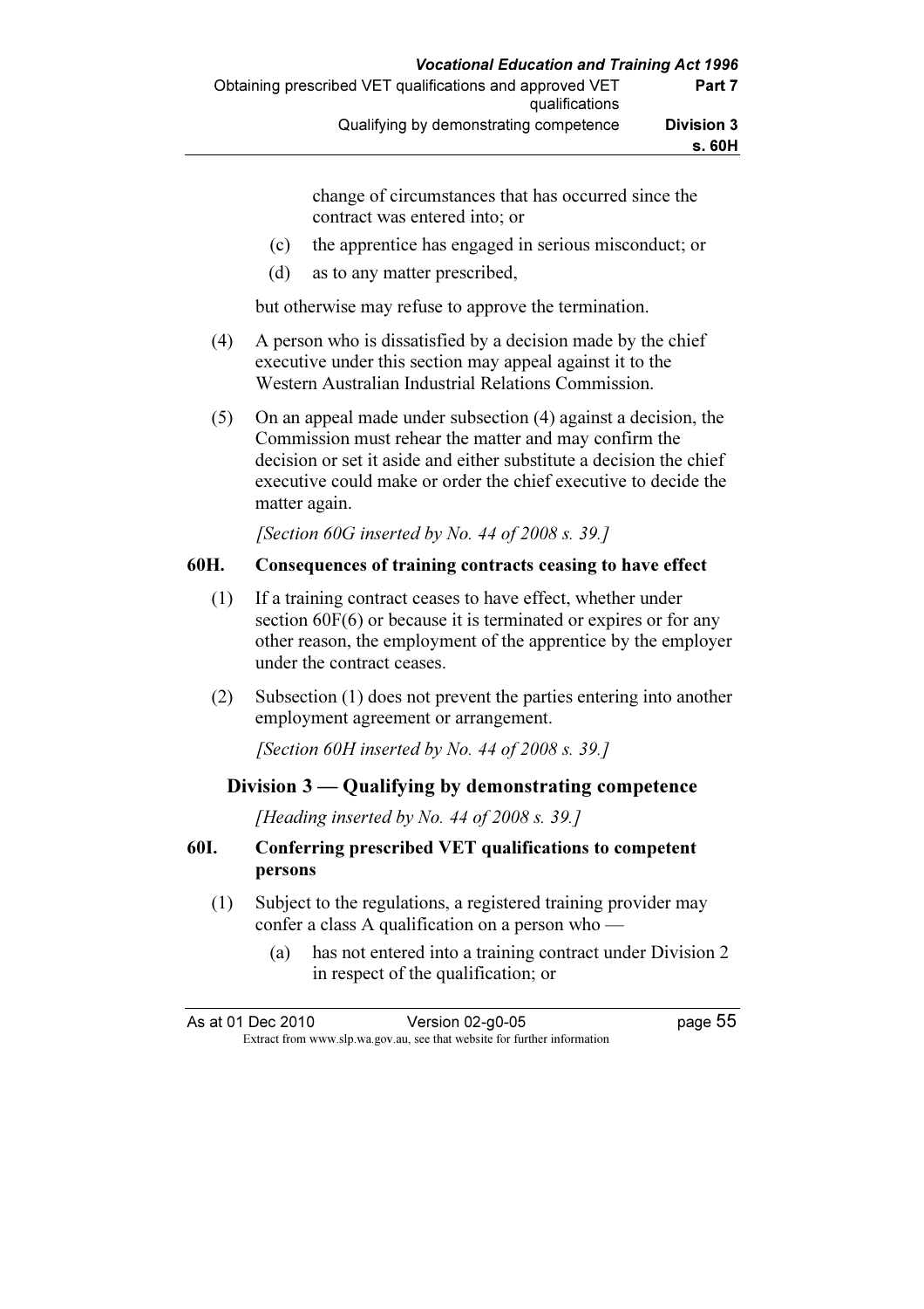change of circumstances that has occurred since the contract was entered into; or

(c) the apprentice has engaged in serious misconduct; or

(d) as to any matter prescribed,

but otherwise may refuse to approve the termination.

(4) A person who is dissatisfied by a decision made by the chief executive under this section may appeal against it to the Western Australian Industrial Relations Commission.

(5) On an appeal made under subsection (4) against a decision, the Commission must rehear the matter and may confirm the decision or set it aside and either substitute a decision the chief executive could make or order the chief executive to decide the matter again.

*[Section 60G inserted by No. 44 of 2008 s. 39.]*

### 60H. Consequences of training contracts ceasing to have effect

(1) If a training contract ceases to have effect, whether under section 60F(6) or because it is terminated or expires or for any other reason, the employment of the apprentice by the employer under the contract ceases.

(2) Subsection (1) does not prevent the parties entering into another employment agreement or arrangement.

*[Section 60H inserted by No. 44 of 2008 s. 39.]*

## Division 3 — Qualifying by demonstrating competence

*[Heading inserted by No. 44 of 2008 s. 39.]*

### 60I. Conferring prescribed VET qualifications to competent persons

(1) Subject to the regulations, a registered training provider may confer a class A qualification on a person who —

(a) has not entered into a training contract under Division 2 in respect of the qualification; or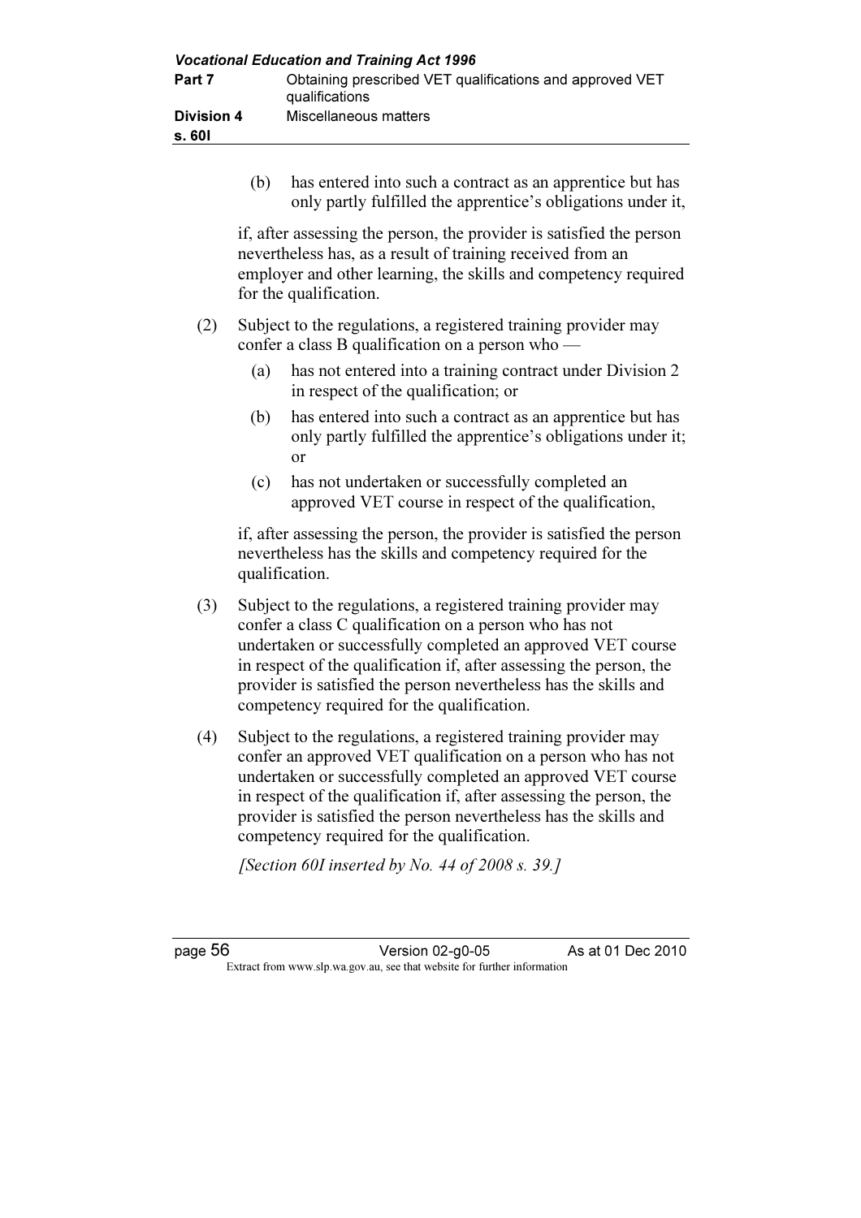(b) has entered into such a contract as an apprentice but has only partly fulfilled the apprentice's obligations under it,

if, after assessing the person, the provider is satisfied the person nevertheless has, as a result of training received from an employer and other learning, the skills and competency required for the qualification.

(2) Subject to the regulations, a registered training provider may confer a class B qualification on a person who —

(a) has not entered into a training contract under Division 2 in respect of the qualification; or

(b) has entered into such a contract as an apprentice but has only partly fulfilled the apprentice's obligations under it; or

(c) has not undertaken or successfully completed an approved VET course in respect of the qualification,

if, after assessing the person, the provider is satisfied the person nevertheless has the skills and competency required for the qualification.

(3) Subject to the regulations, a registered training provider may confer a class C qualification on a person who has not undertaken or successfully completed an approved VET course in respect of the qualification if, after assessing the person, the provider is satisfied the person nevertheless has the skills and competency required for the qualification.

(4) Subject to the regulations, a registered training provider may confer an approved VET qualification on a person who has not undertaken or successfully completed an approved VET course in respect of the qualification if, after assessing the person, the provider is satisfied the person nevertheless has the skills and competency required for the qualification.

*[Section 60I inserted by No. 44 of 2008 s. 39.]*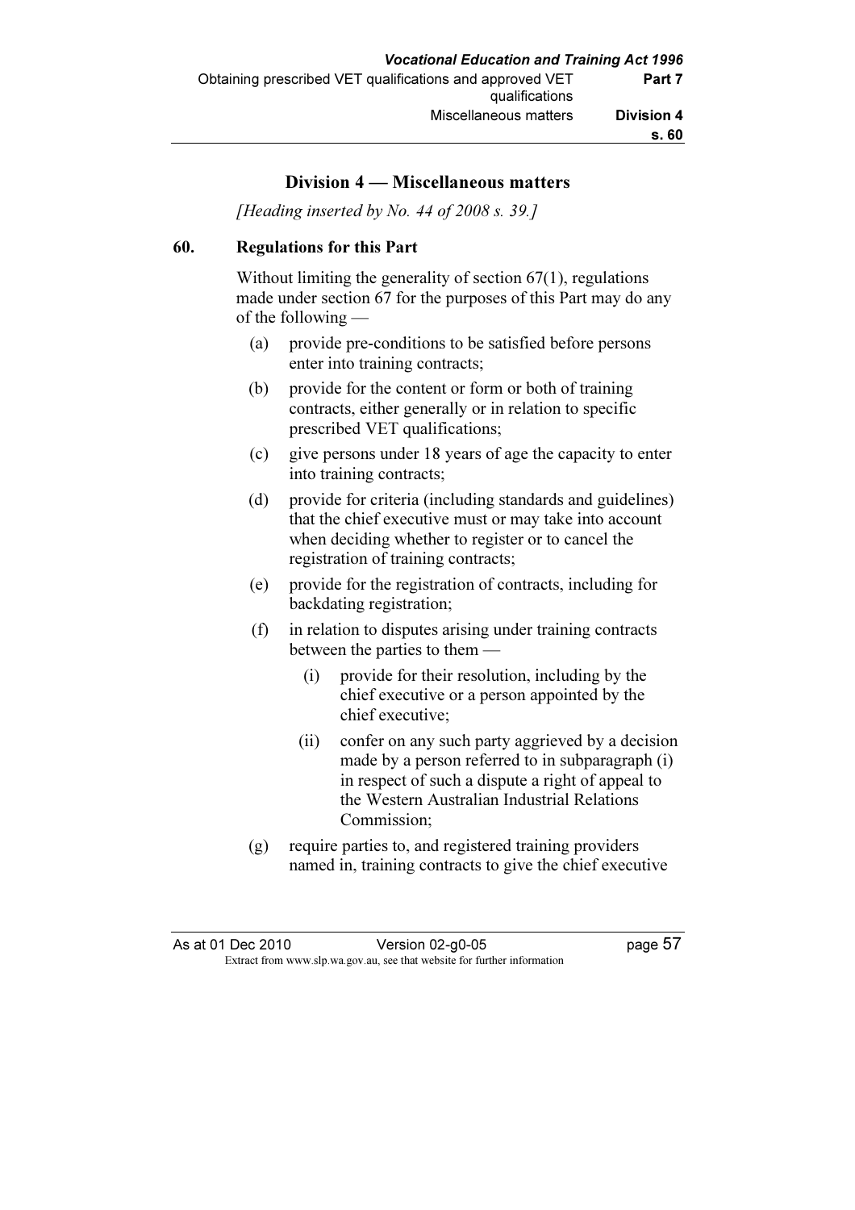## Division 4 — Miscellaneous matters

*[Heading inserted by No. 44 of 2008 s. 39.]*

### 60. Regulations for this Part

Without limiting the generality of section 67(1), regulations made under section 67 for the purposes of this Part may do any of the following —

(a) provide pre-conditions to be satisfied before persons enter into training contracts;

(b) provide for the content or form or both of training contracts, either generally or in relation to specific prescribed VET qualifications;

(c) give persons under 18 years of age the capacity to enter into training contracts;

(d) provide for criteria (including standards and guidelines) that the chief executive must or may take into account when deciding whether to register or to cancel the registration of training contracts;

(e) provide for the registration of contracts, including for backdating registration;

(f) in relation to disputes arising under training contracts between the parties to them —

  (i) provide for their resolution, including by the chief executive or a person appointed by the chief executive;

  (ii) confer on any such party aggrieved by a decision made by a person referred to in subparagraph (i) in respect of such a dispute a right of appeal to the Western Australian Industrial Relations Commission;

(g) require parties to, and registered training providers named in, training contracts to give the chief executive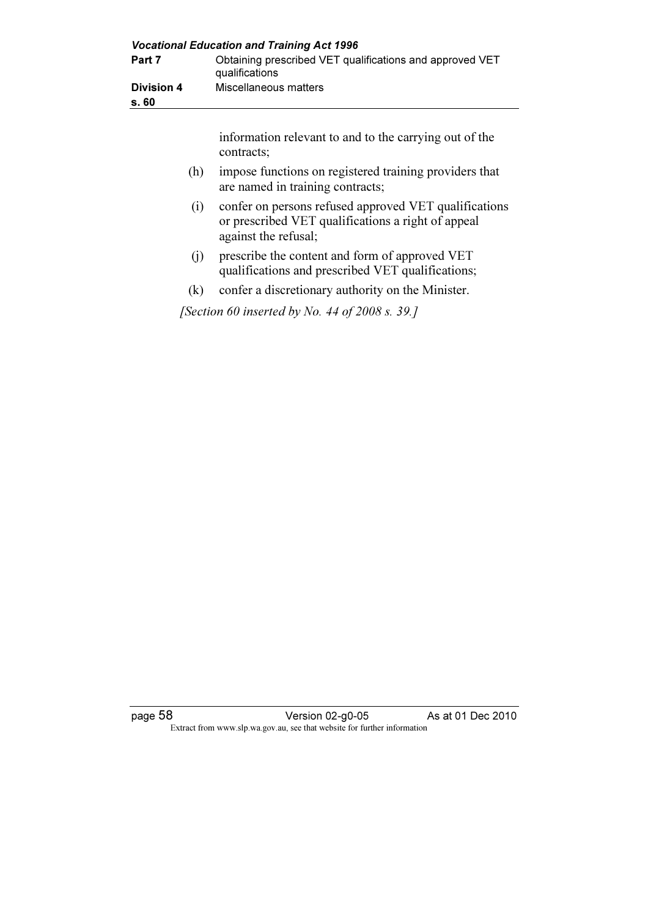information relevant to and to the carrying out of the contracts;

(h) impose functions on registered training providers that are named in training contracts;

(i) confer on persons refused approved VET qualifications or prescribed VET qualifications a right of appeal against the refusal;

(j) prescribe the content and form of approved VET qualifications and prescribed VET qualifications;

(k) confer a discretionary authority on the Minister.

*[Section 60 inserted by No. 44 of 2008 s. 39.]*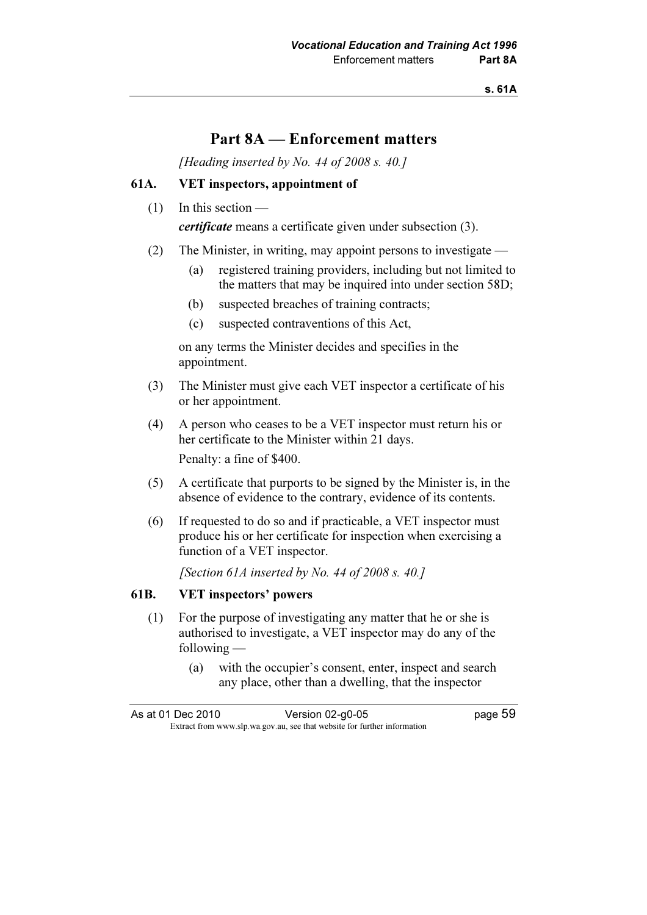# Part 8A — Enforcement matters

*[Heading inserted by No. 44 of 2008 s. 40.]*

### 61A. VET inspectors, appointment of

(1) In this section —

***certificate*** means a certificate given under subsection (3).

(2) The Minister, in writing, may appoint persons to investigate —

   (a) registered training providers, including but not limited to the matters that may be inquired into under section 58D;

   (b) suspected breaches of training contracts;

   (c) suspected contraventions of this Act,

on any terms the Minister decides and specifies in the appointment.

(3) The Minister must give each VET inspector a certificate of his or her appointment.

(4) A person who ceases to be a VET inspector must return his or her certificate to the Minister within 21 days.

Penalty: a fine of $400.

(5) A certificate that purports to be signed by the Minister is, in the absence of evidence to the contrary, evidence of its contents.

(6) If requested to do so and if practicable, a VET inspector must produce his or her certificate for inspection when exercising a function of a VET inspector.

*[Section 61A inserted by No. 44 of 2008 s. 40.]*

### 61B. VET inspectors' powers

(1) For the purpose of investigating any matter that he or she is authorised to investigate, a VET inspector may do any of the following —

   (a) with the occupier's consent, enter, inspect and search any place, other than a dwelling, that the inspector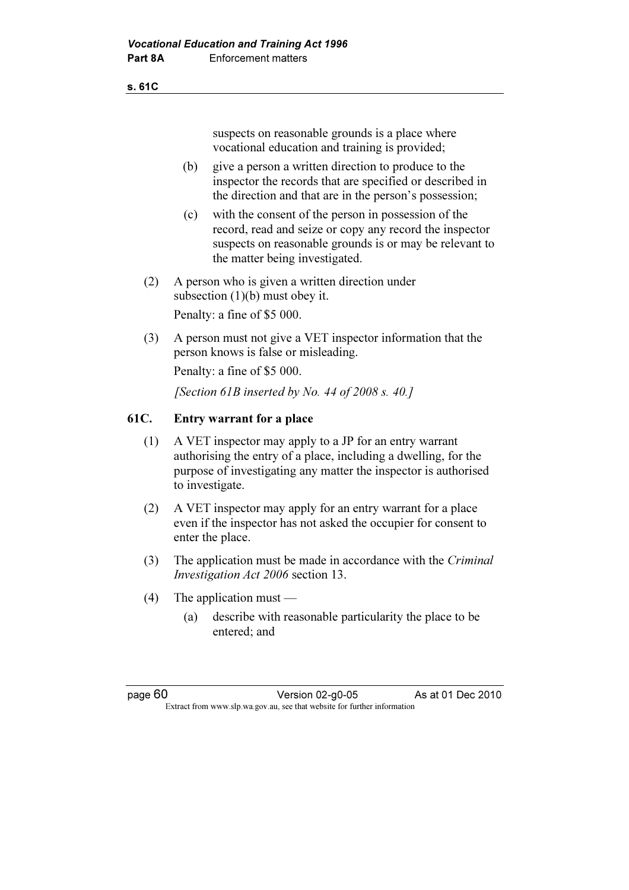suspects on reasonable grounds is a place where vocational education and training is provided;

(b) give a person a written direction to produce to the inspector the records that are specified or described in the direction and that are in the person's possession;

(c) with the consent of the person in possession of the record, read and seize or copy any record the inspector suspects on reasonable grounds is or may be relevant to the matter being investigated.

(2) A person who is given a written direction under subsection (1)(b) must obey it.

Penalty: a fine of $5 000.

(3) A person must not give a VET inspector information that the person knows is false or misleading.

Penalty: a fine of $5 000.

*[Section 61B inserted by No. 44 of 2008 s. 40.]*

## 61C. Entry warrant for a place

(1) A VET inspector may apply to a JP for an entry warrant authorising the entry of a place, including a dwelling, for the purpose of investigating any matter the inspector is authorised to investigate.

(2) A VET inspector may apply for an entry warrant for a place even if the inspector has not asked the occupier for consent to enter the place.

(3) The application must be made in accordance with the *Criminal Investigation Act 2006* section 13.

(4) The application must —

(a) describe with reasonable particularity the place to be entered; and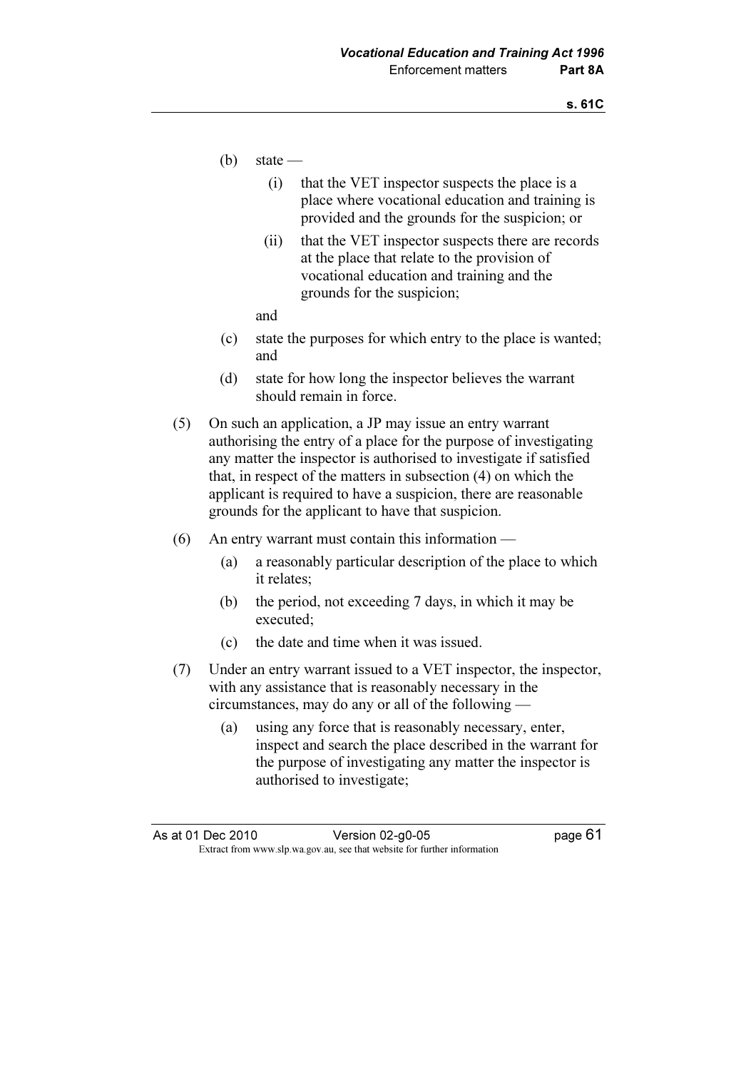(b) state —

  (i) that the VET inspector suspects the place is a place where vocational education and training is provided and the grounds for the suspicion; or

  (ii) that the VET inspector suspects there are records at the place that relate to the provision of vocational education and training and the grounds for the suspicion;

  and

(c) state the purposes for which entry to the place is wanted; and

(d) state for how long the inspector believes the warrant should remain in force.

(5) On such an application, a JP may issue an entry warrant authorising the entry of a place for the purpose of investigating any matter the inspector is authorised to investigate if satisfied that, in respect of the matters in subsection (4) on which the applicant is required to have a suspicion, there are reasonable grounds for the applicant to have that suspicion.

(6) An entry warrant must contain this information —

  (a) a reasonably particular description of the place to which it relates;

  (b) the period, not exceeding 7 days, in which it may be executed;

  (c) the date and time when it was issued.

(7) Under an entry warrant issued to a VET inspector, the inspector, with any assistance that is reasonably necessary in the circumstances, may do any or all of the following —

  (a) using any force that is reasonably necessary, enter, inspect and search the place described in the warrant for the purpose of investigating any matter the inspector is authorised to investigate;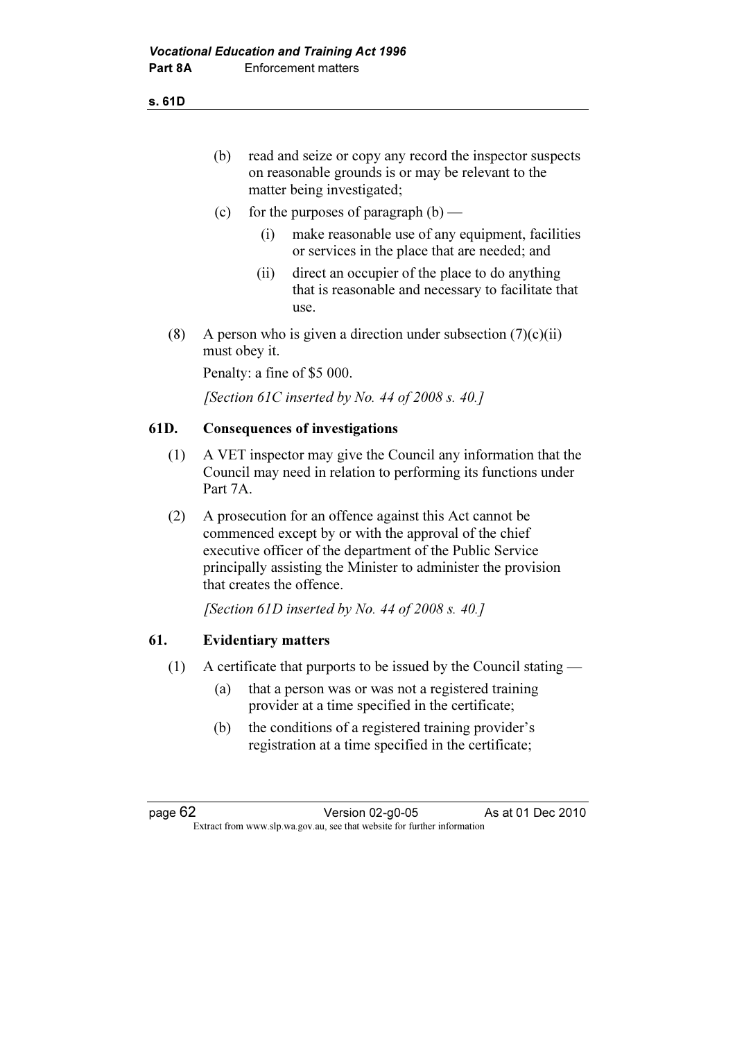(b) read and seize or copy any record the inspector suspects on reasonable grounds is or may be relevant to the matter being investigated;

(c) for the purposes of paragraph (b) —

(i) make reasonable use of any equipment, facilities or services in the place that are needed; and

(ii) direct an occupier of the place to do anything that is reasonable and necessary to facilitate that use.

(8) A person who is given a direction under subsection (7)(c)(ii) must obey it.

Penalty: a fine of $5 000.

*[Section 61C inserted by No. 44 of 2008 s. 40.]*

### 61D. Consequences of investigations

(1) A VET inspector may give the Council any information that the Council may need in relation to performing its functions under Part 7A.

(2) A prosecution for an offence against this Act cannot be commenced except by or with the approval of the chief executive officer of the department of the Public Service principally assisting the Minister to administer the provision that creates the offence.

*[Section 61D inserted by No. 44 of 2008 s. 40.]*

### 61. Evidentiary matters

(1) A certificate that purports to be issued by the Council stating —

(a) that a person was or was not a registered training provider at a time specified in the certificate;

(b) the conditions of a registered training provider's registration at a time specified in the certificate;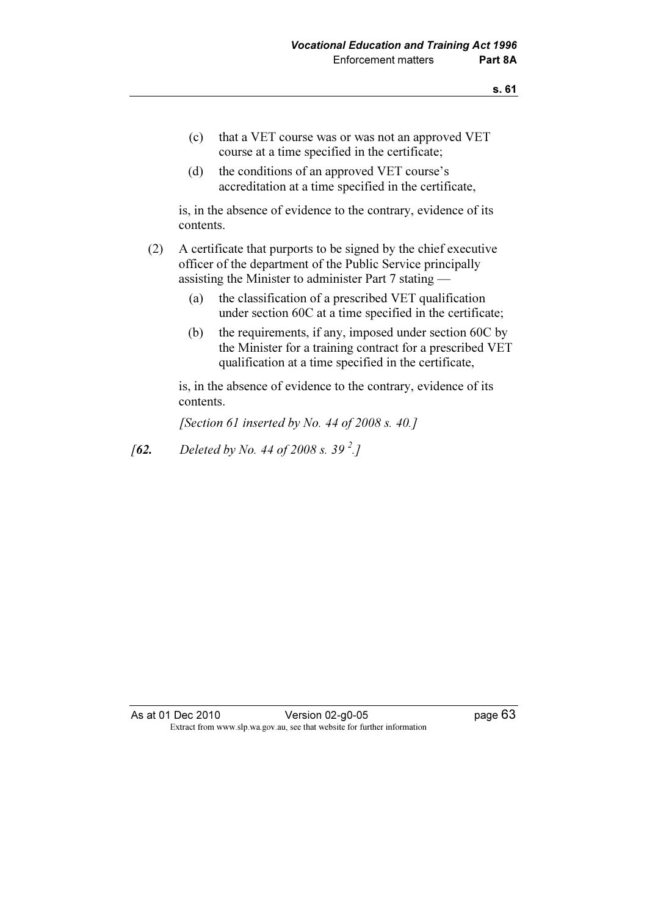(c) that a VET course was or was not an approved VET course at a time specified in the certificate;

(d) the conditions of an approved VET course's accreditation at a time specified in the certificate,

is, in the absence of evidence to the contrary, evidence of its contents.

(2) A certificate that purports to be signed by the chief executive officer of the department of the Public Service principally assisting the Minister to administer Part 7 stating —

(a) the classification of a prescribed VET qualification under section 60C at a time specified in the certificate;

(b) the requirements, if any, imposed under section 60C by the Minister for a training contract for a prescribed VET qualification at a time specified in the certificate,

is, in the absence of evidence to the contrary, evidence of its contents.

*[Section 61 inserted by No. 44 of 2008 s. 40.]*

*[**62.** Deleted by No. 44 of 2008 s. 39 [2].]*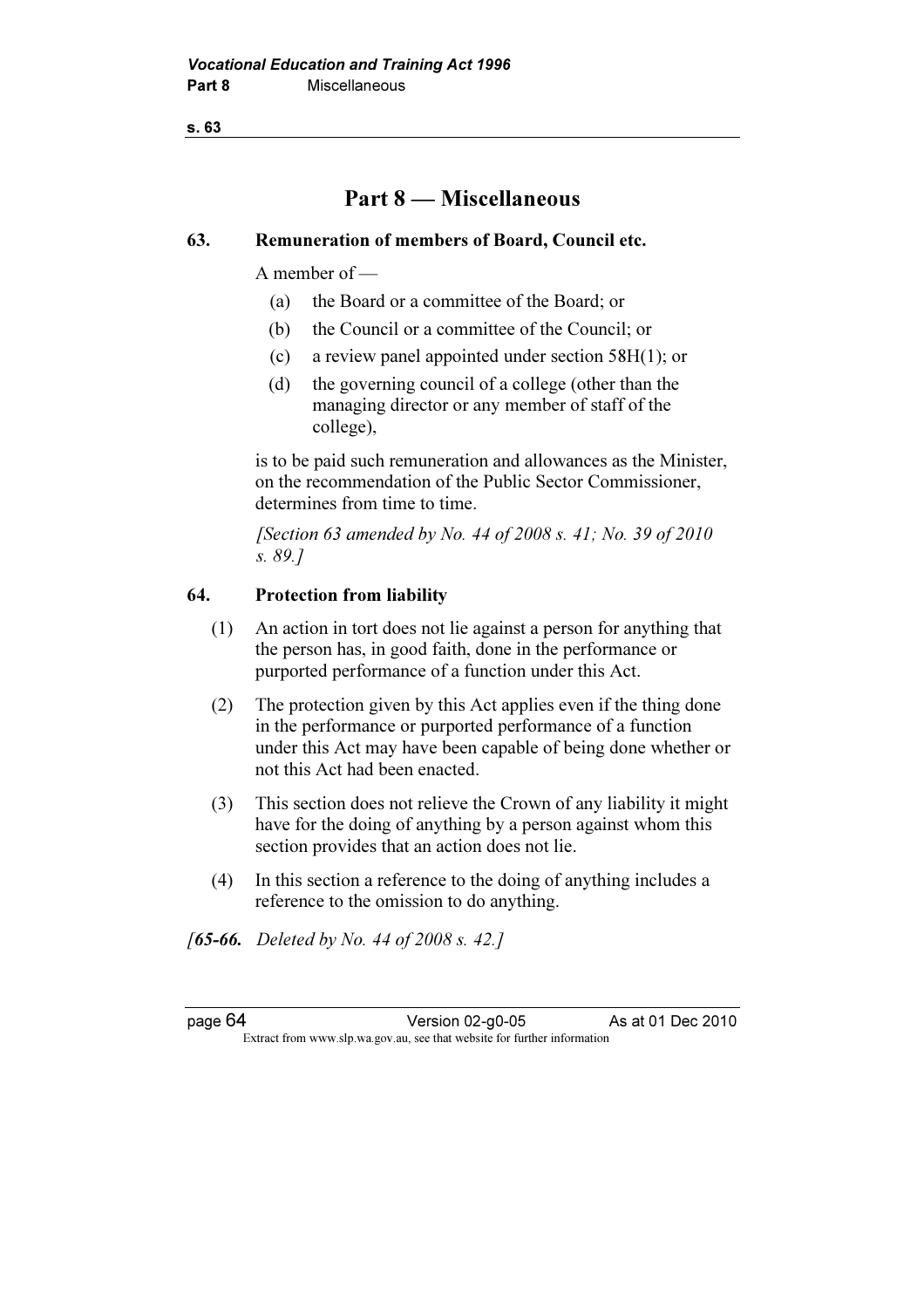# Part 8 — Miscellaneous

### 63. Remuneration of members of Board, Council etc.

A member of —

(a) the Board or a committee of the Board; or

(b) the Council or a committee of the Council; or

(c) a review panel appointed under section 58H(1); or

(d) the governing council of a college (other than the managing director or any member of staff of the college),

is to be paid such remuneration and allowances as the Minister, on the recommendation of the Public Sector Commissioner, determines from time to time.

*[Section 63 amended by No. 44 of 2008 s. 41; No. 39 of 2010 s. 89.]*

### 64. Protection from liability

(1) An action in tort does not lie against a person for anything that the person has, in good faith, done in the performance or purported performance of a function under this Act.

(2) The protection given by this Act applies even if the thing done in the performance or purported performance of a function under this Act may have been capable of being done whether or not this Act had been enacted.

(3) This section does not relieve the Crown of any liability it might have for the doing of anything by a person against whom this section provides that an action does not lie.

(4) In this section a reference to the doing of anything includes a reference to the omission to do anything.

*[**65-66.** Deleted by No. 44 of 2008 s. 42.]*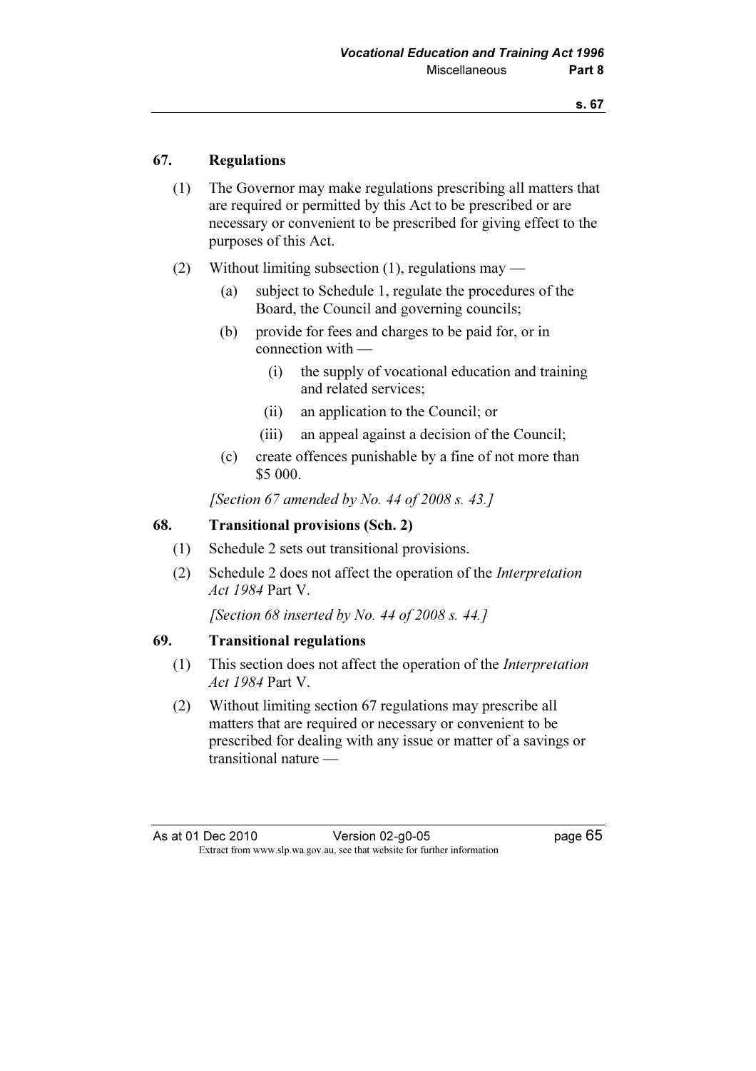## 67. Regulations

(1) The Governor may make regulations prescribing all matters that are required or permitted by this Act to be prescribed or are necessary or convenient to be prescribed for giving effect to the purposes of this Act.

(2) Without limiting subsection (1), regulations may —

- (a) subject to Schedule 1, regulate the procedures of the Board, the Council and governing councils;
- (b) provide for fees and charges to be paid for, or in connection with —
  - (i) the supply of vocational education and training and related services;
  - (ii) an application to the Council; or
  - (iii) an appeal against a decision of the Council;
- (c) create offences punishable by a fine of not more than $5 000.

*[Section 67 amended by No. 44 of 2008 s. 43.]*

## 68. Transitional provisions (Sch. 2)

(1) Schedule 2 sets out transitional provisions.

(2) Schedule 2 does not affect the operation of the *Interpretation Act 1984* Part V.

*[Section 68 inserted by No. 44 of 2008 s. 44.]*

## 69. Transitional regulations

(1) This section does not affect the operation of the *Interpretation Act 1984* Part V.

(2) Without limiting section 67 regulations may prescribe all matters that are required or necessary or convenient to be prescribed for dealing with any issue or matter of a savings or transitional nature —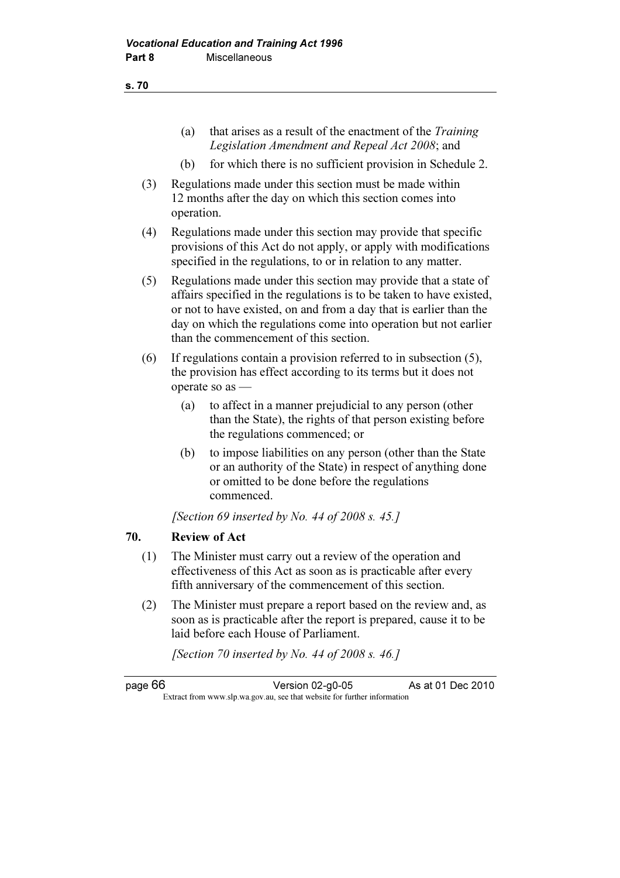(a) that arises as a result of the enactment of the *Training Legislation Amendment and Repeal Act 2008*; and

(b) for which there is no sufficient provision in Schedule 2.

(3) Regulations made under this section must be made within 12 months after the day on which this section comes into operation.

(4) Regulations made under this section may provide that specific provisions of this Act do not apply, or apply with modifications specified in the regulations, to or in relation to any matter.

(5) Regulations made under this section may provide that a state of affairs specified in the regulations is to be taken to have existed, or not to have existed, on and from a day that is earlier than the day on which the regulations come into operation but not earlier than the commencement of this section.

(6) If regulations contain a provision referred to in subsection (5), the provision has effect according to its terms but it does not operate so as —

(a) to affect in a manner prejudicial to any person (other than the State), the rights of that person existing before the regulations commenced; or

(b) to impose liabilities on any person (other than the State or an authority of the State) in respect of anything done or omitted to be done before the regulations commenced.

*[Section 69 inserted by No. 44 of 2008 s. 45.]*

## 70. Review of Act

(1) The Minister must carry out a review of the operation and effectiveness of this Act as soon as is practicable after every fifth anniversary of the commencement of this section.

(2) The Minister must prepare a report based on the review and, as soon as is practicable after the report is prepared, cause it to be laid before each House of Parliament.

*[Section 70 inserted by No. 44 of 2008 s. 46.]*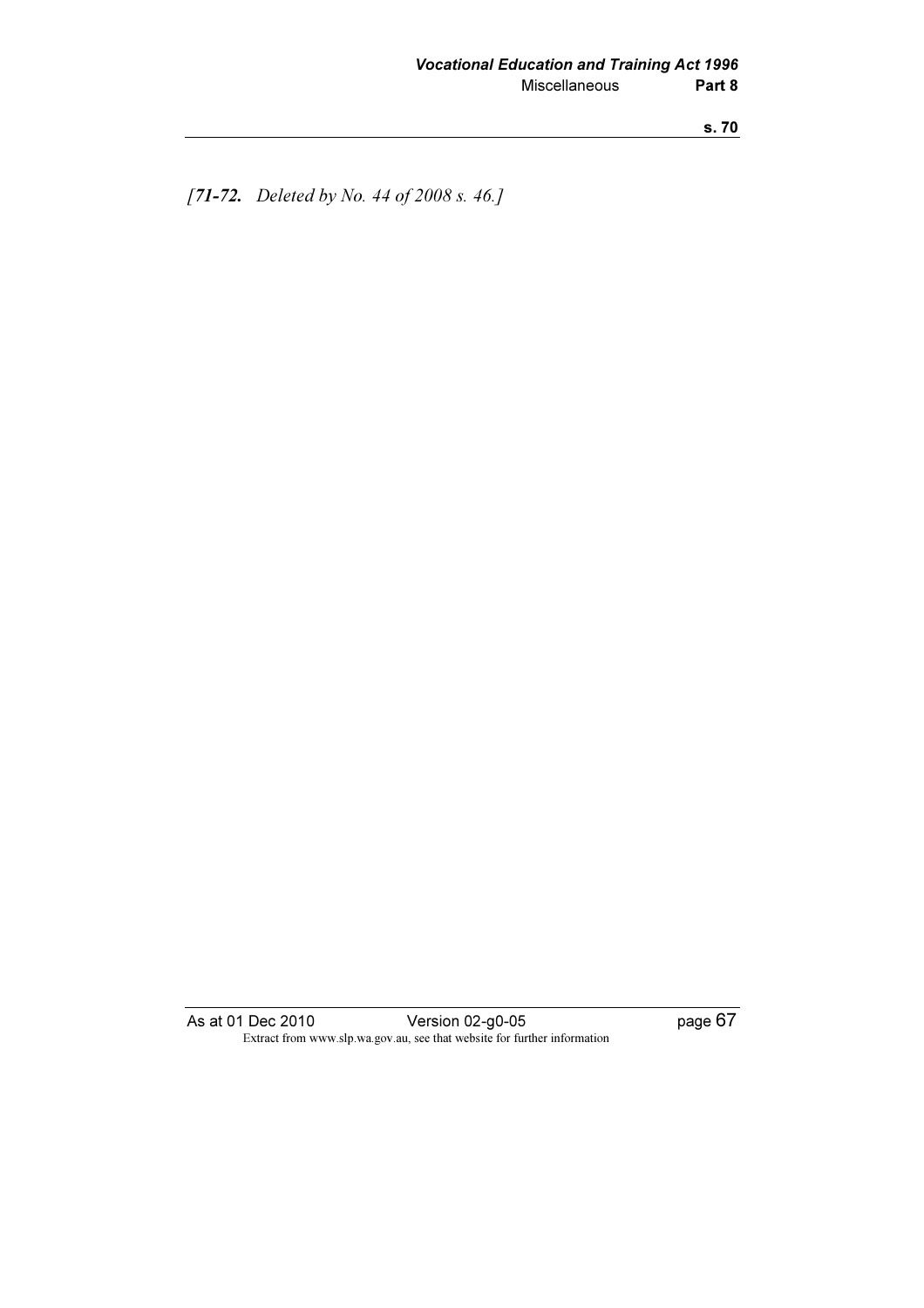*[**71-72.** Deleted by No. 44 of 2008 s. 46.]*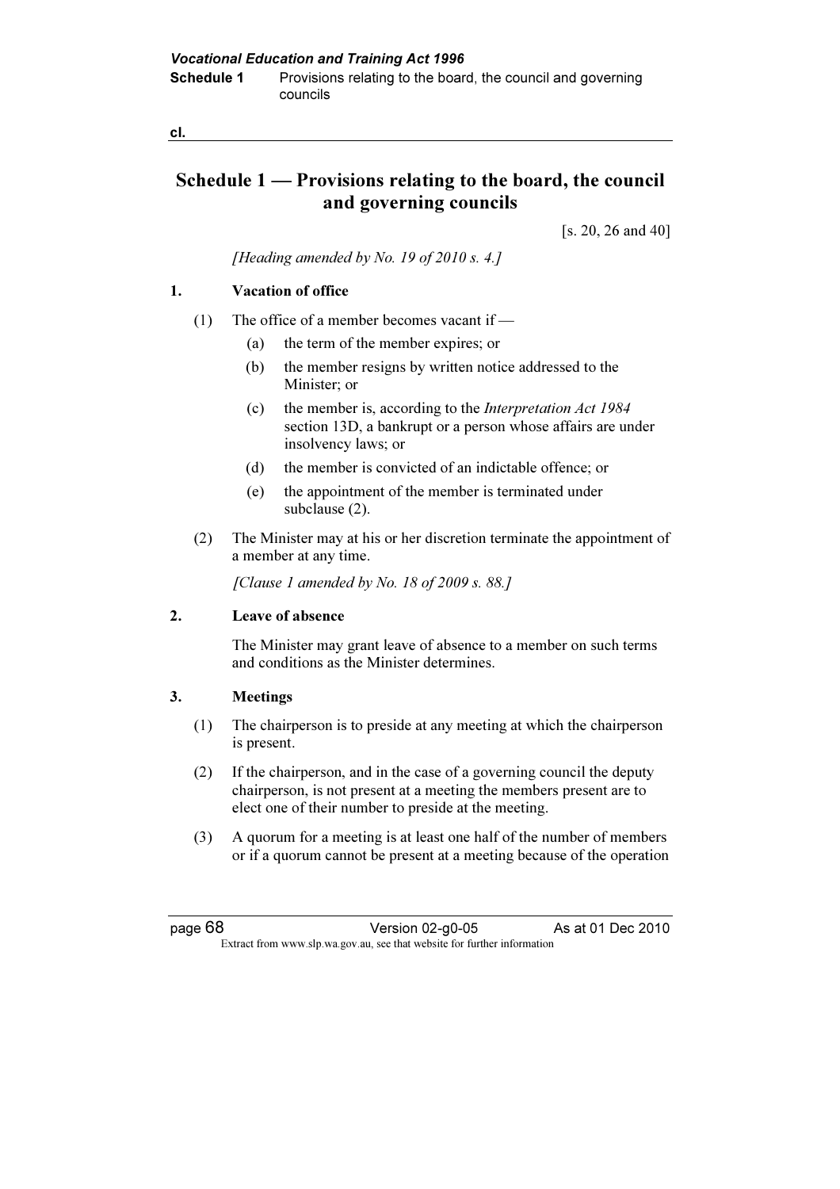## Schedule 1 — Provisions relating to the board, the council and governing councils

[s. 20, 26 and 40]

*[Heading amended by No. 19 of 2010 s. 4.]*

### 1. Vacation of office

(1) The office of a member becomes vacant if —

(a) the term of the member expires; or

(b) the member resigns by written notice addressed to the Minister; or

(c) the member is, according to the *Interpretation Act 1984* section 13D, a bankrupt or a person whose affairs are under insolvency laws; or

(d) the member is convicted of an indictable offence; or

(e) the appointment of the member is terminated under subclause (2).

(2) The Minister may at his or her discretion terminate the appointment of a member at any time.

*[Clause 1 amended by No. 18 of 2009 s. 88.]*

### 2. Leave of absence

The Minister may grant leave of absence to a member on such terms and conditions as the Minister determines.

### 3. Meetings

(1) The chairperson is to preside at any meeting at which the chairperson is present.

(2) If the chairperson, and in the case of a governing council the deputy chairperson, is not present at a meeting the members present are to elect one of their number to preside at the meeting.

(3) A quorum for a meeting is at least one half of the number of members or if a quorum cannot be present at a meeting because of the operation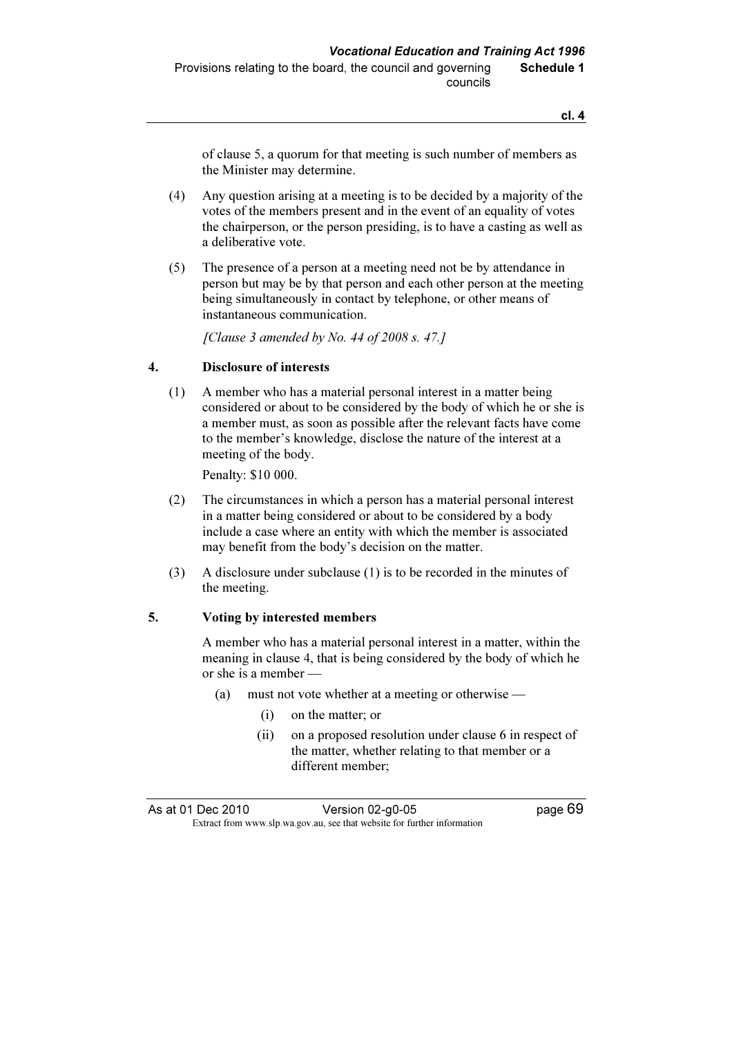of clause 5, a quorum for that meeting is such number of members as the Minister may determine.

(4) Any question arising at a meeting is to be decided by a majority of the votes of the members present and in the event of an equality of votes the chairperson, or the person presiding, is to have a casting as well as a deliberative vote.

(5) The presence of a person at a meeting need not be by attendance in person but may be by that person and each other person at the meeting being simultaneously in contact by telephone, or other means of instantaneous communication.

*[Clause 3 amended by No. 44 of 2008 s. 47.]*

### 4. Disclosure of interests

(1) A member who has a material personal interest in a matter being considered or about to be considered by the body of which he or she is a member must, as soon as possible after the relevant facts have come to the member's knowledge, disclose the nature of the interest at a meeting of the body.

Penalty: $10 000.

(2) The circumstances in which a person has a material personal interest in a matter being considered or about to be considered by a body include a case where an entity with which the member is associated may benefit from the body's decision on the matter.

(3) A disclosure under subclause (1) is to be recorded in the minutes of the meeting.

### 5. Voting by interested members

A member who has a material personal interest in a matter, within the meaning in clause 4, that is being considered by the body of which he or she is a member —

- (a) must not vote whether at a meeting or otherwise —
  - (i) on the matter; or
  - (ii) on a proposed resolution under clause 6 in respect of the matter, whether relating to that member or a different member;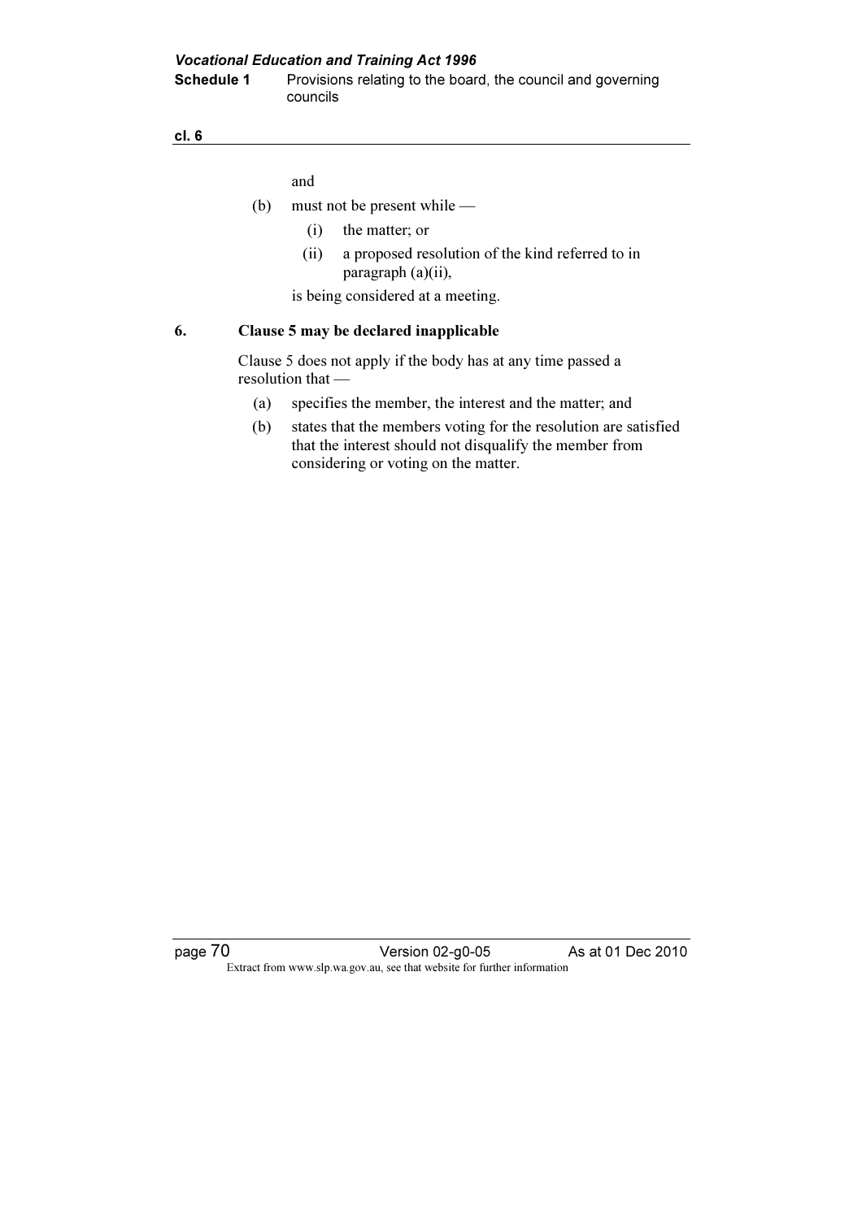and

(b) must not be present while —

  (i) the matter; or

  (ii) a proposed resolution of the kind referred to in paragraph (a)(ii),

is being considered at a meeting.

## 6. Clause 5 may be declared inapplicable

Clause 5 does not apply if the body has at any time passed a resolution that —

(a) specifies the member, the interest and the matter; and

(b) states that the members voting for the resolution are satisfied that the interest should not disqualify the member from considering or voting on the matter.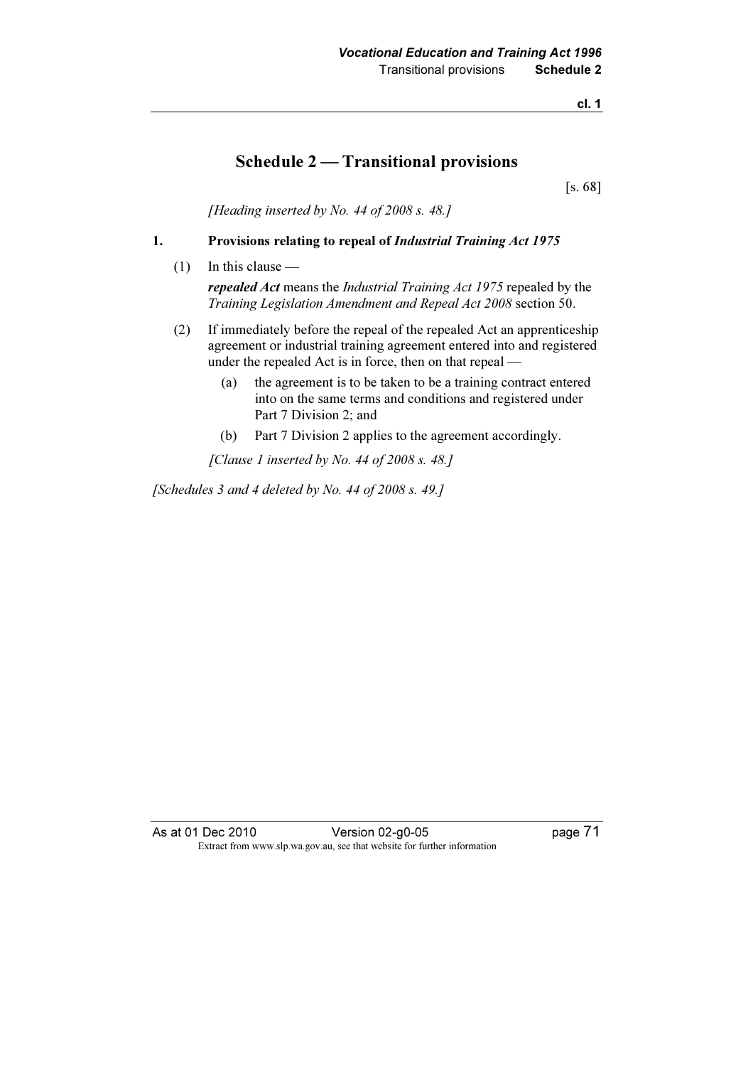# Schedule 2 — Transitional provisions

[s. 68]

*[Heading inserted by No. 44 of 2008 s. 48.]*

**1. Provisions relating to repeal of *Industrial Training Act 1975***

(1) In this clause —

***repealed Act*** means the *Industrial Training Act 1975* repealed by the *Training Legislation Amendment and Repeal Act 2008* section 50.

(2) If immediately before the repeal of the repealed Act an apprenticeship agreement or industrial training agreement entered into and registered under the repealed Act is in force, then on that repeal —

(a) the agreement is to be taken to be a training contract entered into on the same terms and conditions and registered under Part 7 Division 2; and

(b) Part 7 Division 2 applies to the agreement accordingly.

*[Clause 1 inserted by No. 44 of 2008 s. 48.]*

*[Schedules 3 and 4 deleted by No. 44 of 2008 s. 49.]*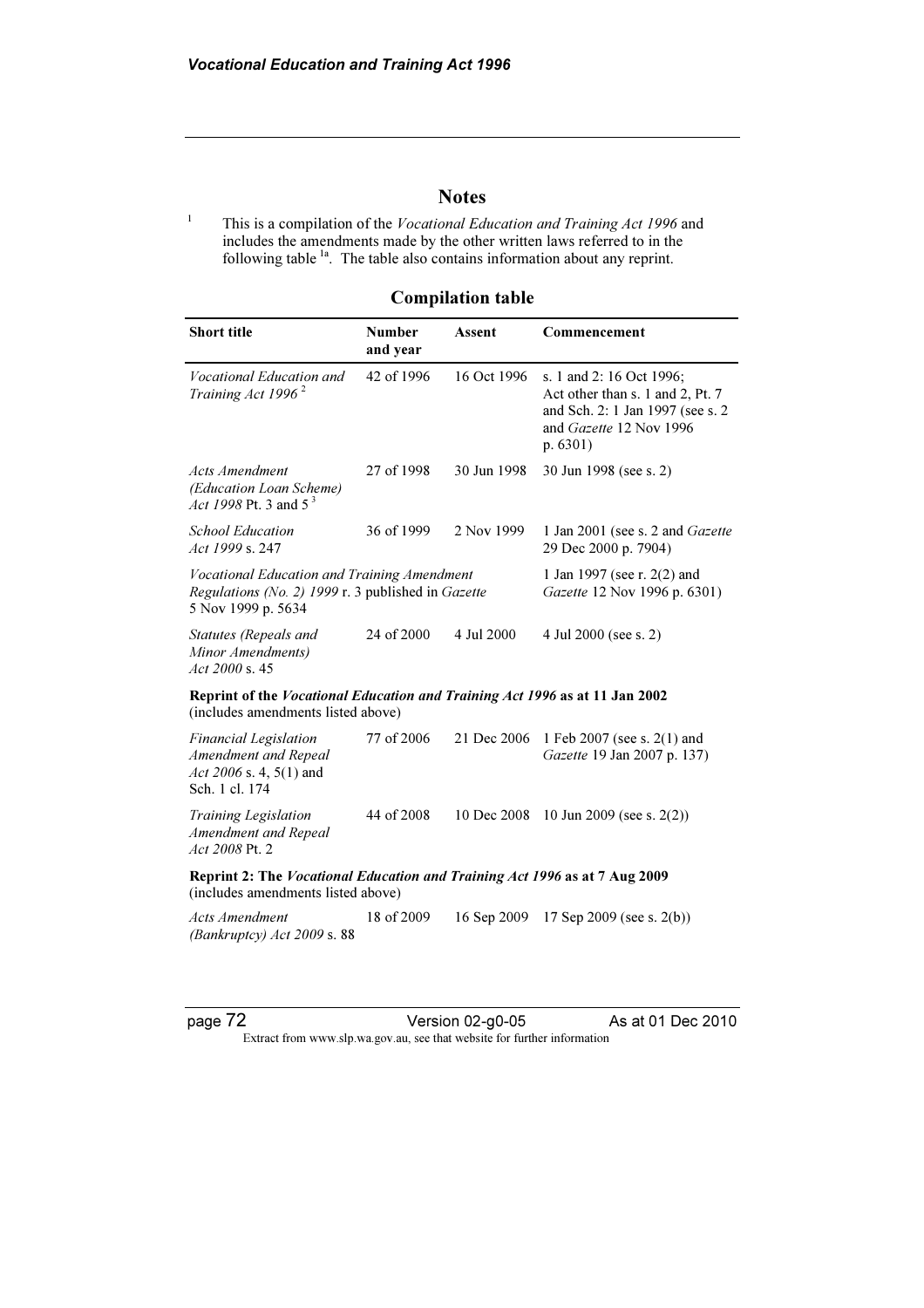## Notes

[1] This is a compilation of the *Vocational Education and Training Act 1996* and includes the amendments made by the other written laws referred to in the following table [1a]. The table also contains information about any reprint.

### Compilation table

| Short title | Number and year | Assent | Commencement |
|---|---|---|---|
| *Vocational Education and Training Act 1996* [2] | 42 of 1996 | 16 Oct 1996 | s. 1 and 2: 16 Oct 1996; Act other than s. 1 and 2, Pt. 7 and Sch. 2: 1 Jan 1997 (see s. 2 and *Gazette* 12 Nov 1996 p. 6301) |
| *Acts Amendment (Education Loan Scheme) Act 1998* Pt. 3 and 5 [3] | 27 of 1998 | 30 Jun 1998 | 30 Jun 1998 (see s. 2) |
| *School Education Act 1999* s. 247 | 36 of 1999 | 2 Nov 1999 | 1 Jan 2001 (see s. 2 and *Gazette* 29 Dec 2000 p. 7904) |
| *Vocational Education and Training Amendment Regulations (No. 2) 1999* r. 3 published in *Gazette* 5 Nov 1999 p. 5634 | | | 1 Jan 1997 (see r. 2(2) and *Gazette* 12 Nov 1996 p. 6301) |
| *Statutes (Repeals and Minor Amendments) Act 2000* s. 45 | 24 of 2000 | 4 Jul 2000 | 4 Jul 2000 (see s. 2) |
| **Reprint of the *Vocational Education and Training Act 1996* as at 11 Jan 2002** (includes amendments listed above) | | | |
| *Financial Legislation Amendment and Repeal Act 2006* s. 4, 5(1) and Sch. 1 cl. 174 | 77 of 2006 | 21 Dec 2006 | 1 Feb 2007 (see s. 2(1) and *Gazette* 19 Jan 2007 p. 137) |
| *Training Legislation Amendment and Repeal Act 2008* Pt. 2 | 44 of 2008 | 10 Dec 2008 | 10 Jun 2009 (see s. 2(2)) |
| **Reprint 2: The *Vocational Education and Training Act 1996* as at 7 Aug 2009** (includes amendments listed above) | | | |
| *Acts Amendment (Bankruptcy) Act 2009* s. 88 | 18 of 2009 | 16 Sep 2009 | 17 Sep 2009 (see s. 2(b)) |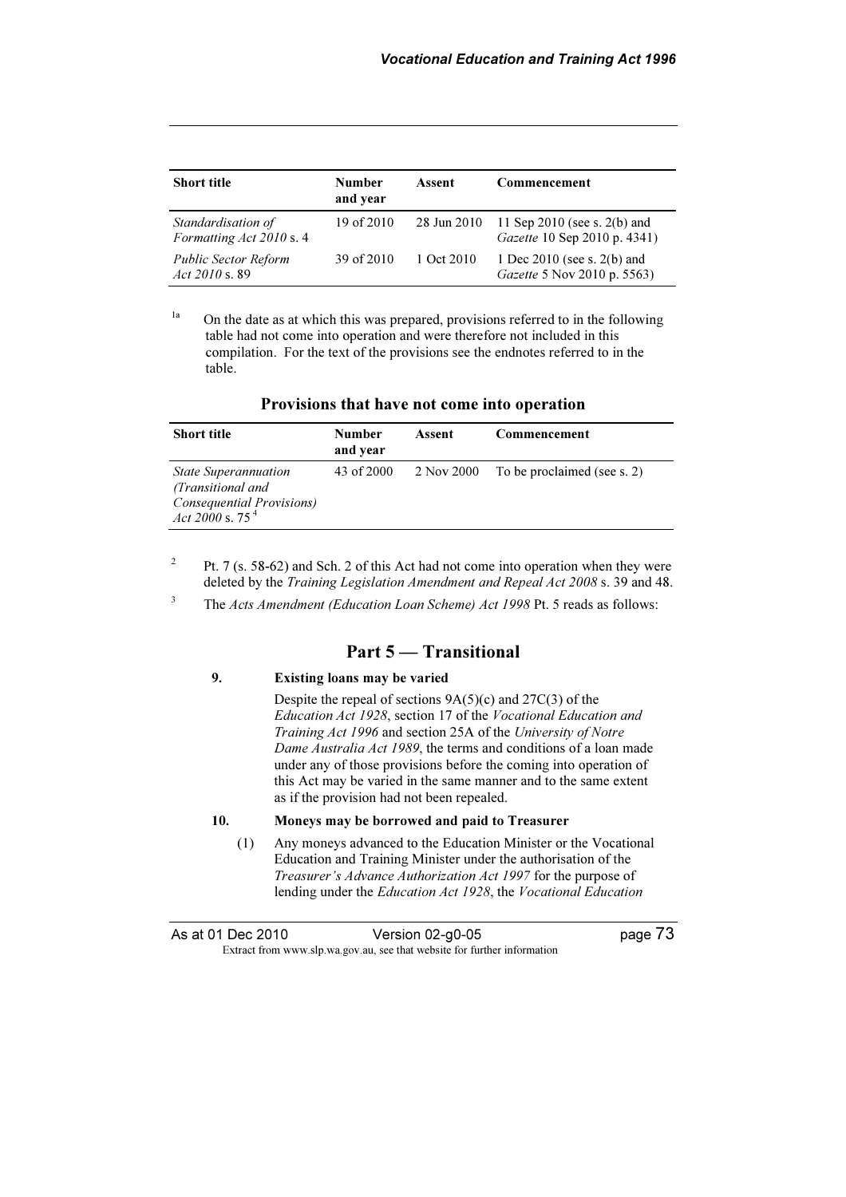| Short title | Number and year | Assent | Commencement |
|---|---|---|---|
| *Standardisation of Formatting Act 2010* s. 4 | 19 of 2010 | 28 Jun 2010 | 11 Sep 2010 (see s. 2(b) and *Gazette* 10 Sep 2010 p. 4341) |
| *Public Sector Reform Act 2010* s. 89 | 39 of 2010 | 1 Oct 2010 | 1 Dec 2010 (see s. 2(b) and *Gazette* 5 Nov 2010 p. 5563) |

[1a] On the date as at which this was prepared, provisions referred to in the following table had not come into operation and were therefore not included in this compilation. For the text of the provisions see the endnotes referred to in the table.

**Provisions that have not come into operation**

| Short title | Number and year | Assent | Commencement |
|---|---|---|---|
| *State Superannuation (Transitional and Consequential Provisions) Act 2000* s. 75 [4] | 43 of 2000 | 2 Nov 2000 | To be proclaimed (see s. 2) |

[2] Pt. 7 (s. 58-62) and Sch. 2 of this Act had not come into operation when they were deleted by the *Training Legislation Amendment and Repeal Act 2008* s. 39 and 48.

[3] The *Acts Amendment (Education Loan Scheme) Act 1998* Pt. 5 reads as follows:

## Part 5 — Transitional

**9. Existing loans may be varied**

Despite the repeal of sections 9A(5)(c) and 27C(3) of the *Education Act 1928*, section 17 of the *Vocational Education and Training Act 1996* and section 25A of the *University of Notre Dame Australia Act 1989*, the terms and conditions of a loan made under any of those provisions before the coming into operation of this Act may be varied in the same manner and to the same extent as if the provision had not been repealed.

**10. Moneys may be borrowed and paid to Treasurer**

(1) Any moneys advanced to the Education Minister or the Vocational Education and Training Minister under the authorisation of the *Treasurer's Advance Authorization Act 1997* for the purpose of lending under the *Education Act 1928*, the *Vocational Education*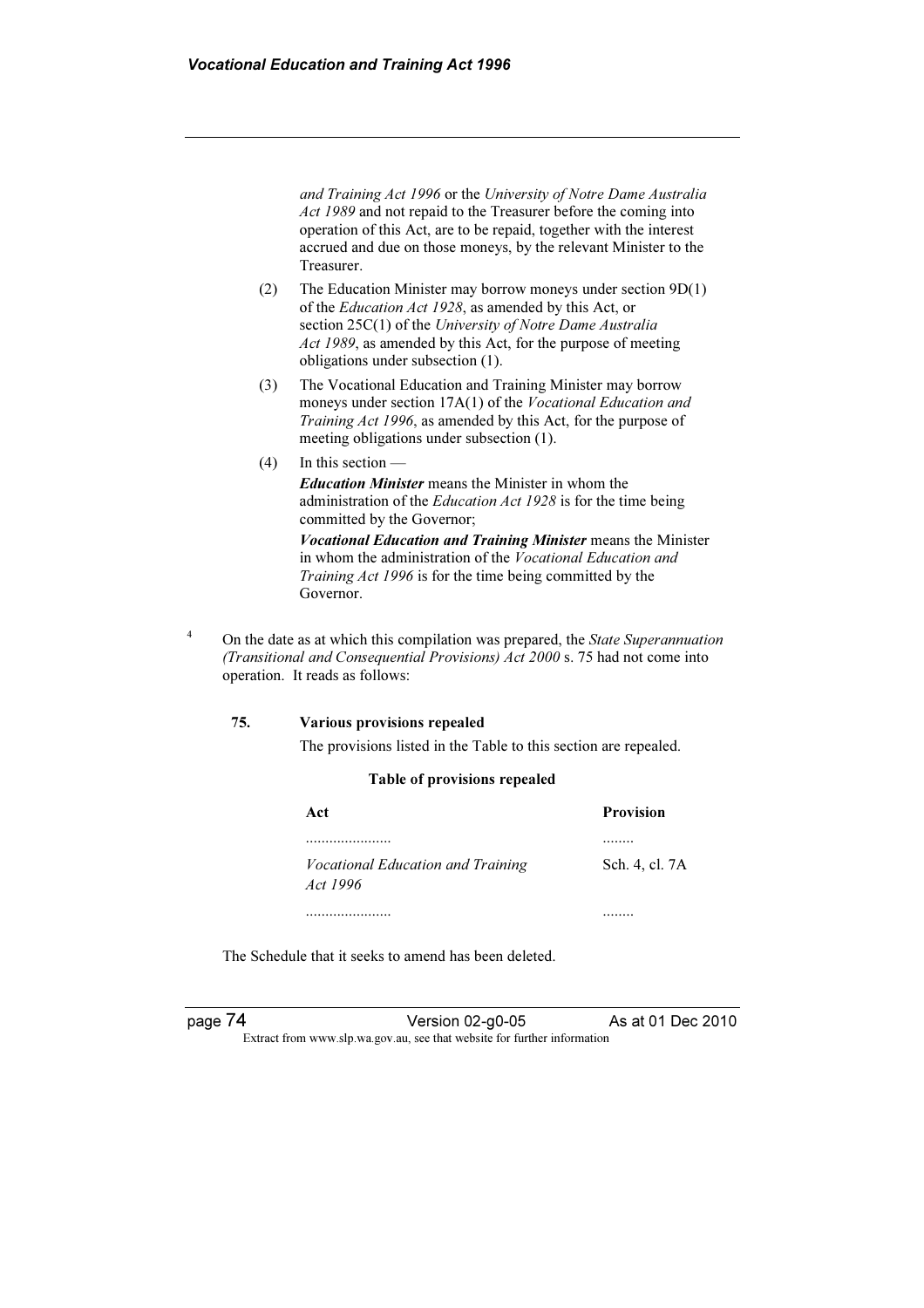*and Training Act 1996* or the *University of Notre Dame Australia Act 1989* and not repaid to the Treasurer before the coming into operation of this Act, are to be repaid, together with the interest accrued and due on those moneys, by the relevant Minister to the Treasurer.

(2) The Education Minister may borrow moneys under section 9D(1) of the *Education Act 1928*, as amended by this Act, or section 25C(1) of the *University of Notre Dame Australia Act 1989*, as amended by this Act, for the purpose of meeting obligations under subsection (1).

(3) The Vocational Education and Training Minister may borrow moneys under section 17A(1) of the *Vocational Education and Training Act 1996*, as amended by this Act, for the purpose of meeting obligations under subsection (1).

(4) In this section —

***Education Minister*** means the Minister in whom the administration of the *Education Act 1928* is for the time being committed by the Governor;

***Vocational Education and Training Minister*** means the Minister in whom the administration of the *Vocational Education and Training Act 1996* is for the time being committed by the Governor.

[4] On the date as at which this compilation was prepared, the *State Superannuation (Transitional and Consequential Provisions) Act 2000* s. 75 had not come into operation. It reads as follows:

**75. Various provisions repealed**

The provisions listed in the Table to this section are repealed.

**Table of provisions repealed**

| Act | Provision |
|---|---|
| ...................... | ........ |
| *Vocational Education and Training Act 1996* | Sch. 4, cl. 7A |
| ...................... | ........ |

The Schedule that it seeks to amend has been deleted.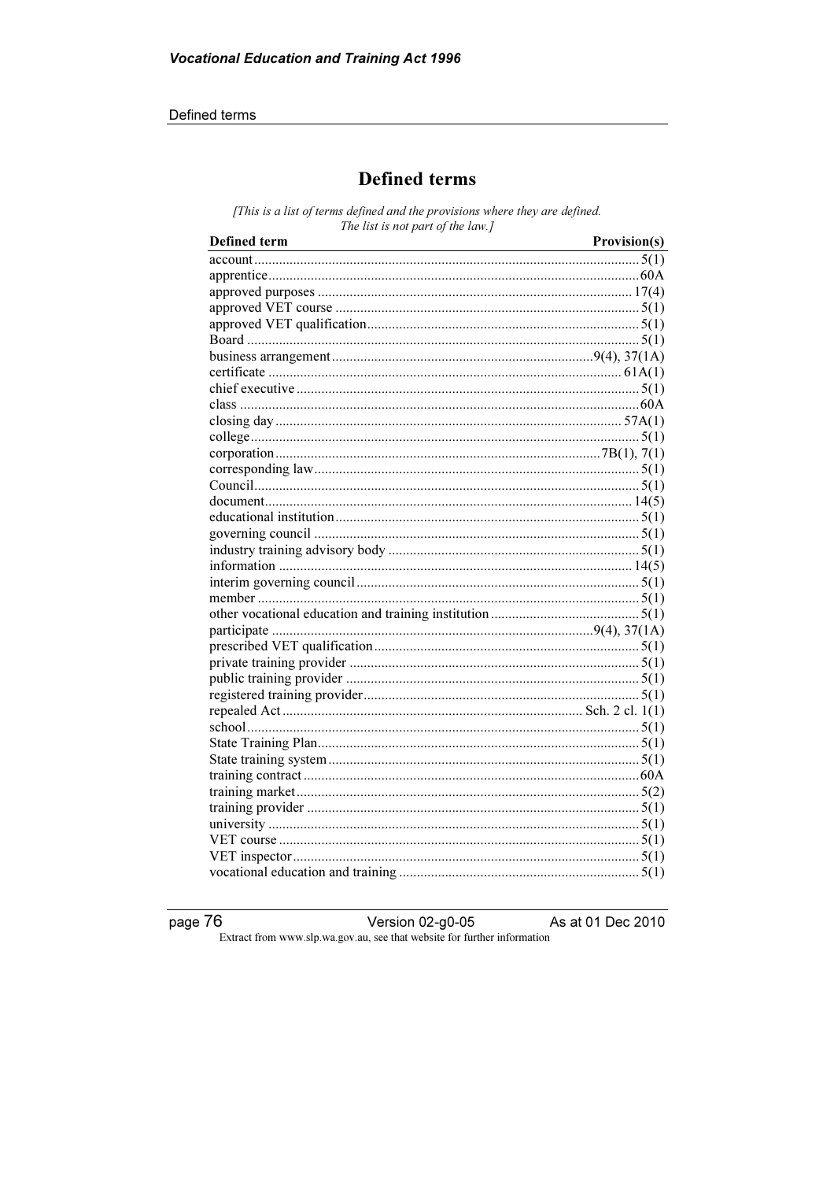# Defined terms

*[This is a list of terms defined and the provisions where they are defined. The list is not part of the law.]*

| Defined term | Provision(s) |
|---|---|
| account | 5(1) |
| apprentice | 60A |
| approved purposes | 17(4) |
| approved VET course | 5(1) |
| approved VET qualification | 5(1) |
| Board | 5(1) |
| business arrangement | 9(4), 37(1A) |
| certificate | 61A(1) |
| chief executive | 5(1) |
| class | 60A |
| closing day | 57A(1) |
| college | 5(1) |
| corporation | 7B(1), 7(1) |
| corresponding law | 5(1) |
| Council | 5(1) |
| document | 14(5) |
| educational institution | 5(1) |
| governing council | 5(1) |
| industry training advisory body | 5(1) |
| information | 14(5) |
| interim governing council | 5(1) |
| member | 5(1) |
| other vocational education and training institution | 5(1) |
| participate | 9(4), 37(1A) |
| prescribed VET qualification | 5(1) |
| private training provider | 5(1) |
| public training provider | 5(1) |
| registered training provider | 5(1) |
| repealed Act | Sch. 2 cl. 1(1) |
| school | 5(1) |
| State Training Plan | 5(1) |
| State training system | 5(1) |
| training contract | 60A |
| training market | 5(2) |
| training provider | 5(1) |
| university | 5(1) |
| VET course | 5(1) |
| VET inspector | 5(1) |
| vocational education and training | 5(1) |